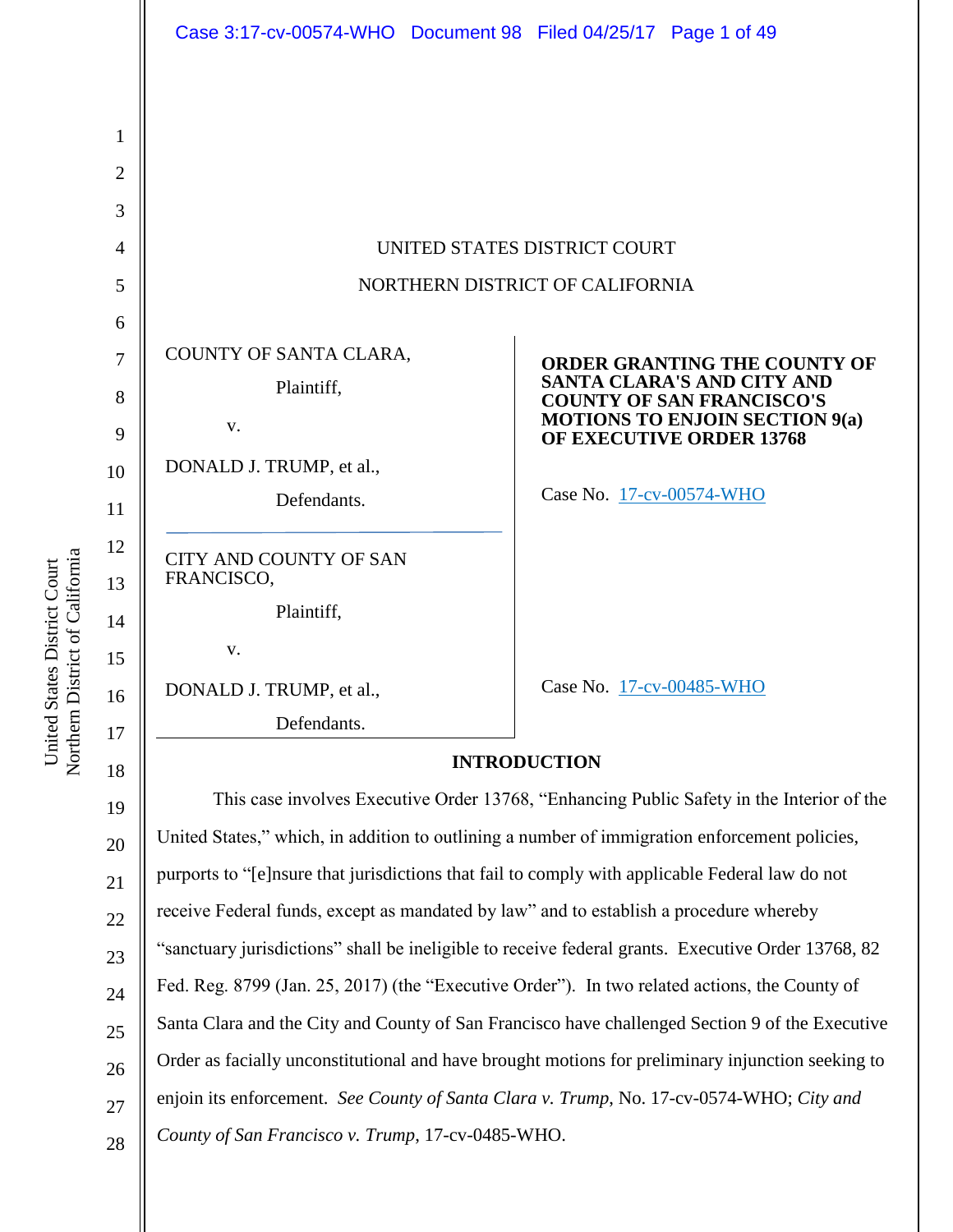UNITED STATES DISTRICT COURT

NORTHERN DISTRICT OF CALIFORNIA

COUNTY OF SANTA CLARA,

Plaintiff,

v.

DONALD J. TRUMP, et al.,

Defendants.

Case No. 17-cv-00574-WHO

CITY AND COUNTY OF SAN FRANCISCO,

Plaintiff,

v.

DONALD J. TRUMP, et al.,

Defendants.

Case No. 17-cv-00485-WHO

**ORDER GRANTING THE COUNTY OF SANTA CLARA'S AND CITY AND COUNTY OF SAN FRANCISCO'S MOTIONS TO ENJOIN SECTION 9(a) OF EXECUTIVE ORDER 13768**

## INTRODUCTION

This case involves Executive Order 13768, "Enhancing Public Safety in the Interior of the United States," which, in addition to outlining a number of immigration enforcement policies, purports to "[e]nsure that jurisdictions that fail to comply with applicable Federal law do not receive Federal funds, except as mandated by law" and to establish a procedure whereby "sanctuary jurisdictions" shall be ineligible to receive federal grants. Executive Order 13768, 82 Fed. Reg. 8799 (Jan. 25, 2017) (the "Executive Order"). In two related actions, the County of Santa Clara and the City and County of San Francisco have challenged Section 9 of the Executive Order as facially unconstitutional and have brought motions for preliminary injunction seeking to enjoin its enforcement. *See County of Santa Clara v. Trump*, No. 17-cv-0574-WHO; *City and County of San Francisco v. Trump*, 17-cv-0485-WHO.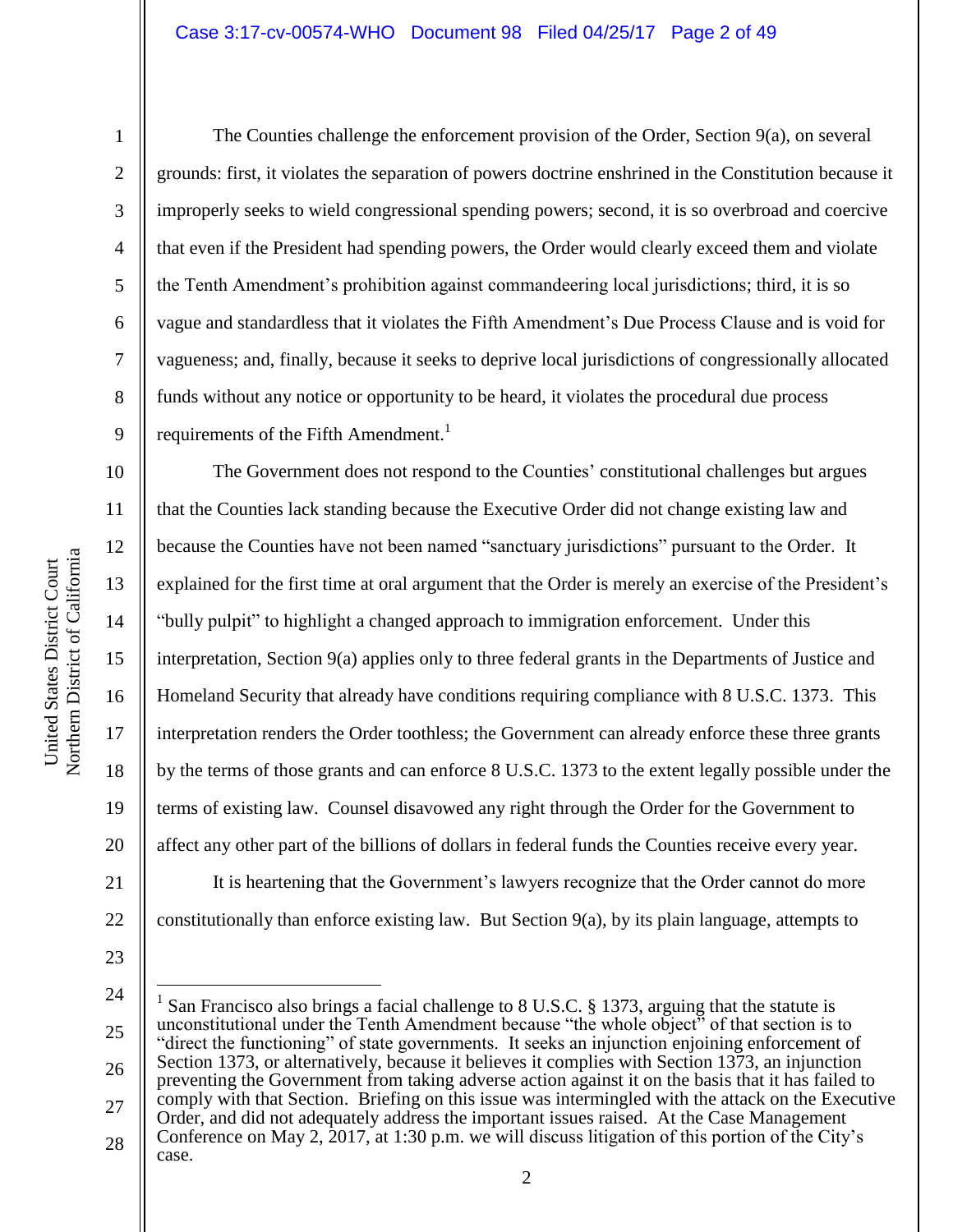The Counties challenge the enforcement provision of the Order, Section 9(a), on several grounds: first, it violates the separation of powers doctrine enshrined in the Constitution because it improperly seeks to wield congressional spending powers; second, it is so overbroad and coercive that even if the President had spending powers, the Order would clearly exceed them and violate the Tenth Amendment's prohibition against commandeering local jurisdictions; third, it is so vague and standardless that it violates the Fifth Amendment's Due Process Clause and is void for vagueness; and, finally, because it seeks to deprive local jurisdictions of congressionally allocated funds without any notice or opportunity to be heard, it violates the procedural due process requirements of the Fifth Amendment.[1]

The Government does not respond to the Counties' constitutional challenges but argues that the Counties lack standing because the Executive Order did not change existing law and because the Counties have not been named "sanctuary jurisdictions" pursuant to the Order. It explained for the first time at oral argument that the Order is merely an exercise of the President's "bully pulpit" to highlight a changed approach to immigration enforcement. Under this interpretation, Section 9(a) applies only to three federal grants in the Departments of Justice and Homeland Security that already have conditions requiring compliance with 8 U.S.C. 1373. This interpretation renders the Order toothless; the Government can already enforce these three grants by the terms of those grants and can enforce 8 U.S.C. 1373 to the extent legally possible under the terms of existing law. Counsel disavowed any right through the Order for the Government to affect any other part of the billions of dollars in federal funds the Counties receive every year.

It is heartening that the Government's lawyers recognize that the Order cannot do more constitutionally than enforce existing law. But Section 9(a), by its plain language, attempts to

---

[1] San Francisco also brings a facial challenge to 8 U.S.C. § 1373, arguing that the statute is unconstitutional under the Tenth Amendment because "the whole object" of that section is to "direct the functioning" of state governments. It seeks an injunction enjoining enforcement of Section 1373, or alternatively, because it believes it complies with Section 1373, an injunction preventing the Government from taking adverse action against it on the basis that it has failed to comply with that Section. Briefing on this issue was intermingled with the attack on the Executive Order, and did not adequately address the important issues raised. At the Case Management Conference on May 2, 2017, at 1:30 p.m. we will discuss litigation of this portion of the City's case.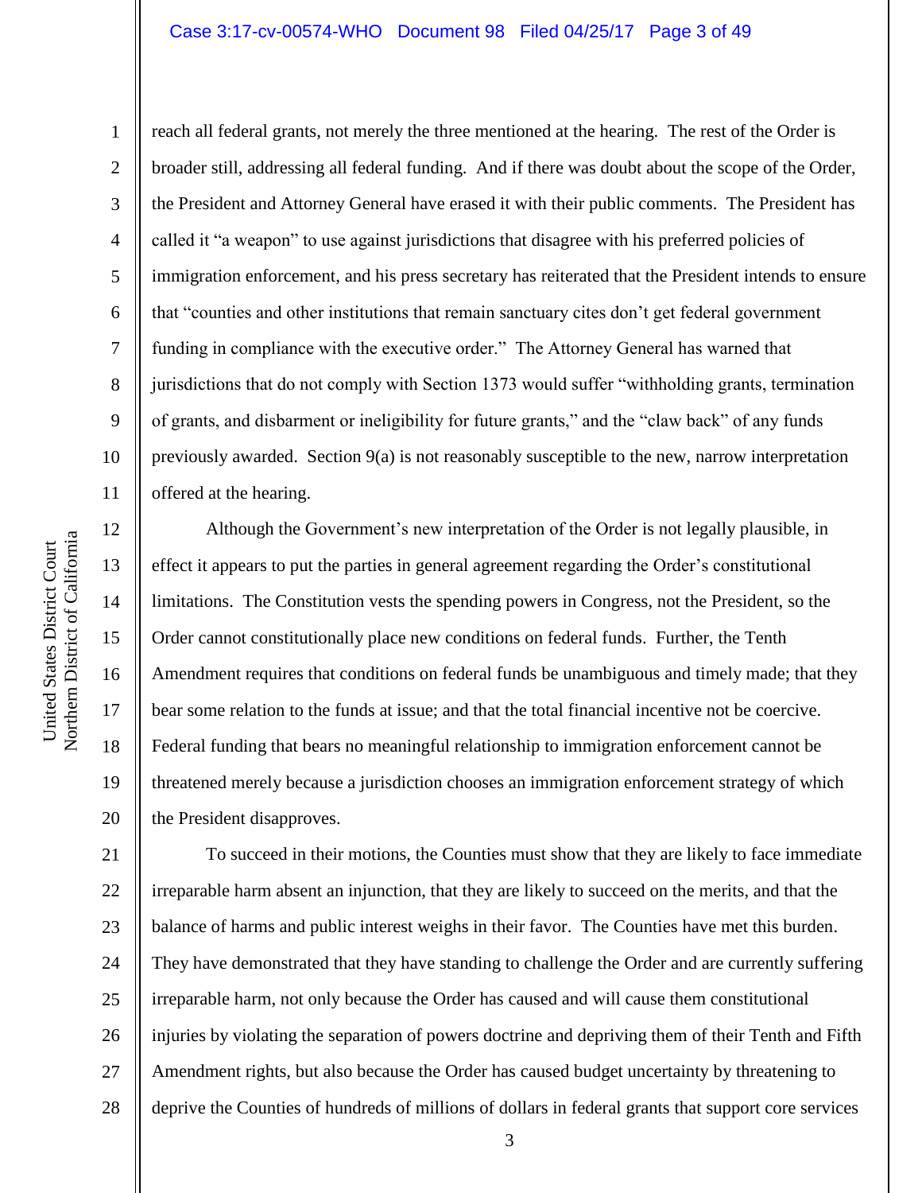reach all federal grants, not merely the three mentioned at the hearing. The rest of the Order is broader still, addressing all federal funding. And if there was doubt about the scope of the Order, the President and Attorney General have erased it with their public comments. The President has called it "a weapon" to use against jurisdictions that disagree with his preferred policies of immigration enforcement, and his press secretary has reiterated that the President intends to ensure that "counties and other institutions that remain sanctuary cites don't get federal government funding in compliance with the executive order." The Attorney General has warned that jurisdictions that do not comply with Section 1373 would suffer "withholding grants, termination of grants, and disbarment or ineligibility for future grants," and the "claw back" of any funds previously awarded. Section 9(a) is not reasonably susceptible to the new, narrow interpretation offered at the hearing.

Although the Government's new interpretation of the Order is not legally plausible, in effect it appears to put the parties in general agreement regarding the Order's constitutional limitations. The Constitution vests the spending powers in Congress, not the President, so the Order cannot constitutionally place new conditions on federal funds. Further, the Tenth Amendment requires that conditions on federal funds be unambiguous and timely made; that they bear some relation to the funds at issue; and that the total financial incentive not be coercive. Federal funding that bears no meaningful relationship to immigration enforcement cannot be threatened merely because a jurisdiction chooses an immigration enforcement strategy of which the President disapproves.

To succeed in their motions, the Counties must show that they are likely to face immediate irreparable harm absent an injunction, that they are likely to succeed on the merits, and that the balance of harms and public interest weighs in their favor. The Counties have met this burden. They have demonstrated that they have standing to challenge the Order and are currently suffering irreparable harm, not only because the Order has caused and will cause them constitutional injuries by violating the separation of powers doctrine and depriving them of their Tenth and Fifth Amendment rights, but also because the Order has caused budget uncertainty by threatening to deprive the Counties of hundreds of millions of dollars in federal grants that support core services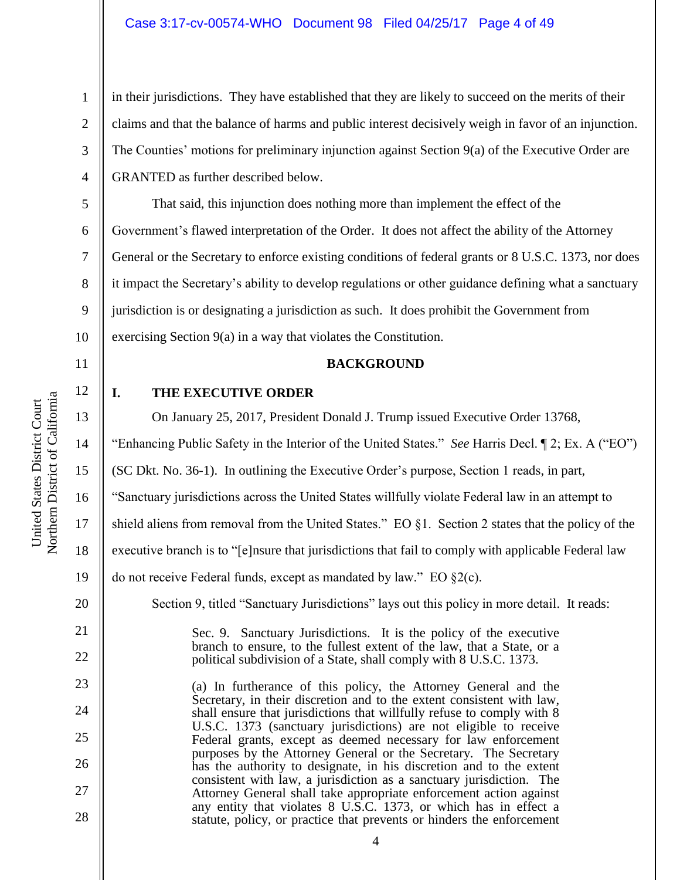in their jurisdictions. They have established that they are likely to succeed on the merits of their claims and that the balance of harms and public interest decisively weigh in favor of an injunction. The Counties' motions for preliminary injunction against Section 9(a) of the Executive Order are GRANTED as further described below.

That said, this injunction does nothing more than implement the effect of the Government's flawed interpretation of the Order. It does not affect the ability of the Attorney General or the Secretary to enforce existing conditions of federal grants or 8 U.S.C. 1373, nor does it impact the Secretary's ability to develop regulations or other guidance defining what a sanctuary jurisdiction is or designating a jurisdiction as such. It does prohibit the Government from exercising Section 9(a) in a way that violates the Constitution.

## BACKGROUND

### I. THE EXECUTIVE ORDER

On January 25, 2017, President Donald J. Trump issued Executive Order 13768, "Enhancing Public Safety in the Interior of the United States." *See* Harris Decl. ¶ 2; Ex. A ("EO") (SC Dkt. No. 36-1). In outlining the Executive Order's purpose, Section 1 reads, in part, "Sanctuary jurisdictions across the United States willfully violate Federal law in an attempt to shield aliens from removal from the United States." EO §1. Section 2 states that the policy of the executive branch is to "[e]nsure that jurisdictions that fail to comply with applicable Federal law do not receive Federal funds, except as mandated by law." EO §2(c).

Section 9, titled "Sanctuary Jurisdictions" lays out this policy in more detail. It reads:

> Sec. 9. Sanctuary Jurisdictions. It is the policy of the executive branch to ensure, to the fullest extent of the law, that a State, or a political subdivision of a State, shall comply with 8 U.S.C. 1373.
>
> (a) In furtherance of this policy, the Attorney General and the Secretary, in their discretion and to the extent consistent with law, shall ensure that jurisdictions that willfully refuse to comply with 8 U.S.C. 1373 (sanctuary jurisdictions) are not eligible to receive Federal grants, except as deemed necessary for law enforcement purposes by the Attorney General or the Secretary. The Secretary has the authority to designate, in his discretion and to the extent consistent with law, a jurisdiction as a sanctuary jurisdiction. The Attorney General shall take appropriate enforcement action against any entity that violates 8 U.S.C. 1373, or which has in effect a statute, policy, or practice that prevents or hinders the enforcement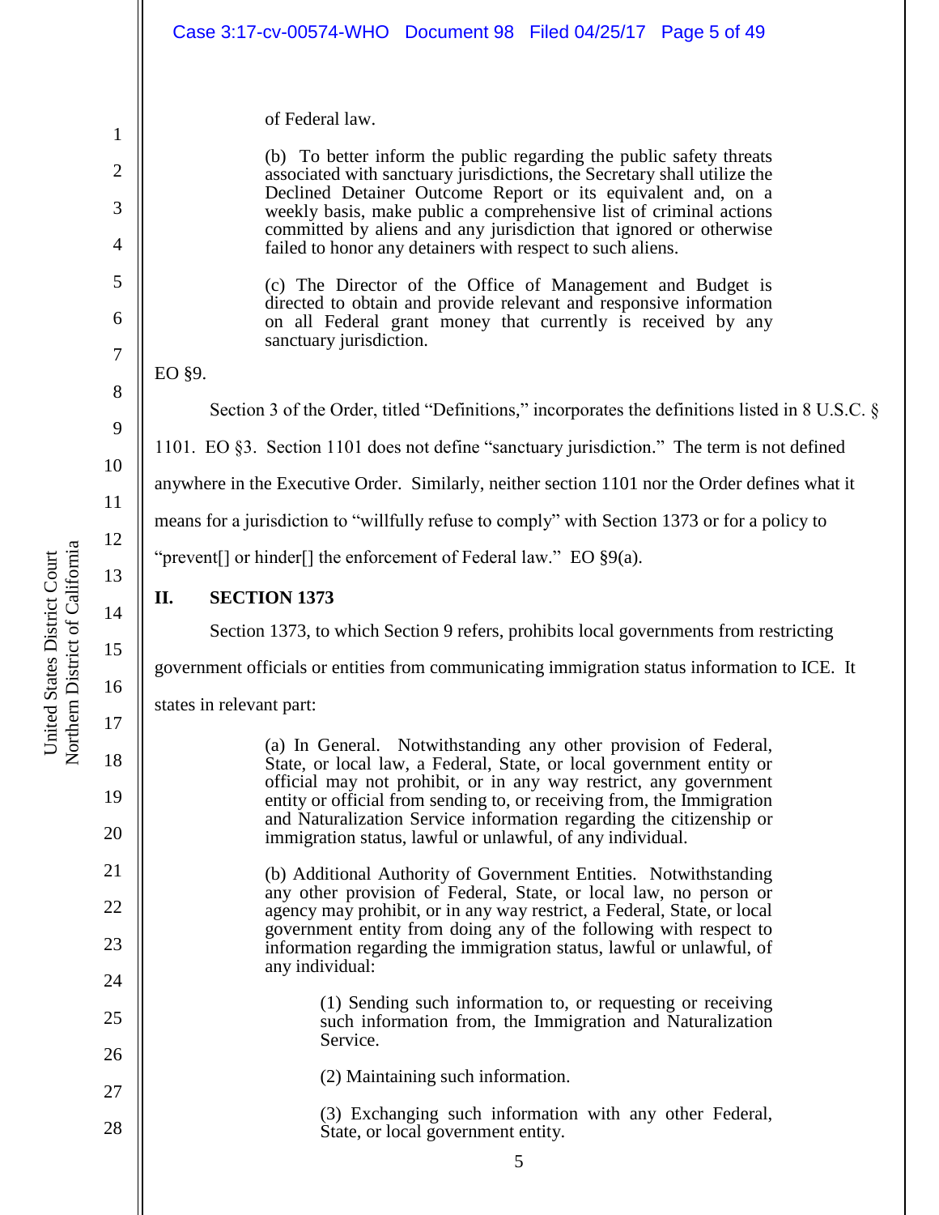> of Federal law.
>
> (b) To better inform the public regarding the public safety threats associated with sanctuary jurisdictions, the Secretary shall utilize the Declined Detainer Outcome Report or its equivalent and, on a weekly basis, make public a comprehensive list of criminal actions committed by aliens and any jurisdiction that ignored or otherwise failed to honor any detainers with respect to such aliens.
>
> (c) The Director of the Office of Management and Budget is directed to obtain and provide relevant and responsive information on all Federal grant money that currently is received by any sanctuary jurisdiction.

EO §9.

Section 3 of the Order, titled "Definitions," incorporates the definitions listed in 8 U.S.C. § 1101. EO §3. Section 1101 does not define "sanctuary jurisdiction." The term is not defined anywhere in the Executive Order. Similarly, neither section 1101 nor the Order defines what it means for a jurisdiction to "willfully refuse to comply" with Section 1373 or for a policy to "prevent[] or hinder[] the enforcement of Federal law." EO §9(a).

## II. SECTION 1373

Section 1373, to which Section 9 refers, prohibits local governments from restricting government officials or entities from communicating immigration status information to ICE. It states in relevant part:

> (a) In General. Notwithstanding any other provision of Federal, State, or local law, a Federal, State, or local government entity or official may not prohibit, or in any way restrict, any government entity or official from sending to, or receiving from, the Immigration and Naturalization Service information regarding the citizenship or immigration status, lawful or unlawful, of any individual.
>
> (b) Additional Authority of Government Entities. Notwithstanding any other provision of Federal, State, or local law, no person or agency may prohibit, or in any way restrict, a Federal, State, or local government entity from doing any of the following with respect to information regarding the immigration status, lawful or unlawful, of any individual:
>
> > (1) Sending such information to, or requesting or receiving such information from, the Immigration and Naturalization Service.
> >
> > (2) Maintaining such information.
> >
> > (3) Exchanging such information with any other Federal, State, or local government entity.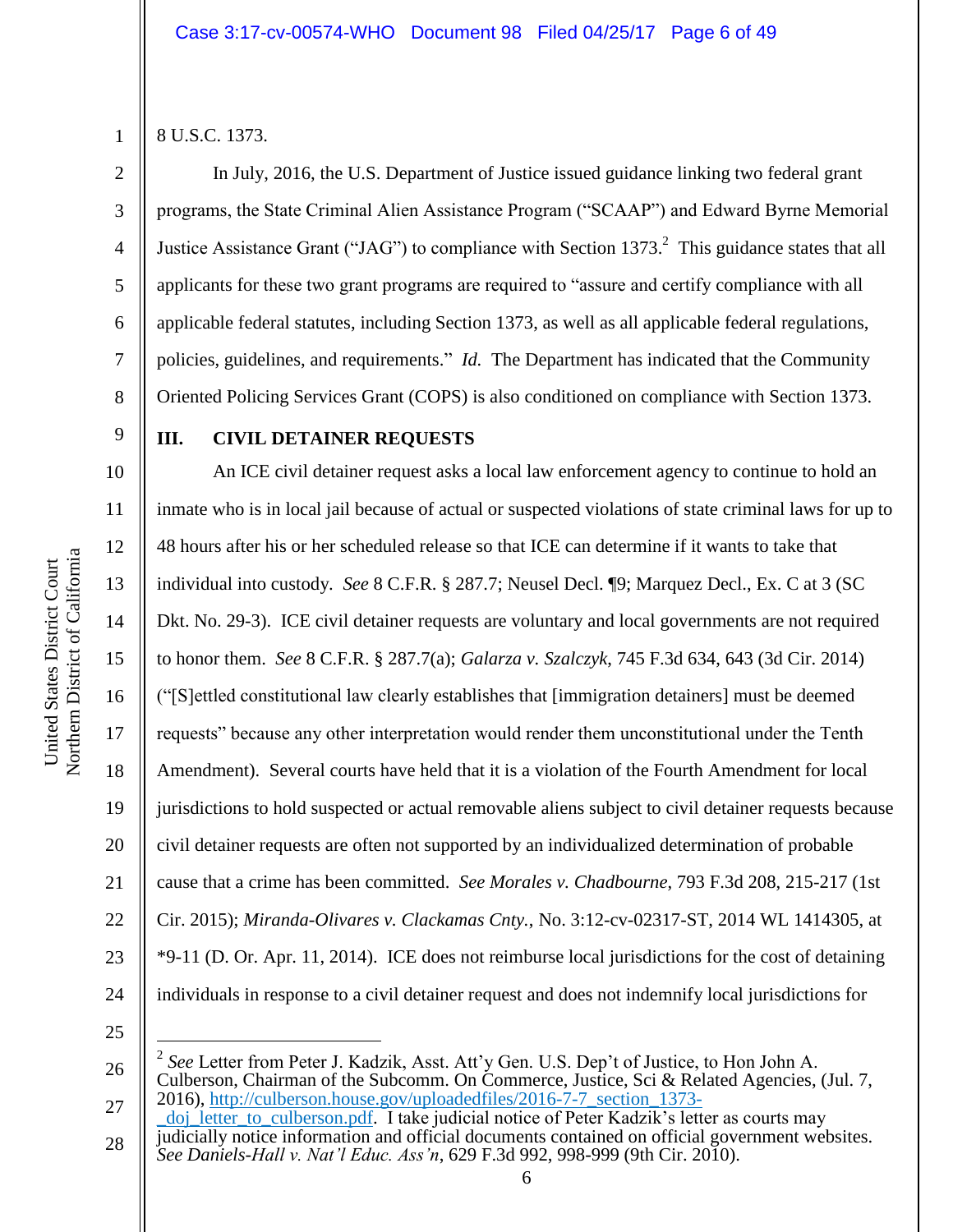8 U.S.C. 1373.

In July, 2016, the U.S. Department of Justice issued guidance linking two federal grant programs, the State Criminal Alien Assistance Program ("SCAAP") and Edward Byrne Memorial Justice Assistance Grant ("JAG") to compliance with Section 1373.[2] This guidance states that all applicants for these two grant programs are required to "assure and certify compliance with all applicable federal statutes, including Section 1373, as well as all applicable federal regulations, policies, guidelines, and requirements." *Id.* The Department has indicated that the Community Oriented Policing Services Grant (COPS) is also conditioned on compliance with Section 1373.

## III. CIVIL DETAINER REQUESTS

An ICE civil detainer request asks a local law enforcement agency to continue to hold an inmate who is in local jail because of actual or suspected violations of state criminal laws for up to 48 hours after his or her scheduled release so that ICE can determine if it wants to take that individual into custody. *See* 8 C.F.R. § 287.7; Neusel Decl. ¶9; Marquez Decl., Ex. C at 3 (SC Dkt. No. 29-3). ICE civil detainer requests are voluntary and local governments are not required to honor them. *See* 8 C.F.R. § 287.7(a); *Galarza v. Szalczyk*, 745 F.3d 634, 643 (3d Cir. 2014) ("[S]ettled constitutional law clearly establishes that [immigration detainers] must be deemed requests" because any other interpretation would render them unconstitutional under the Tenth Amendment). Several courts have held that it is a violation of the Fourth Amendment for local jurisdictions to hold suspected or actual removable aliens subject to civil detainer requests because civil detainer requests are often not supported by an individualized determination of probable cause that a crime has been committed. *See Morales v. Chadbourne*, 793 F.3d 208, 215-217 (1st Cir. 2015); *Miranda-Olivares v. Clackamas Cnty.*, No. 3:12-cv-02317-ST, 2014 WL 1414305, at *9-11 (D. Or. Apr. 11, 2014). ICE does not reimburse local jurisdictions for the cost of detaining individuals in response to a civil detainer request and does not indemnify local jurisdictions for

---

[2] *See* Letter from Peter J. Kadzik, Asst. Att'y Gen. U.S. Dep't of Justice, to Hon John A. Culberson, Chairman of the Subcomm. On Commerce, Justice, Sci & Related Agencies, (Jul. 7, 2016), http://culberson.house.gov/uploadedfiles/2016-7-7_section_1373-_doj_letter_to_culberson.pdf. I take judicial notice of Peter Kadzik's letter as courts may judicially notice information and official documents contained on official government websites. *See Daniels-Hall v. Nat'l Educ. Ass'n*, 629 F.3d 992, 998-999 (9th Cir. 2010).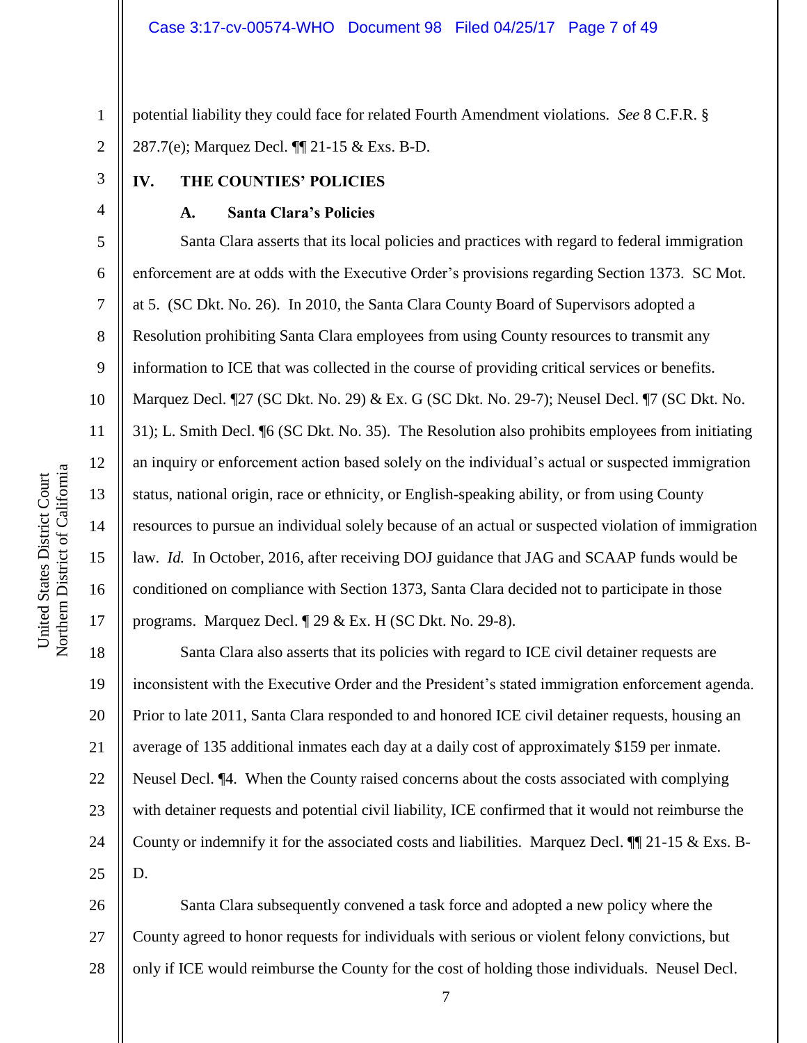potential liability they could face for related Fourth Amendment violations. *See* 8 C.F.R. § 287.7(e); Marquez Decl. ¶¶ 21-15 & Exs. B-D.

## IV. THE COUNTIES' POLICIES

### A. Santa Clara's Policies

Santa Clara asserts that its local policies and practices with regard to federal immigration enforcement are at odds with the Executive Order's provisions regarding Section 1373. SC Mot. at 5. (SC Dkt. No. 26). In 2010, the Santa Clara County Board of Supervisors adopted a Resolution prohibiting Santa Clara employees from using County resources to transmit any information to ICE that was collected in the course of providing critical services or benefits. Marquez Decl. ¶27 (SC Dkt. No. 29) & Ex. G (SC Dkt. No. 29-7); Neusel Decl. ¶7 (SC Dkt. No. 31); L. Smith Decl. ¶6 (SC Dkt. No. 35). The Resolution also prohibits employees from initiating an inquiry or enforcement action based solely on the individual's actual or suspected immigration status, national origin, race or ethnicity, or English-speaking ability, or from using County resources to pursue an individual solely because of an actual or suspected violation of immigration law. *Id.* In October, 2016, after receiving DOJ guidance that JAG and SCAAP funds would be conditioned on compliance with Section 1373, Santa Clara decided not to participate in those programs. Marquez Decl. ¶ 29 & Ex. H (SC Dkt. No. 29-8).

Santa Clara also asserts that its policies with regard to ICE civil detainer requests are inconsistent with the Executive Order and the President's stated immigration enforcement agenda. Prior to late 2011, Santa Clara responded to and honored ICE civil detainer requests, housing an average of 135 additional inmates each day at a daily cost of approximately $159 per inmate. Neusel Decl. ¶4. When the County raised concerns about the costs associated with complying with detainer requests and potential civil liability, ICE confirmed that it would not reimburse the County or indemnify it for the associated costs and liabilities. Marquez Decl. ¶¶ 21-15 & Exs. B-D.

Santa Clara subsequently convened a task force and adopted a new policy where the County agreed to honor requests for individuals with serious or violent felony convictions, but only if ICE would reimburse the County for the cost of holding those individuals. Neusel Decl.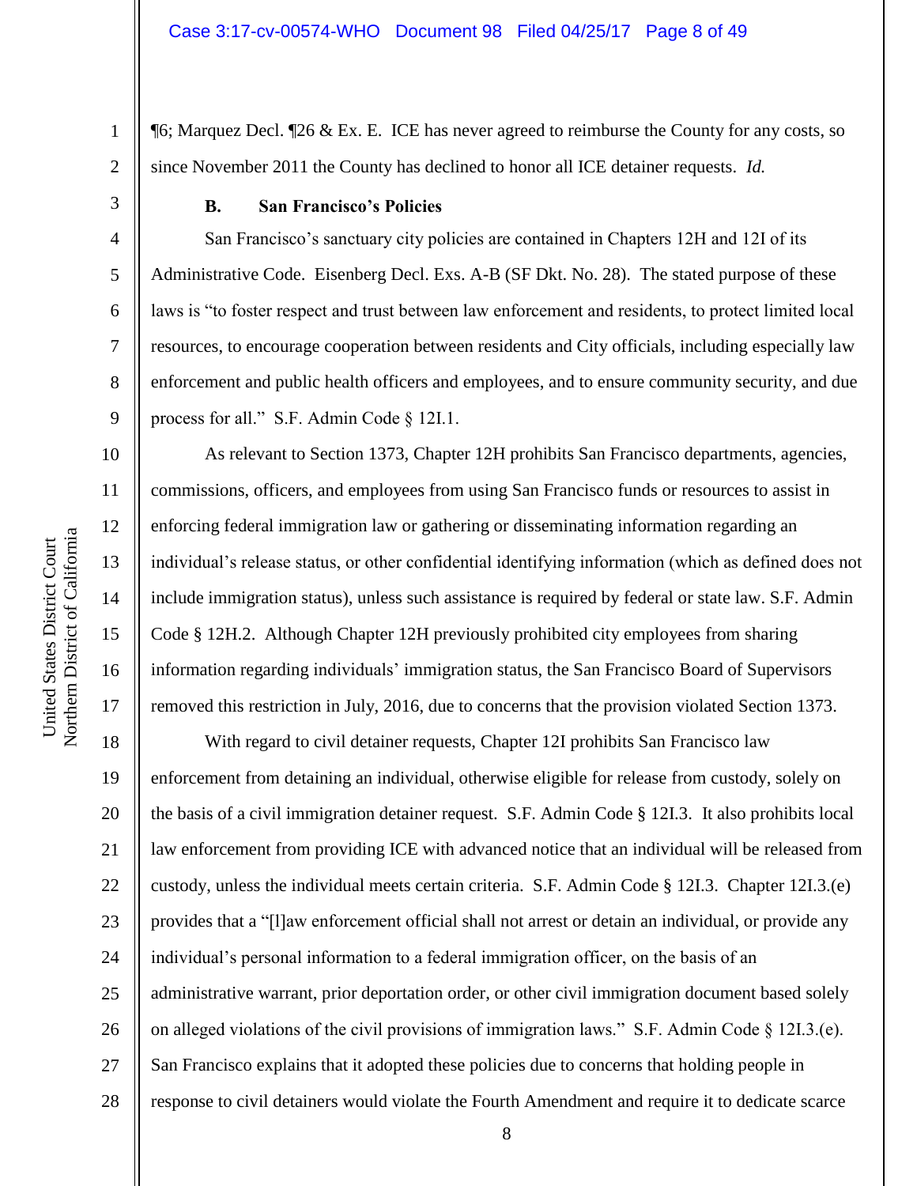¶6; Marquez Decl. ¶26 & Ex. E. ICE has never agreed to reimburse the County for any costs, so since November 2011 the County has declined to honor all ICE detainer requests. *Id.*

### B. San Francisco's Policies

San Francisco's sanctuary city policies are contained in Chapters 12H and 12I of its Administrative Code. Eisenberg Decl. Exs. A-B (SF Dkt. No. 28). The stated purpose of these laws is "to foster respect and trust between law enforcement and residents, to protect limited local resources, to encourage cooperation between residents and City officials, including especially law enforcement and public health officers and employees, and to ensure community security, and due process for all." S.F. Admin Code § 12I.1.

As relevant to Section 1373, Chapter 12H prohibits San Francisco departments, agencies, commissions, officers, and employees from using San Francisco funds or resources to assist in enforcing federal immigration law or gathering or disseminating information regarding an individual's release status, or other confidential identifying information (which as defined does not include immigration status), unless such assistance is required by federal or state law. S.F. Admin Code § 12H.2. Although Chapter 12H previously prohibited city employees from sharing information regarding individuals' immigration status, the San Francisco Board of Supervisors removed this restriction in July, 2016, due to concerns that the provision violated Section 1373.

With regard to civil detainer requests, Chapter 12I prohibits San Francisco law enforcement from detaining an individual, otherwise eligible for release from custody, solely on the basis of a civil immigration detainer request. S.F. Admin Code § 12I.3. It also prohibits local law enforcement from providing ICE with advanced notice that an individual will be released from custody, unless the individual meets certain criteria. S.F. Admin Code § 12I.3. Chapter 12I.3.(e) provides that a "[l]aw enforcement official shall not arrest or detain an individual, or provide any individual's personal information to a federal immigration officer, on the basis of an administrative warrant, prior deportation order, or other civil immigration document based solely on alleged violations of the civil provisions of immigration laws." S.F. Admin Code § 12I.3.(e). San Francisco explains that it adopted these policies due to concerns that holding people in response to civil detainers would violate the Fourth Amendment and require it to dedicate scarce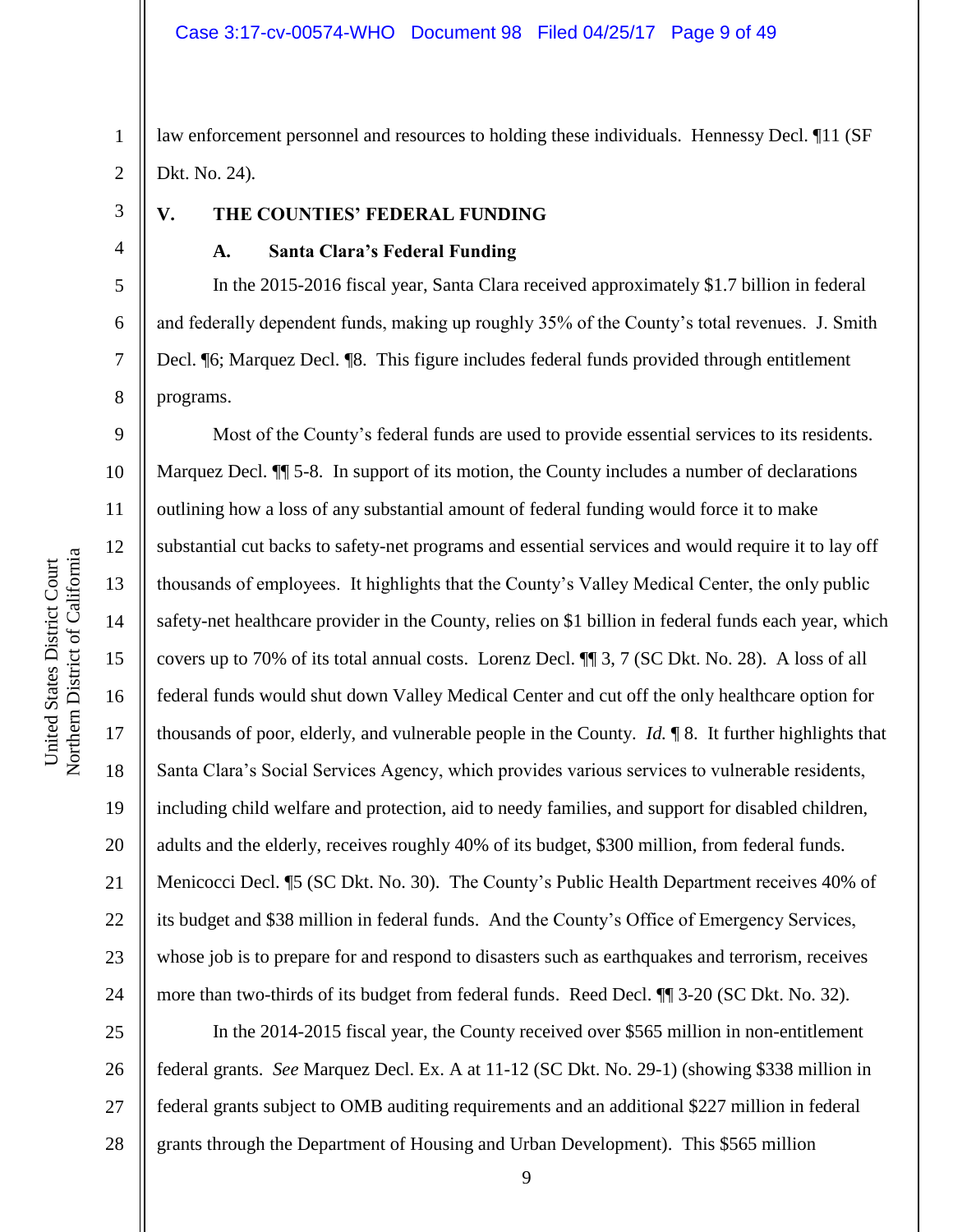law enforcement personnel and resources to holding these individuals. Hennessy Decl. ¶11 (SF Dkt. No. 24).

## V. THE COUNTIES' FEDERAL FUNDING

### A. Santa Clara's Federal Funding

In the 2015-2016 fiscal year, Santa Clara received approximately $1.7 billion in federal and federally dependent funds, making up roughly 35% of the County's total revenues. J. Smith Decl. ¶6; Marquez Decl. ¶8. This figure includes federal funds provided through entitlement programs.

Most of the County's federal funds are used to provide essential services to its residents. Marquez Decl. ¶¶ 5-8. In support of its motion, the County includes a number of declarations outlining how a loss of any substantial amount of federal funding would force it to make substantial cut backs to safety-net programs and essential services and would require it to lay off thousands of employees. It highlights that the County's Valley Medical Center, the only public safety-net healthcare provider in the County, relies on $1 billion in federal funds each year, which covers up to 70% of its total annual costs. Lorenz Decl. ¶¶ 3, 7 (SC Dkt. No. 28). A loss of all federal funds would shut down Valley Medical Center and cut off the only healthcare option for thousands of poor, elderly, and vulnerable people in the County. *Id.* ¶ 8. It further highlights that Santa Clara's Social Services Agency, which provides various services to vulnerable residents, including child welfare and protection, aid to needy families, and support for disabled children, adults and the elderly, receives roughly 40% of its budget, $300 million, from federal funds. Menicocci Decl. ¶5 (SC Dkt. No. 30). The County's Public Health Department receives 40% of its budget and $38 million in federal funds. And the County's Office of Emergency Services, whose job is to prepare for and respond to disasters such as earthquakes and terrorism, receives more than two-thirds of its budget from federal funds. Reed Decl. ¶¶ 3-20 (SC Dkt. No. 32).

In the 2014-2015 fiscal year, the County received over $565 million in non-entitlement federal grants. *See* Marquez Decl. Ex. A at 11-12 (SC Dkt. No. 29-1) (showing $338 million in federal grants subject to OMB auditing requirements and an additional $227 million in federal grants through the Department of Housing and Urban Development). This $565 million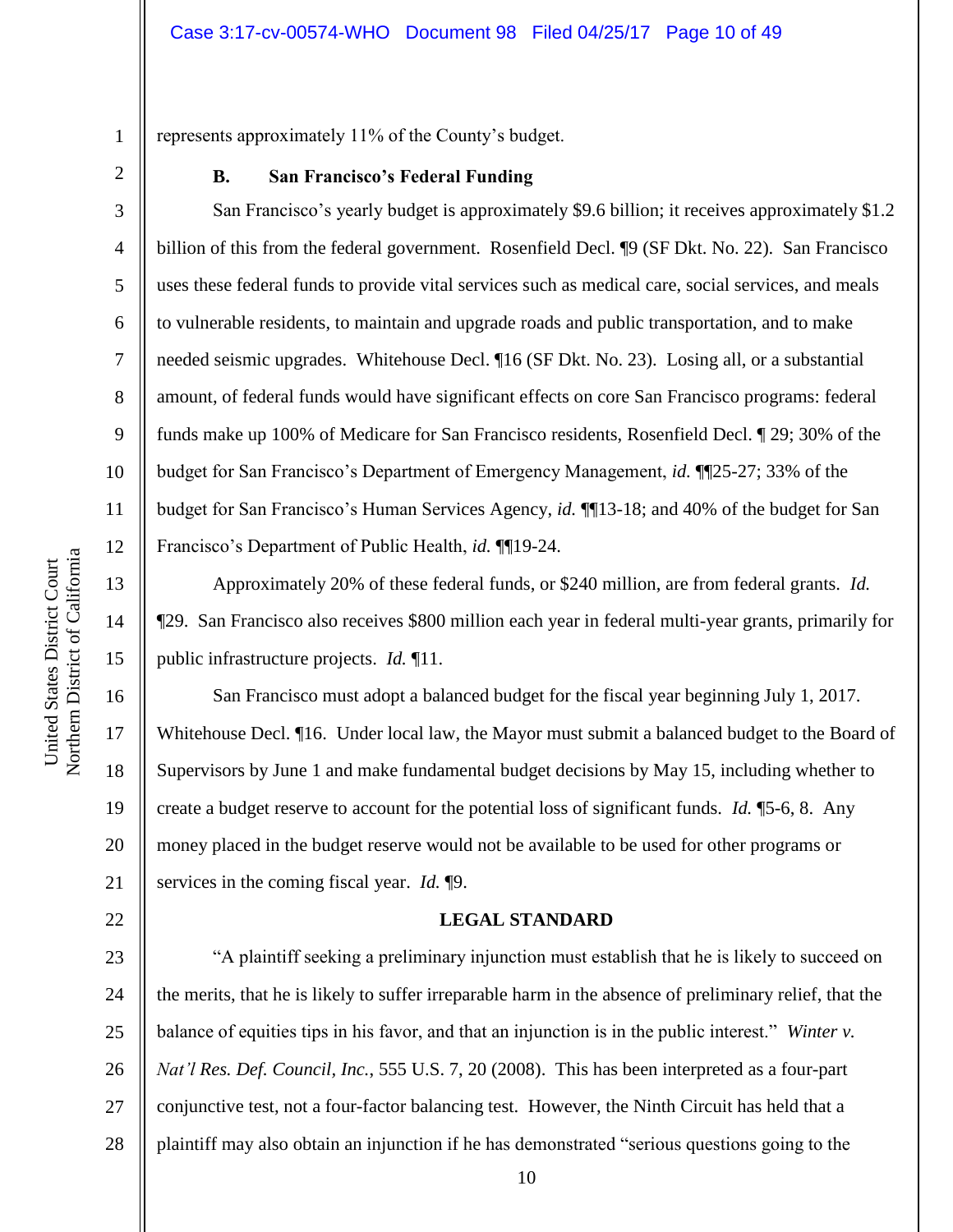represents approximately 11% of the County's budget.

### B. San Francisco's Federal Funding

San Francisco's yearly budget is approximately $9.6 billion; it receives approximately $1.2 billion of this from the federal government. Rosenfield Decl. ¶9 (SF Dkt. No. 22). San Francisco uses these federal funds to provide vital services such as medical care, social services, and meals to vulnerable residents, to maintain and upgrade roads and public transportation, and to make needed seismic upgrades. Whitehouse Decl. ¶16 (SF Dkt. No. 23). Losing all, or a substantial amount, of federal funds would have significant effects on core San Francisco programs: federal funds make up 100% of Medicare for San Francisco residents, Rosenfield Decl. ¶ 29; 30% of the budget for San Francisco's Department of Emergency Management, *id.* ¶¶25-27; 33% of the budget for San Francisco's Human Services Agency, *id.* ¶¶13-18; and 40% of the budget for San Francisco's Department of Public Health, *id.* ¶¶19-24.

Approximately 20% of these federal funds, or $240 million, are from federal grants. *Id.* ¶29. San Francisco also receives $800 million each year in federal multi-year grants, primarily for public infrastructure projects. *Id.* ¶11.

San Francisco must adopt a balanced budget for the fiscal year beginning July 1, 2017. Whitehouse Decl. ¶16. Under local law, the Mayor must submit a balanced budget to the Board of Supervisors by June 1 and make fundamental budget decisions by May 15, including whether to create a budget reserve to account for the potential loss of significant funds. *Id.* ¶5-6, 8. Any money placed in the budget reserve would not be available to be used for other programs or services in the coming fiscal year. *Id.* ¶9.

## LEGAL STANDARD

"A plaintiff seeking a preliminary injunction must establish that he is likely to succeed on the merits, that he is likely to suffer irreparable harm in the absence of preliminary relief, that the balance of equities tips in his favor, and that an injunction is in the public interest." *Winter v. Nat'l Res. Def. Council, Inc.*, 555 U.S. 7, 20 (2008). This has been interpreted as a four-part conjunctive test, not a four-factor balancing test. However, the Ninth Circuit has held that a plaintiff may also obtain an injunction if he has demonstrated "serious questions going to the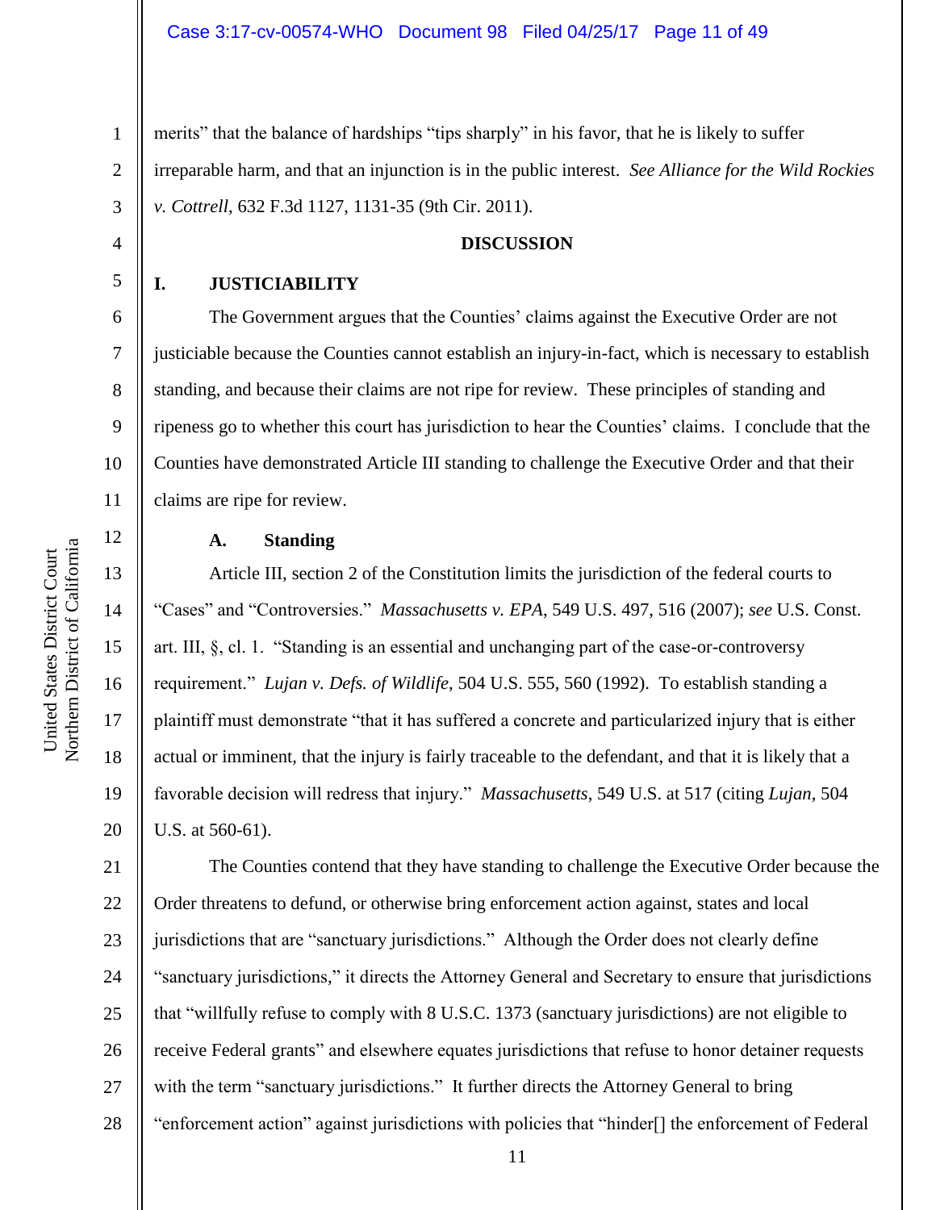merits" that the balance of hardships "tips sharply" in his favor, that he is likely to suffer irreparable harm, and that an injunction is in the public interest. *See Alliance for the Wild Rockies v. Cottrell*, 632 F.3d 1127, 1131-35 (9th Cir. 2011).

**DISCUSSION**

## I. JUSTICIABILITY

The Government argues that the Counties' claims against the Executive Order are not justiciable because the Counties cannot establish an injury-in-fact, which is necessary to establish standing, and because their claims are not ripe for review. These principles of standing and ripeness go to whether this court has jurisdiction to hear the Counties' claims. I conclude that the Counties have demonstrated Article III standing to challenge the Executive Order and that their claims are ripe for review.

### A. Standing

Article III, section 2 of the Constitution limits the jurisdiction of the federal courts to "Cases" and "Controversies." *Massachusetts v. EPA*, 549 U.S. 497, 516 (2007); *see* U.S. Const. art. III, §, cl. 1. "Standing is an essential and unchanging part of the case-or-controversy requirement." *Lujan v. Defs. of Wildlife*, 504 U.S. 555, 560 (1992). To establish standing a plaintiff must demonstrate "that it has suffered a concrete and particularized injury that is either actual or imminent, that the injury is fairly traceable to the defendant, and that it is likely that a favorable decision will redress that injury." *Massachusetts*, 549 U.S. at 517 (citing *Lujan*, 504 U.S. at 560-61).

The Counties contend that they have standing to challenge the Executive Order because the Order threatens to defund, or otherwise bring enforcement action against, states and local jurisdictions that are "sanctuary jurisdictions." Although the Order does not clearly define "sanctuary jurisdictions," it directs the Attorney General and Secretary to ensure that jurisdictions that "willfully refuse to comply with 8 U.S.C. 1373 (sanctuary jurisdictions) are not eligible to receive Federal grants" and elsewhere equates jurisdictions that refuse to honor detainer requests with the term "sanctuary jurisdictions." It further directs the Attorney General to bring "enforcement action" against jurisdictions with policies that "hinder[] the enforcement of Federal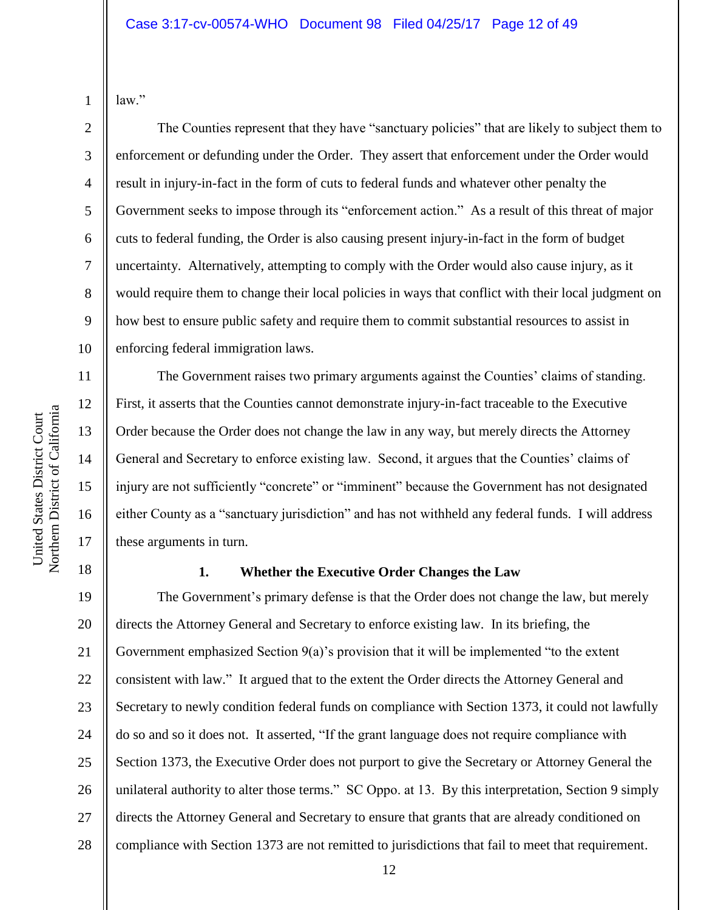law."

The Counties represent that they have "sanctuary policies" that are likely to subject them to enforcement or defunding under the Order. They assert that enforcement under the Order would result in injury-in-fact in the form of cuts to federal funds and whatever other penalty the Government seeks to impose through its "enforcement action." As a result of this threat of major cuts to federal funding, the Order is also causing present injury-in-fact in the form of budget uncertainty. Alternatively, attempting to comply with the Order would also cause injury, as it would require them to change their local policies in ways that conflict with their local judgment on how best to ensure public safety and require them to commit substantial resources to assist in enforcing federal immigration laws.

The Government raises two primary arguments against the Counties' claims of standing. First, it asserts that the Counties cannot demonstrate injury-in-fact traceable to the Executive Order because the Order does not change the law in any way, but merely directs the Attorney General and Secretary to enforce existing law. Second, it argues that the Counties' claims of injury are not sufficiently "concrete" or "imminent" because the Government has not designated either County as a "sanctuary jurisdiction" and has not withheld any federal funds. I will address these arguments in turn.

**1. Whether the Executive Order Changes the Law**

The Government's primary defense is that the Order does not change the law, but merely directs the Attorney General and Secretary to enforce existing law. In its briefing, the Government emphasized Section 9(a)'s provision that it will be implemented "to the extent consistent with law." It argued that to the extent the Order directs the Attorney General and Secretary to newly condition federal funds on compliance with Section 1373, it could not lawfully do so and so it does not. It asserted, "If the grant language does not require compliance with Section 1373, the Executive Order does not purport to give the Secretary or Attorney General the unilateral authority to alter those terms." SC Oppo. at 13. By this interpretation, Section 9 simply directs the Attorney General and Secretary to ensure that grants that are already conditioned on compliance with Section 1373 are not remitted to jurisdictions that fail to meet that requirement.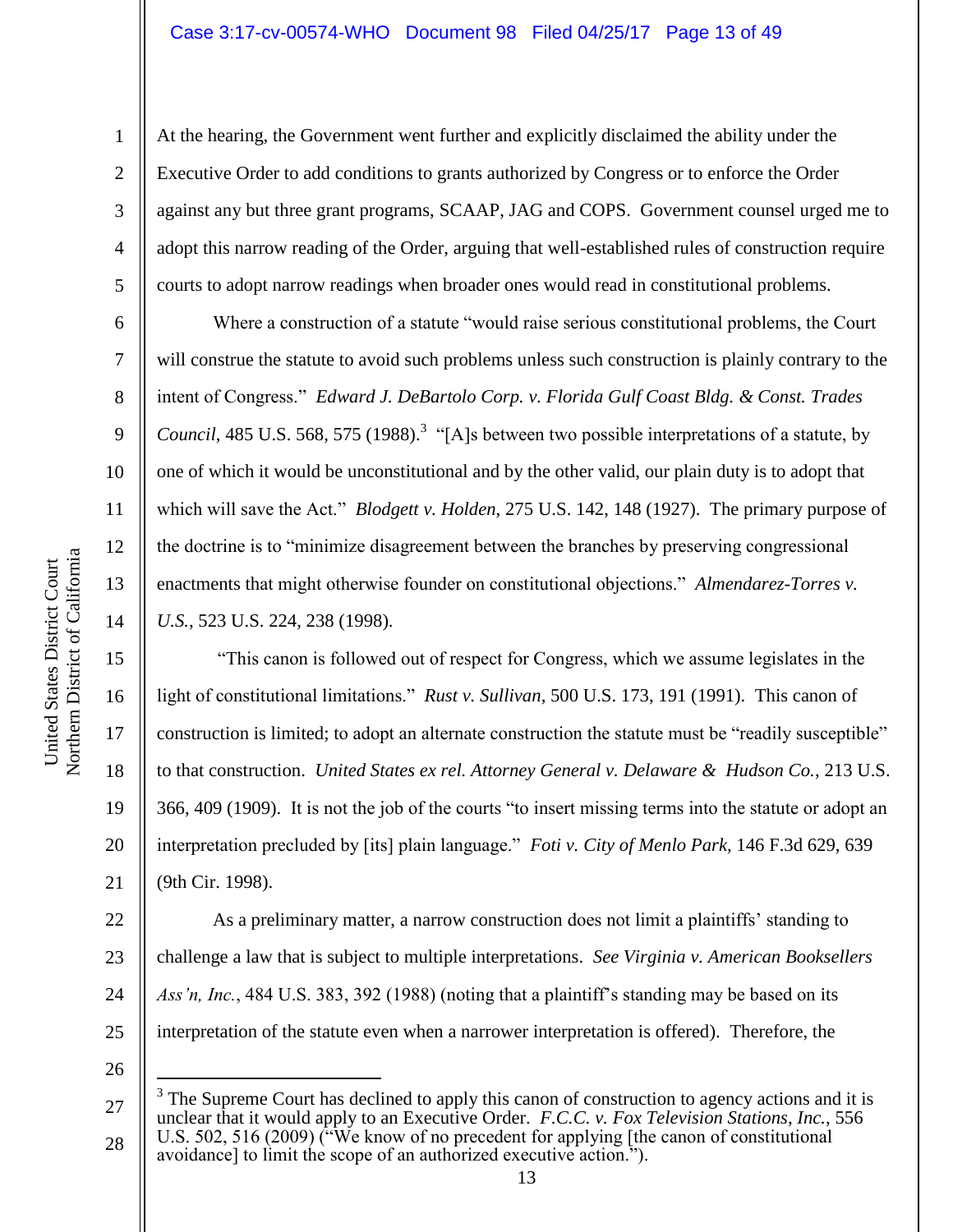At the hearing, the Government went further and explicitly disclaimed the ability under the Executive Order to add conditions to grants authorized by Congress or to enforce the Order against any but three grant programs, SCAAP, JAG and COPS. Government counsel urged me to adopt this narrow reading of the Order, arguing that well-established rules of construction require courts to adopt narrow readings when broader ones would read in constitutional problems.

Where a construction of a statute "would raise serious constitutional problems, the Court will construe the statute to avoid such problems unless such construction is plainly contrary to the intent of Congress." *Edward J. DeBartolo Corp. v. Florida Gulf Coast Bldg. & Const. Trades Council*, 485 U.S. 568, 575 (1988).[3] "[A]s between two possible interpretations of a statute, by one of which it would be unconstitutional and by the other valid, our plain duty is to adopt that which will save the Act." *Blodgett v. Holden*, 275 U.S. 142, 148 (1927). The primary purpose of the doctrine is to "minimize disagreement between the branches by preserving congressional enactments that might otherwise founder on constitutional objections." *Almendarez-Torres v. U.S.*, 523 U.S. 224, 238 (1998).

"This canon is followed out of respect for Congress, which we assume legislates in the light of constitutional limitations." *Rust v. Sullivan*, 500 U.S. 173, 191 (1991). This canon of construction is limited; to adopt an alternate construction the statute must be "readily susceptible" to that construction. *United States ex rel. Attorney General v. Delaware & Hudson Co.*, 213 U.S. 366, 409 (1909). It is not the job of the courts "to insert missing terms into the statute or adopt an interpretation precluded by [its] plain language." *Foti v. City of Menlo Park*, 146 F.3d 629, 639 (9th Cir. 1998).

As a preliminary matter, a narrow construction does not limit a plaintiffs' standing to challenge a law that is subject to multiple interpretations. *See Virginia v. American Booksellers Ass'n, Inc.*, 484 U.S. 383, 392 (1988) (noting that a plaintiff's standing may be based on its interpretation of the statute even when a narrower interpretation is offered). Therefore, the

---

[3] The Supreme Court has declined to apply this canon of construction to agency actions and it is unclear that it would apply to an Executive Order. *F.C.C. v. Fox Television Stations, Inc.*, 556 U.S. 502, 516 (2009) ("We know of no precedent for applying [the canon of constitutional avoidance] to limit the scope of an authorized executive action.").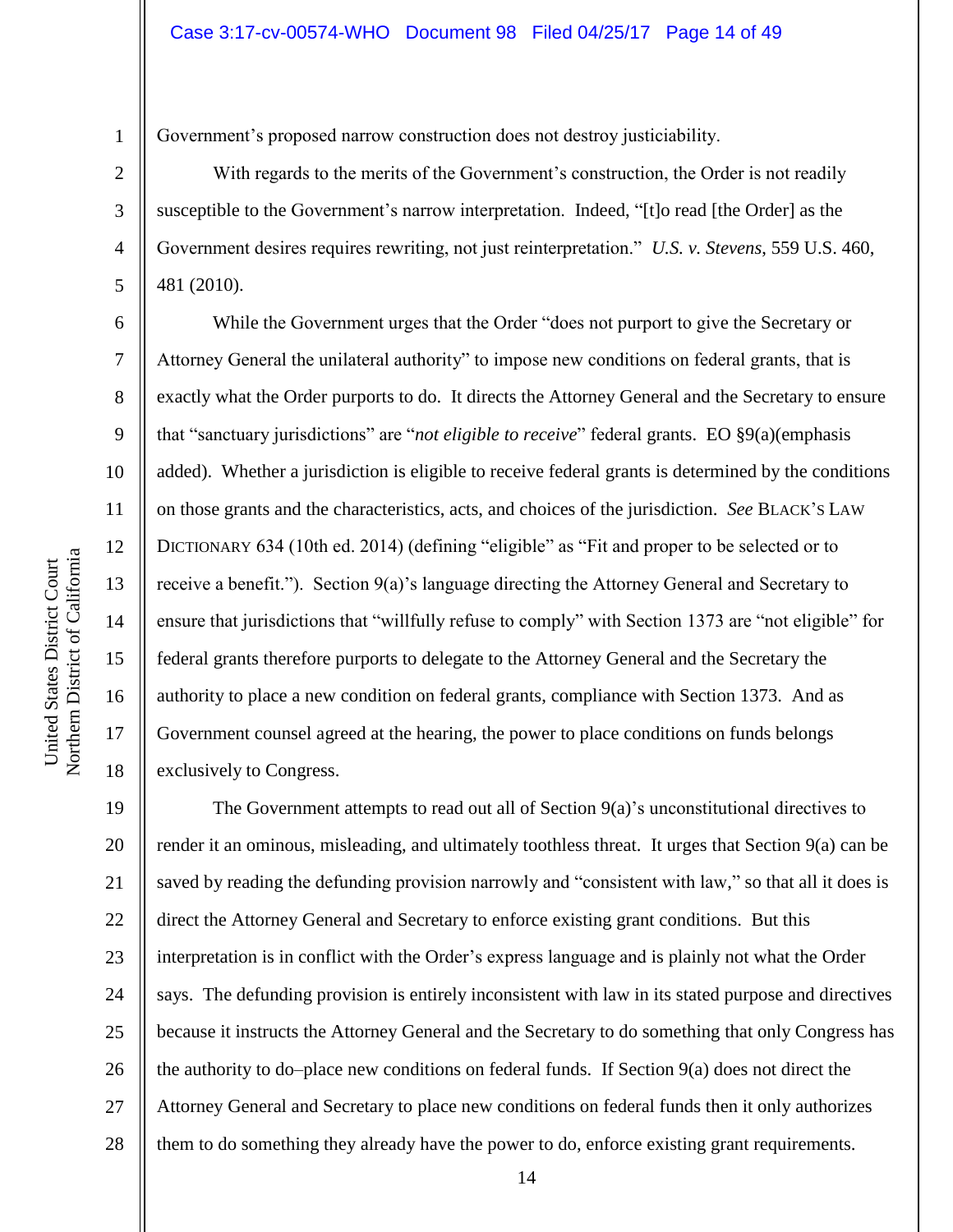Government's proposed narrow construction does not destroy justiciability.

With regards to the merits of the Government's construction, the Order is not readily susceptible to the Government's narrow interpretation. Indeed, "[t]o read [the Order] as the Government desires requires rewriting, not just reinterpretation." *U.S. v. Stevens*, 559 U.S. 460, 481 (2010).

While the Government urges that the Order "does not purport to give the Secretary or Attorney General the unilateral authority" to impose new conditions on federal grants, that is exactly what the Order purports to do. It directs the Attorney General and the Secretary to ensure that "sanctuary jurisdictions" are "*not eligible to receive*" federal grants. EO §9(a)(emphasis added). Whether a jurisdiction is eligible to receive federal grants is determined by the conditions on those grants and the characteristics, acts, and choices of the jurisdiction. *See* BLACK'S LAW DICTIONARY 634 (10th ed. 2014) (defining "eligible" as "Fit and proper to be selected or to receive a benefit."). Section 9(a)'s language directing the Attorney General and Secretary to ensure that jurisdictions that "willfully refuse to comply" with Section 1373 are "not eligible" for federal grants therefore purports to delegate to the Attorney General and the Secretary the authority to place a new condition on federal grants, compliance with Section 1373. And as Government counsel agreed at the hearing, the power to place conditions on funds belongs exclusively to Congress.

The Government attempts to read out all of Section 9(a)'s unconstitutional directives to render it an ominous, misleading, and ultimately toothless threat. It urges that Section 9(a) can be saved by reading the defunding provision narrowly and "consistent with law," so that all it does is direct the Attorney General and Secretary to enforce existing grant conditions. But this interpretation is in conflict with the Order's express language and is plainly not what the Order says. The defunding provision is entirely inconsistent with law in its stated purpose and directives because it instructs the Attorney General and the Secretary to do something that only Congress has the authority to do–place new conditions on federal funds. If Section 9(a) does not direct the Attorney General and Secretary to place new conditions on federal funds then it only authorizes them to do something they already have the power to do, enforce existing grant requirements.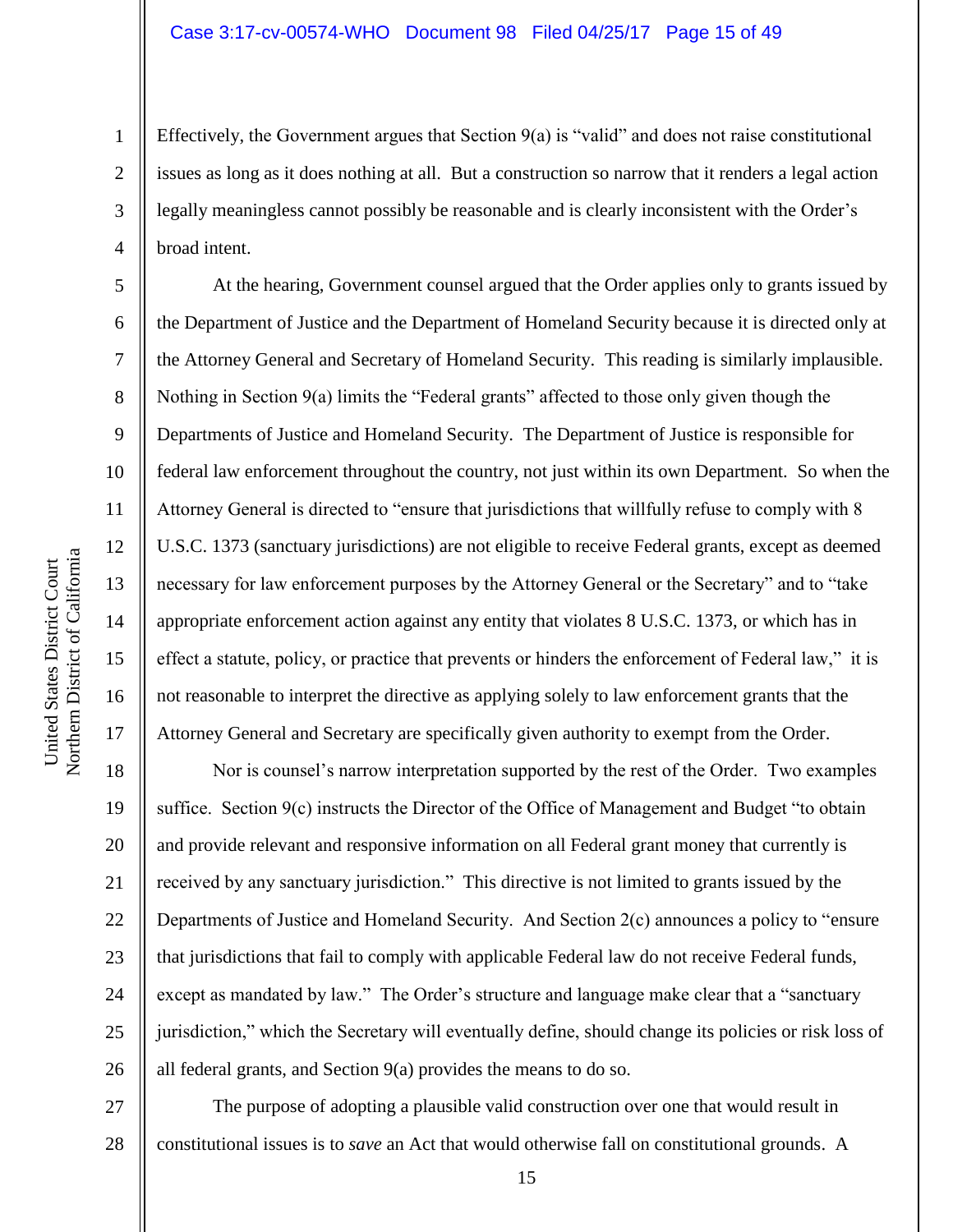Effectively, the Government argues that Section 9(a) is "valid" and does not raise constitutional issues as long as it does nothing at all. But a construction so narrow that it renders a legal action legally meaningless cannot possibly be reasonable and is clearly inconsistent with the Order's broad intent.

At the hearing, Government counsel argued that the Order applies only to grants issued by the Department of Justice and the Department of Homeland Security because it is directed only at the Attorney General and Secretary of Homeland Security. This reading is similarly implausible. Nothing in Section 9(a) limits the "Federal grants" affected to those only given though the Departments of Justice and Homeland Security. The Department of Justice is responsible for federal law enforcement throughout the country, not just within its own Department. So when the Attorney General is directed to "ensure that jurisdictions that willfully refuse to comply with 8 U.S.C. 1373 (sanctuary jurisdictions) are not eligible to receive Federal grants, except as deemed necessary for law enforcement purposes by the Attorney General or the Secretary" and to "take appropriate enforcement action against any entity that violates 8 U.S.C. 1373, or which has in effect a statute, policy, or practice that prevents or hinders the enforcement of Federal law," it is not reasonable to interpret the directive as applying solely to law enforcement grants that the Attorney General and Secretary are specifically given authority to exempt from the Order.

Nor is counsel's narrow interpretation supported by the rest of the Order. Two examples suffice. Section 9(c) instructs the Director of the Office of Management and Budget "to obtain and provide relevant and responsive information on all Federal grant money that currently is received by any sanctuary jurisdiction." This directive is not limited to grants issued by the Departments of Justice and Homeland Security. And Section 2(c) announces a policy to "ensure that jurisdictions that fail to comply with applicable Federal law do not receive Federal funds, except as mandated by law." The Order's structure and language make clear that a "sanctuary jurisdiction," which the Secretary will eventually define, should change its policies or risk loss of all federal grants, and Section 9(a) provides the means to do so.

The purpose of adopting a plausible valid construction over one that would result in constitutional issues is to *save* an Act that would otherwise fall on constitutional grounds. A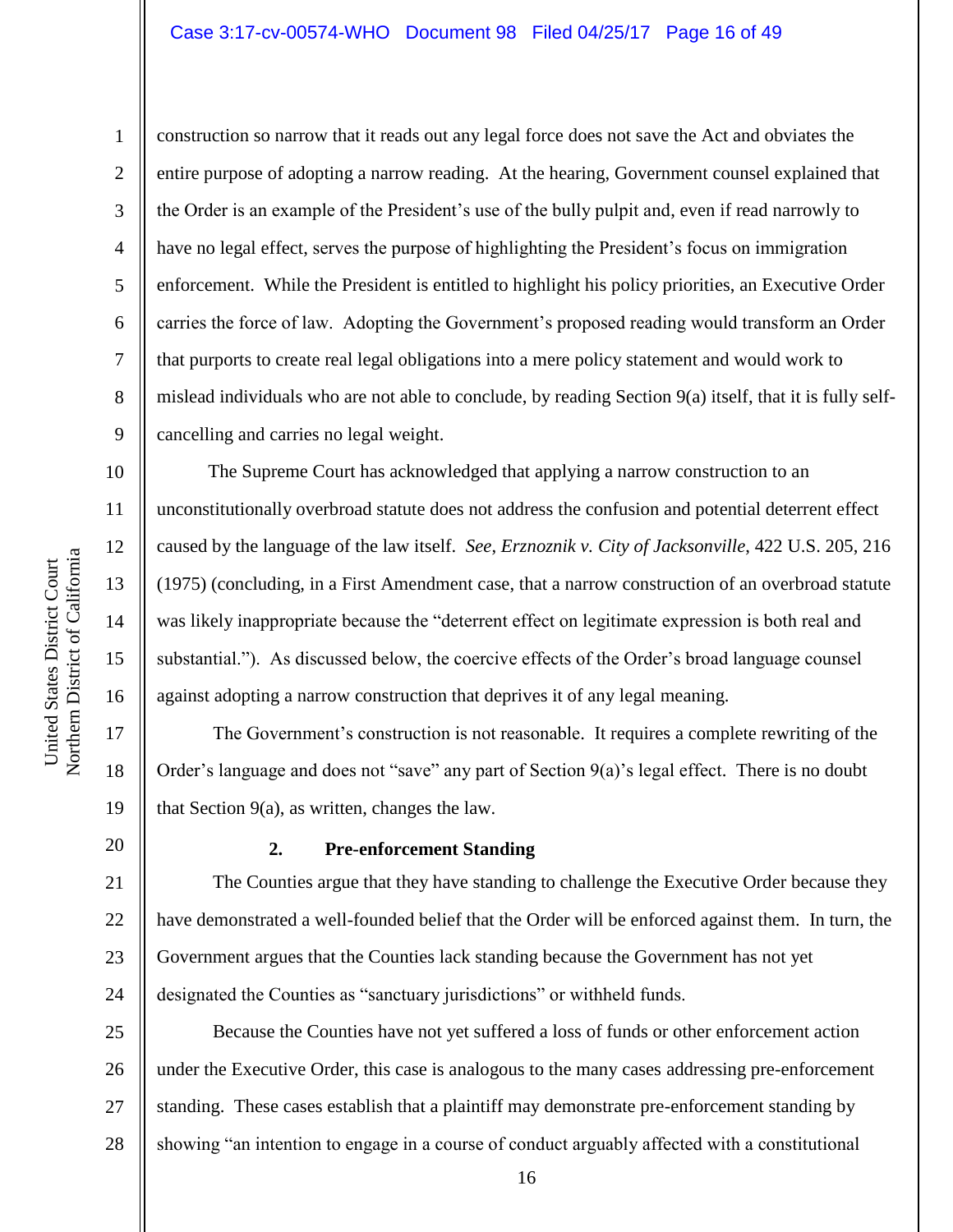construction so narrow that it reads out any legal force does not save the Act and obviates the entire purpose of adopting a narrow reading. At the hearing, Government counsel explained that the Order is an example of the President's use of the bully pulpit and, even if read narrowly to have no legal effect, serves the purpose of highlighting the President's focus on immigration enforcement. While the President is entitled to highlight his policy priorities, an Executive Order carries the force of law. Adopting the Government's proposed reading would transform an Order that purports to create real legal obligations into a mere policy statement and would work to mislead individuals who are not able to conclude, by reading Section 9(a) itself, that it is fully self-cancelling and carries no legal weight.

The Supreme Court has acknowledged that applying a narrow construction to an unconstitutionally overbroad statute does not address the confusion and potential deterrent effect caused by the language of the law itself. *See*, *Erznoznik v. City of Jacksonville*, 422 U.S. 205, 216 (1975) (concluding, in a First Amendment case, that a narrow construction of an overbroad statute was likely inappropriate because the "deterrent effect on legitimate expression is both real and substantial."). As discussed below, the coercive effects of the Order's broad language counsel against adopting a narrow construction that deprives it of any legal meaning.

The Government's construction is not reasonable. It requires a complete rewriting of the Order's language and does not "save" any part of Section 9(a)'s legal effect. There is no doubt that Section 9(a), as written, changes the law.

**2. Pre-enforcement Standing**

The Counties argue that they have standing to challenge the Executive Order because they have demonstrated a well-founded belief that the Order will be enforced against them. In turn, the Government argues that the Counties lack standing because the Government has not yet designated the Counties as "sanctuary jurisdictions" or withheld funds.

Because the Counties have not yet suffered a loss of funds or other enforcement action under the Executive Order, this case is analogous to the many cases addressing pre-enforcement standing. These cases establish that a plaintiff may demonstrate pre-enforcement standing by showing "an intention to engage in a course of conduct arguably affected with a constitutional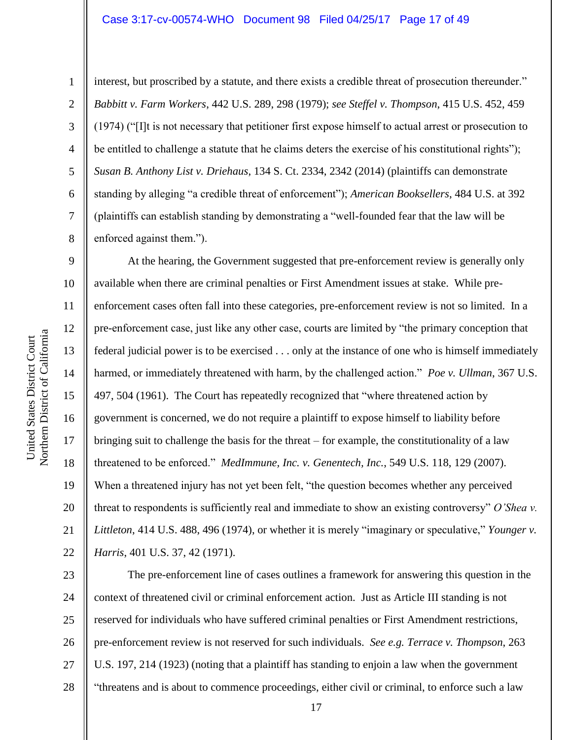interest, but proscribed by a statute, and there exists a credible threat of prosecution thereunder." *Babbitt v. Farm Workers*, 442 U.S. 289, 298 (1979); *see Steffel v. Thompson*, 415 U.S. 452, 459 (1974) ("[I]t is not necessary that petitioner first expose himself to actual arrest or prosecution to be entitled to challenge a statute that he claims deters the exercise of his constitutional rights"); *Susan B. Anthony List v. Driehaus*, 134 S. Ct. 2334, 2342 (2014) (plaintiffs can demonstrate standing by alleging "a credible threat of enforcement"); *American Booksellers*, 484 U.S. at 392 (plaintiffs can establish standing by demonstrating a "well-founded fear that the law will be enforced against them.").

At the hearing, the Government suggested that pre-enforcement review is generally only available when there are criminal penalties or First Amendment issues at stake. While pre-enforcement cases often fall into these categories, pre-enforcement review is not so limited. In a pre-enforcement case, just like any other case, courts are limited by "the primary conception that federal judicial power is to be exercised . . . only at the instance of one who is himself immediately harmed, or immediately threatened with harm, by the challenged action." *Poe v. Ullman*, 367 U.S. 497, 504 (1961). The Court has repeatedly recognized that "where threatened action by government is concerned, we do not require a plaintiff to expose himself to liability before bringing suit to challenge the basis for the threat – for example, the constitutionality of a law threatened to be enforced." *MedImmune, Inc. v. Genentech, Inc.*, 549 U.S. 118, 129 (2007). When a threatened injury has not yet been felt, "the question becomes whether any perceived threat to respondents is sufficiently real and immediate to show an existing controversy" *O'Shea v. Littleton*, 414 U.S. 488, 496 (1974), or whether it is merely "imaginary or speculative," *Younger v. Harris*, 401 U.S. 37, 42 (1971).

The pre-enforcement line of cases outlines a framework for answering this question in the context of threatened civil or criminal enforcement action. Just as Article III standing is not reserved for individuals who have suffered criminal penalties or First Amendment restrictions, pre-enforcement review is not reserved for such individuals. *See e.g. Terrace v. Thompson*, 263 U.S. 197, 214 (1923) (noting that a plaintiff has standing to enjoin a law when the government "threatens and is about to commence proceedings, either civil or criminal, to enforce such a law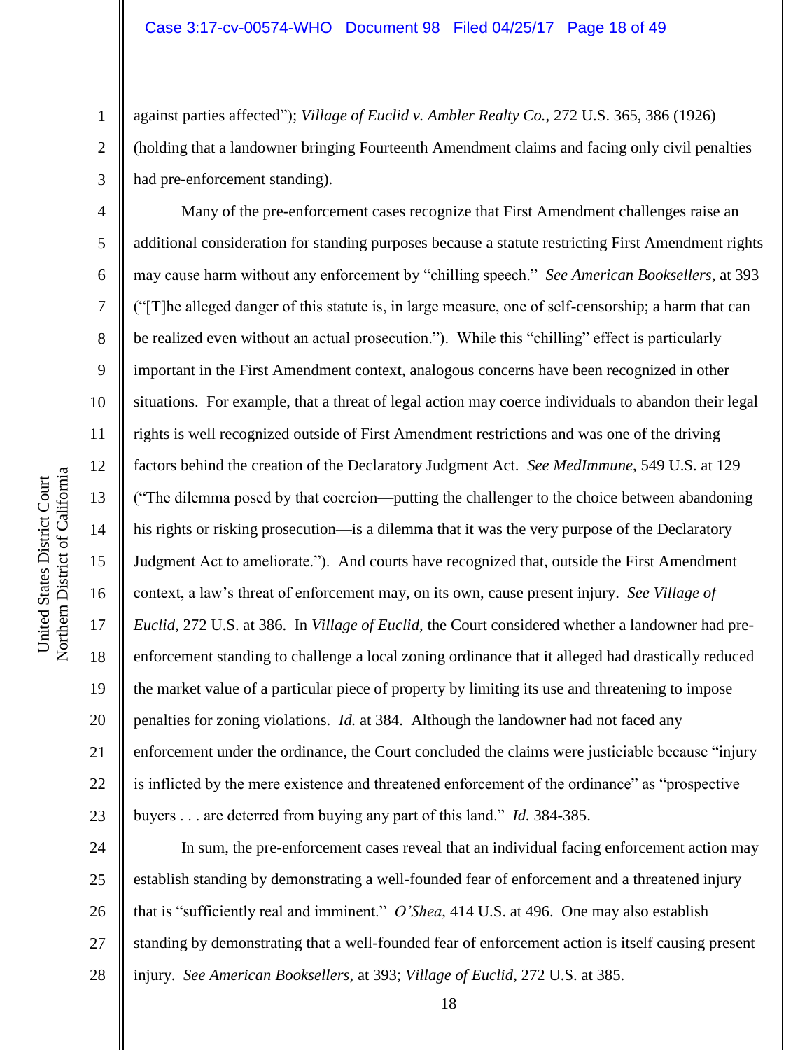against parties affected"); *Village of Euclid v. Ambler Realty Co.*, 272 U.S. 365, 386 (1926) (holding that a landowner bringing Fourteenth Amendment claims and facing only civil penalties had pre-enforcement standing).

Many of the pre-enforcement cases recognize that First Amendment challenges raise an additional consideration for standing purposes because a statute restricting First Amendment rights may cause harm without any enforcement by "chilling speech." *See American Booksellers*, at 393 ("[T]he alleged danger of this statute is, in large measure, one of self-censorship; a harm that can be realized even without an actual prosecution."). While this "chilling" effect is particularly important in the First Amendment context, analogous concerns have been recognized in other situations. For example, that a threat of legal action may coerce individuals to abandon their legal rights is well recognized outside of First Amendment restrictions and was one of the driving factors behind the creation of the Declaratory Judgment Act. *See MedImmune*, 549 U.S. at 129 ("The dilemma posed by that coercion—putting the challenger to the choice between abandoning his rights or risking prosecution—is a dilemma that it was the very purpose of the Declaratory Judgment Act to ameliorate."). And courts have recognized that, outside the First Amendment context, a law's threat of enforcement may, on its own, cause present injury. *See Village of Euclid*, 272 U.S. at 386. In *Village of Euclid*, the Court considered whether a landowner had pre-enforcement standing to challenge a local zoning ordinance that it alleged had drastically reduced the market value of a particular piece of property by limiting its use and threatening to impose penalties for zoning violations. *Id.* at 384. Although the landowner had not faced any enforcement under the ordinance, the Court concluded the claims were justiciable because "injury is inflicted by the mere existence and threatened enforcement of the ordinance" as "prospective buyers . . . are deterred from buying any part of this land." *Id.* 384-385.

In sum, the pre-enforcement cases reveal that an individual facing enforcement action may establish standing by demonstrating a well-founded fear of enforcement and a threatened injury that is "sufficiently real and imminent." *O'Shea*, 414 U.S. at 496. One may also establish standing by demonstrating that a well-founded fear of enforcement action is itself causing present injury. *See American Booksellers*, at 393; *Village of Euclid*, 272 U.S. at 385.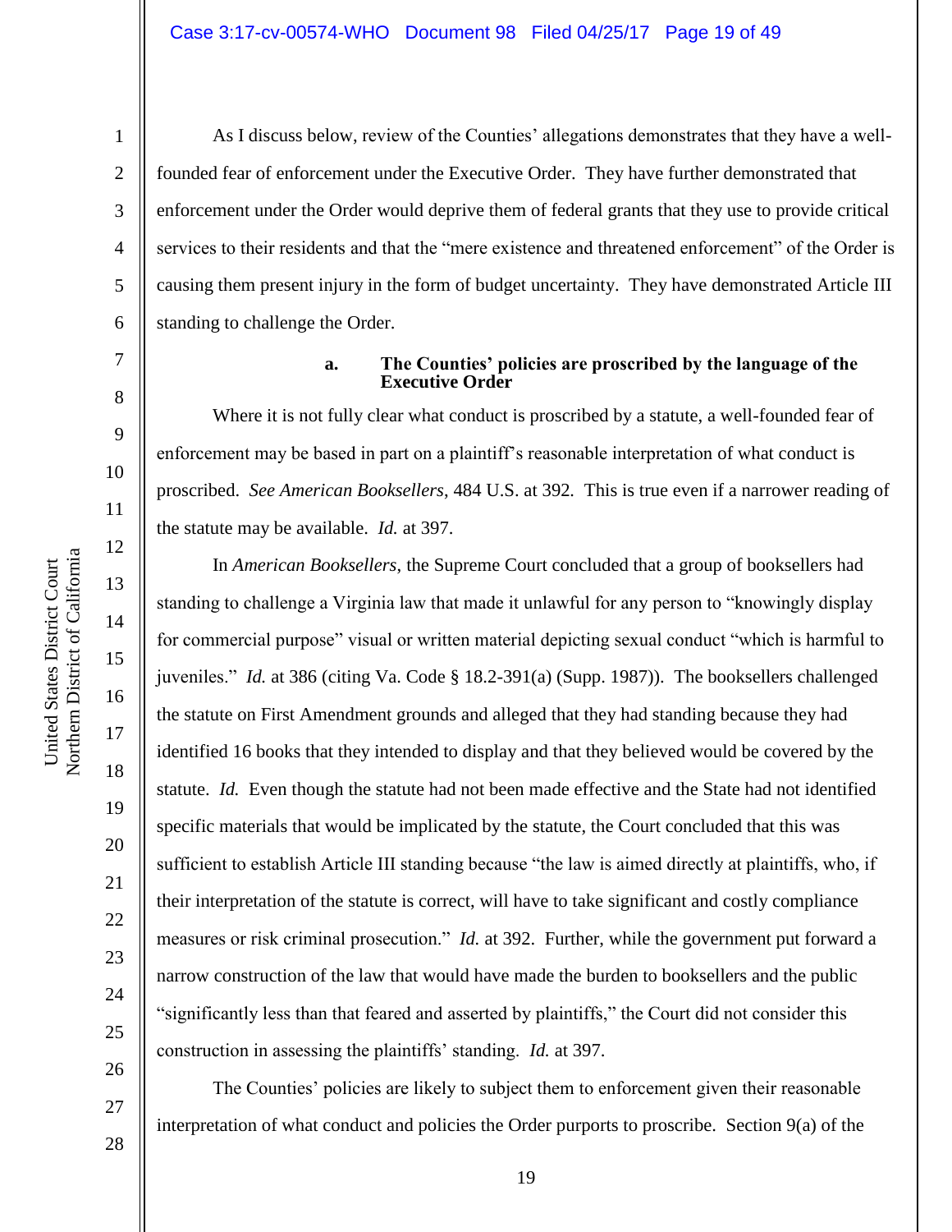As I discuss below, review of the Counties' allegations demonstrates that they have a well-founded fear of enforcement under the Executive Order. They have further demonstrated that enforcement under the Order would deprive them of federal grants that they use to provide critical services to their residents and that the "mere existence and threatened enforcement" of the Order is causing them present injury in the form of budget uncertainty. They have demonstrated Article III standing to challenge the Order.

**a. The Counties' policies are proscribed by the language of the Executive Order**

Where it is not fully clear what conduct is proscribed by a statute, a well-founded fear of enforcement may be based in part on a plaintiff's reasonable interpretation of what conduct is proscribed. *See American Booksellers*, 484 U.S. at 392. This is true even if a narrower reading of the statute may be available. *Id.* at 397.

In *American Booksellers*, the Supreme Court concluded that a group of booksellers had standing to challenge a Virginia law that made it unlawful for any person to "knowingly display for commercial purpose" visual or written material depicting sexual conduct "which is harmful to juveniles." *Id.* at 386 (citing Va. Code § 18.2-391(a) (Supp. 1987)). The booksellers challenged the statute on First Amendment grounds and alleged that they had standing because they had identified 16 books that they intended to display and that they believed would be covered by the statute. *Id.* Even though the statute had not been made effective and the State had not identified specific materials that would be implicated by the statute, the Court concluded that this was sufficient to establish Article III standing because "the law is aimed directly at plaintiffs, who, if their interpretation of the statute is correct, will have to take significant and costly compliance measures or risk criminal prosecution." *Id.* at 392. Further, while the government put forward a narrow construction of the law that would have made the burden to booksellers and the public "significantly less than that feared and asserted by plaintiffs," the Court did not consider this construction in assessing the plaintiffs' standing. *Id.* at 397.

The Counties' policies are likely to subject them to enforcement given their reasonable interpretation of what conduct and policies the Order purports to proscribe. Section 9(a) of the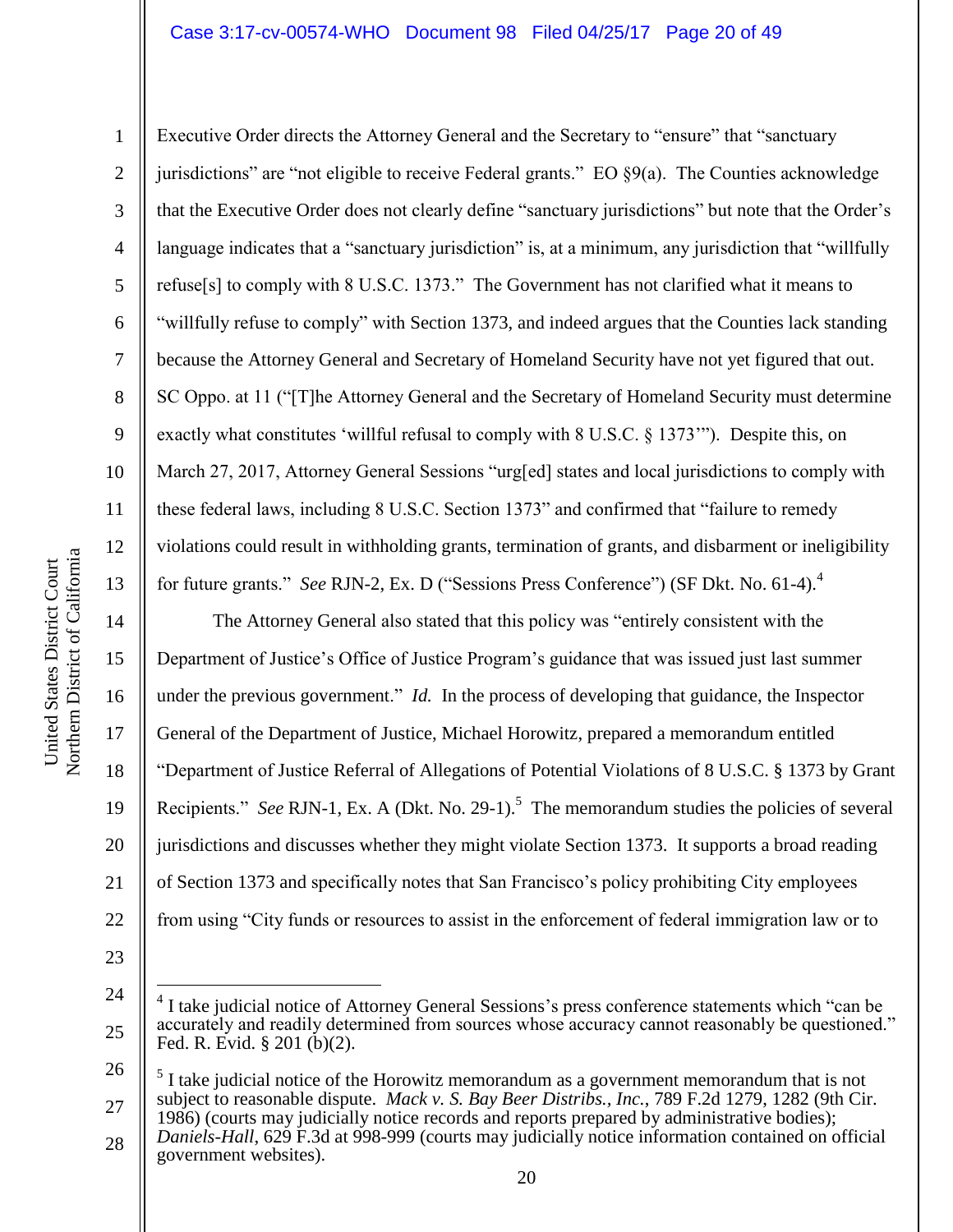Executive Order directs the Attorney General and the Secretary to "ensure" that "sanctuary jurisdictions" are "not eligible to receive Federal grants." EO §9(a). The Counties acknowledge that the Executive Order does not clearly define "sanctuary jurisdictions" but note that the Order's language indicates that a "sanctuary jurisdiction" is, at a minimum, any jurisdiction that "willfully refuse[s] to comply with 8 U.S.C. 1373." The Government has not clarified what it means to "willfully refuse to comply" with Section 1373, and indeed argues that the Counties lack standing because the Attorney General and Secretary of Homeland Security have not yet figured that out. SC Oppo. at 11 ("[T]he Attorney General and the Secretary of Homeland Security must determine exactly what constitutes 'willful refusal to comply with 8 U.S.C. § 1373'"). Despite this, on March 27, 2017, Attorney General Sessions "urg[ed] states and local jurisdictions to comply with these federal laws, including 8 U.S.C. Section 1373" and confirmed that "failure to remedy violations could result in withholding grants, termination of grants, and disbarment or ineligibility for future grants." *See* RJN-2, Ex. D ("Sessions Press Conference") (SF Dkt. No. 61-4).[4]

The Attorney General also stated that this policy was "entirely consistent with the Department of Justice's Office of Justice Program's guidance that was issued just last summer under the previous government." *Id.* In the process of developing that guidance, the Inspector General of the Department of Justice, Michael Horowitz, prepared a memorandum entitled "Department of Justice Referral of Allegations of Potential Violations of 8 U.S.C. § 1373 by Grant Recipients." *See* RJN-1, Ex. A (Dkt. No. 29-1).[5] The memorandum studies the policies of several jurisdictions and discusses whether they might violate Section 1373. It supports a broad reading of Section 1373 and specifically notes that San Francisco's policy prohibiting City employees from using "City funds or resources to assist in the enforcement of federal immigration law or to

---

[4] I take judicial notice of Attorney General Sessions's press conference statements which "can be accurately and readily determined from sources whose accuracy cannot reasonably be questioned." Fed. R. Evid. § 201 (b)(2).

[5] I take judicial notice of the Horowitz memorandum as a government memorandum that is not subject to reasonable dispute. *Mack v. S. Bay Beer Distribs., Inc.*, 789 F.2d 1279, 1282 (9th Cir. 1986) (courts may judicially notice records and reports prepared by administrative bodies); *Daniels-Hall*, 629 F.3d at 998-999 (courts may judicially notice information contained on official government websites).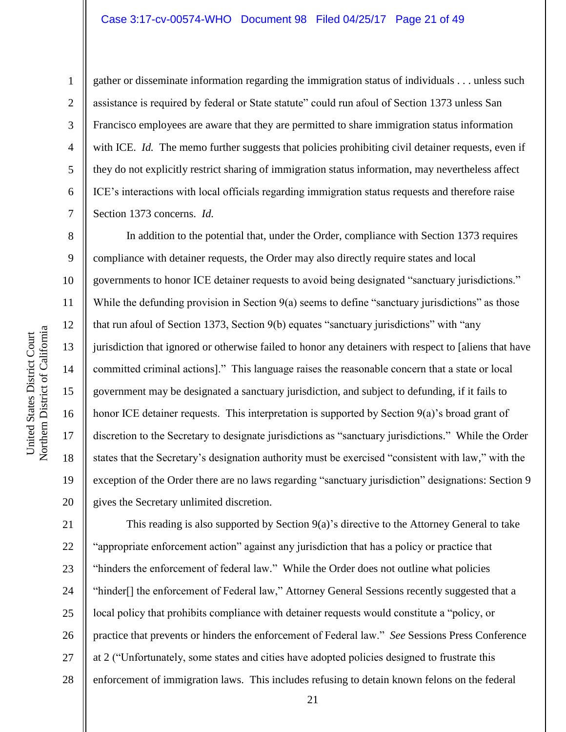gather or disseminate information regarding the immigration status of individuals . . . unless such assistance is required by federal or State statute" could run afoul of Section 1373 unless San Francisco employees are aware that they are permitted to share immigration status information with ICE. *Id.* The memo further suggests that policies prohibiting civil detainer requests, even if they do not explicitly restrict sharing of immigration status information, may nevertheless affect ICE's interactions with local officials regarding immigration status requests and therefore raise Section 1373 concerns. *Id.*

In addition to the potential that, under the Order, compliance with Section 1373 requires compliance with detainer requests, the Order may also directly require states and local governments to honor ICE detainer requests to avoid being designated "sanctuary jurisdictions." While the defunding provision in Section 9(a) seems to define "sanctuary jurisdictions" as those that run afoul of Section 1373, Section 9(b) equates "sanctuary jurisdictions" with "any jurisdiction that ignored or otherwise failed to honor any detainers with respect to [aliens that have committed criminal actions]." This language raises the reasonable concern that a state or local government may be designated a sanctuary jurisdiction, and subject to defunding, if it fails to honor ICE detainer requests. This interpretation is supported by Section 9(a)'s broad grant of discretion to the Secretary to designate jurisdictions as "sanctuary jurisdictions." While the Order states that the Secretary's designation authority must be exercised "consistent with law," with the exception of the Order there are no laws regarding "sanctuary jurisdiction" designations: Section 9 gives the Secretary unlimited discretion.

This reading is also supported by Section 9(a)'s directive to the Attorney General to take "appropriate enforcement action" against any jurisdiction that has a policy or practice that "hinders the enforcement of federal law." While the Order does not outline what policies "hinder[] the enforcement of Federal law," Attorney General Sessions recently suggested that a local policy that prohibits compliance with detainer requests would constitute a "policy, or practice that prevents or hinders the enforcement of Federal law." *See* Sessions Press Conference at 2 ("Unfortunately, some states and cities have adopted policies designed to frustrate this enforcement of immigration laws. This includes refusing to detain known felons on the federal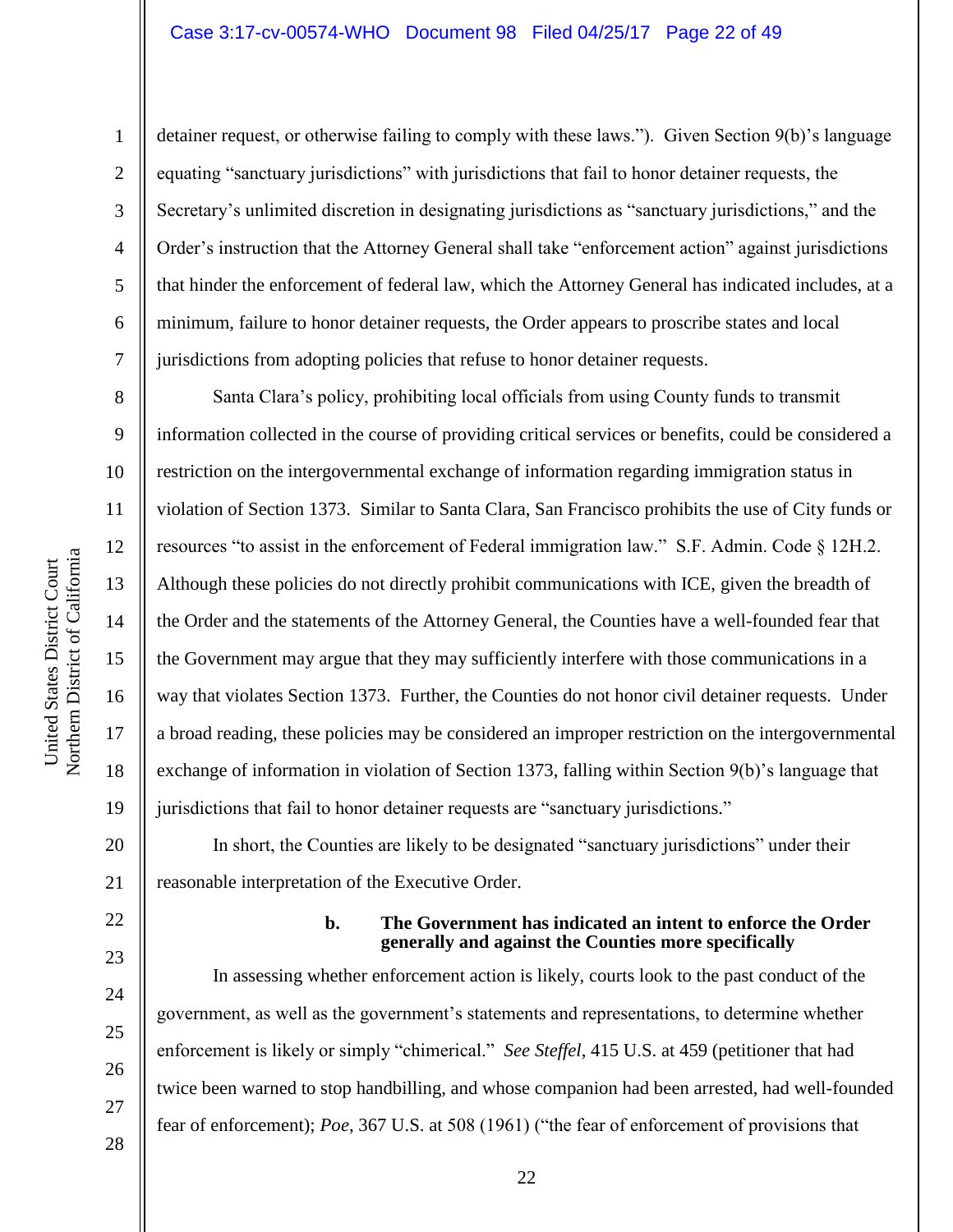detainer request, or otherwise failing to comply with these laws."). Given Section 9(b)'s language equating "sanctuary jurisdictions" with jurisdictions that fail to honor detainer requests, the Secretary's unlimited discretion in designating jurisdictions as "sanctuary jurisdictions," and the Order's instruction that the Attorney General shall take "enforcement action" against jurisdictions that hinder the enforcement of federal law, which the Attorney General has indicated includes, at a minimum, failure to honor detainer requests, the Order appears to proscribe states and local jurisdictions from adopting policies that refuse to honor detainer requests.

Santa Clara's policy, prohibiting local officials from using County funds to transmit information collected in the course of providing critical services or benefits, could be considered a restriction on the intergovernmental exchange of information regarding immigration status in violation of Section 1373. Similar to Santa Clara, San Francisco prohibits the use of City funds or resources "to assist in the enforcement of Federal immigration law." S.F. Admin. Code § 12H.2. Although these policies do not directly prohibit communications with ICE, given the breadth of the Order and the statements of the Attorney General, the Counties have a well-founded fear that the Government may argue that they may sufficiently interfere with those communications in a way that violates Section 1373. Further, the Counties do not honor civil detainer requests. Under a broad reading, these policies may be considered an improper restriction on the intergovernmental exchange of information in violation of Section 1373, falling within Section 9(b)'s language that jurisdictions that fail to honor detainer requests are "sanctuary jurisdictions."

In short, the Counties are likely to be designated "sanctuary jurisdictions" under their reasonable interpretation of the Executive Order.

**b. The Government has indicated an intent to enforce the Order generally and against the Counties more specifically**

In assessing whether enforcement action is likely, courts look to the past conduct of the government, as well as the government's statements and representations, to determine whether enforcement is likely or simply "chimerical." *See Steffel*, 415 U.S. at 459 (petitioner that had twice been warned to stop handbilling, and whose companion had been arrested, had well-founded fear of enforcement); *Poe*, 367 U.S. at 508 (1961) ("the fear of enforcement of provisions that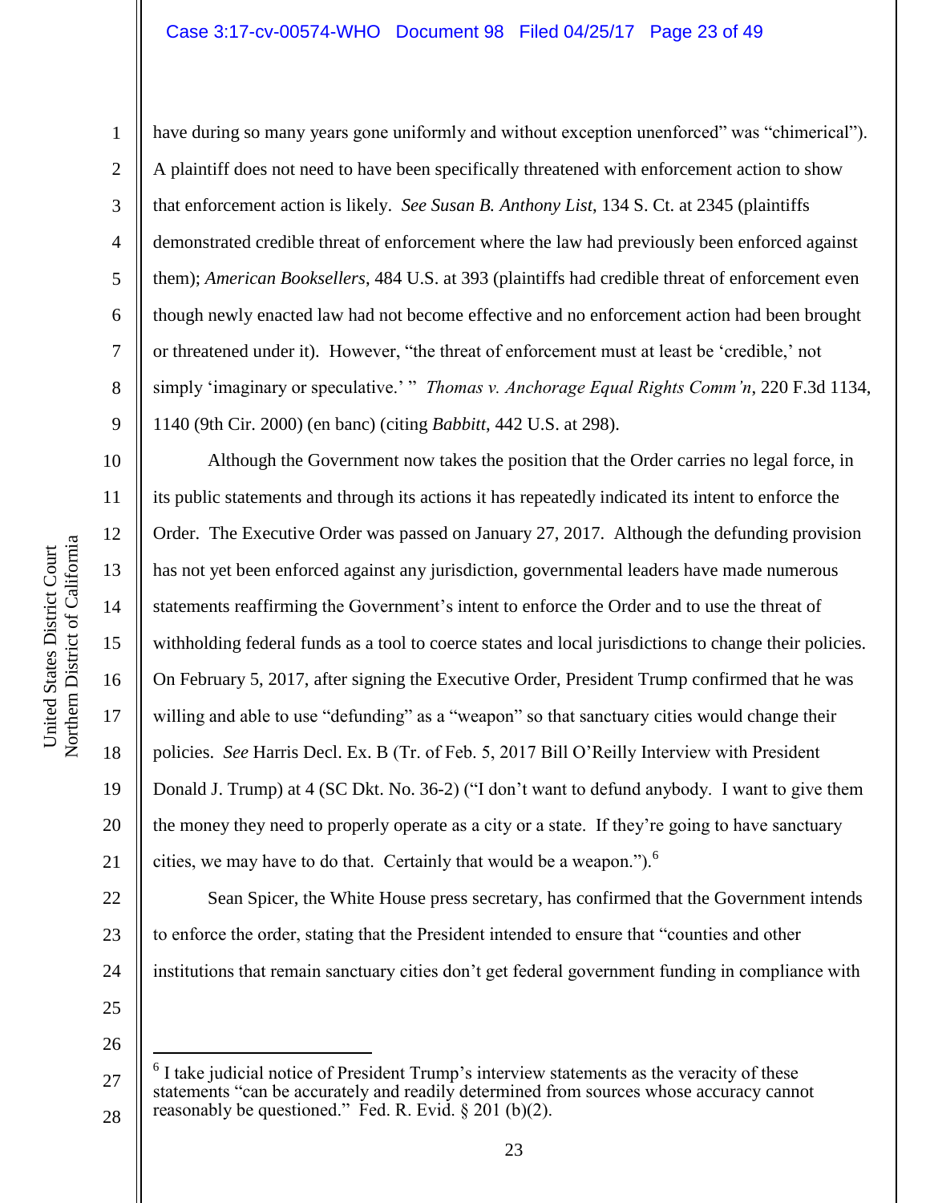have during so many years gone uniformly and without exception unenforced" was "chimerical"). A plaintiff does not need to have been specifically threatened with enforcement action to show that enforcement action is likely. *See Susan B. Anthony List*, 134 S. Ct. at 2345 (plaintiffs demonstrated credible threat of enforcement where the law had previously been enforced against them); *American Booksellers*, 484 U.S. at 393 (plaintiffs had credible threat of enforcement even though newly enacted law had not become effective and no enforcement action had been brought or threatened under it). However, "the threat of enforcement must at least be 'credible,' not simply 'imaginary or speculative.' " *Thomas v. Anchorage Equal Rights Comm'n*, 220 F.3d 1134, 1140 (9th Cir. 2000) (en banc) (citing *Babbitt*, 442 U.S. at 298).

Although the Government now takes the position that the Order carries no legal force, in its public statements and through its actions it has repeatedly indicated its intent to enforce the Order. The Executive Order was passed on January 27, 2017. Although the defunding provision has not yet been enforced against any jurisdiction, governmental leaders have made numerous statements reaffirming the Government's intent to enforce the Order and to use the threat of withholding federal funds as a tool to coerce states and local jurisdictions to change their policies. On February 5, 2017, after signing the Executive Order, President Trump confirmed that he was willing and able to use "defunding" as a "weapon" so that sanctuary cities would change their policies. *See* Harris Decl. Ex. B (Tr. of Feb. 5, 2017 Bill O'Reilly Interview with President Donald J. Trump) at 4 (SC Dkt. No. 36-2) ("I don't want to defund anybody. I want to give them the money they need to properly operate as a city or a state. If they're going to have sanctuary cities, we may have to do that. Certainly that would be a weapon.").[6]

Sean Spicer, the White House press secretary, has confirmed that the Government intends to enforce the order, stating that the President intended to ensure that "counties and other institutions that remain sanctuary cities don't get federal government funding in compliance with

---

[6] I take judicial notice of President Trump's interview statements as the veracity of these statements "can be accurately and readily determined from sources whose accuracy cannot reasonably be questioned." Fed. R. Evid. § 201 (b)(2).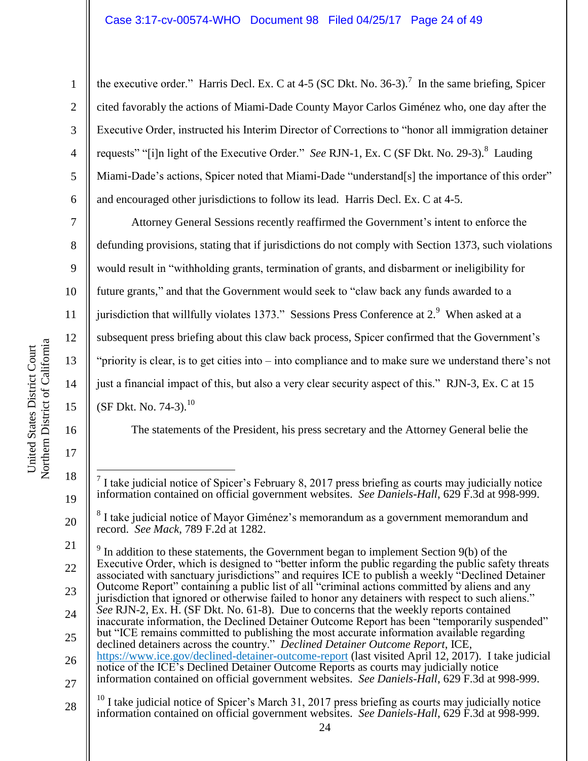the executive order." Harris Decl. Ex. C at 4-5 (SC Dkt. No. 36-3).[7] In the same briefing, Spicer cited favorably the actions of Miami-Dade County Mayor Carlos Giménez who, one day after the Executive Order, instructed his Interim Director of Corrections to "honor all immigration detainer requests" "[i]n light of the Executive Order." *See* RJN-1, Ex. C (SF Dkt. No. 29-3).[8] Lauding Miami-Dade's actions, Spicer noted that Miami-Dade "understand[s] the importance of this order" and encouraged other jurisdictions to follow its lead. Harris Decl. Ex. C at 4-5.

Attorney General Sessions recently reaffirmed the Government's intent to enforce the defunding provisions, stating that if jurisdictions do not comply with Section 1373, such violations would result in "withholding grants, termination of grants, and disbarment or ineligibility for future grants," and that the Government would seek to "claw back any funds awarded to a jurisdiction that willfully violates 1373." Sessions Press Conference at 2.[9] When asked at a subsequent press briefing about this claw back process, Spicer confirmed that the Government's "priority is clear, is to get cities into – into compliance and to make sure we understand there's not just a financial impact of this, but also a very clear security aspect of this." RJN-3, Ex. C at 15 (SF Dkt. No. 74-3).[10]

The statements of the President, his press secretary and the Attorney General belie the

---

[7] I take judicial notice of Spicer's February 8, 2017 press briefing as courts may judicially notice information contained on official government websites. *See Daniels-Hall*, 629 F.3d at 998-999.

[8] I take judicial notice of Mayor Giménez's memorandum as a government memorandum and record. *See Mack*, 789 F.2d at 1282.

[9] In addition to these statements, the Government began to implement Section 9(b) of the Executive Order, which is designed to "better inform the public regarding the public safety threats associated with sanctuary jurisdictions" and requires ICE to publish a weekly "Declined Detainer Outcome Report" containing a public list of all "criminal actions committed by aliens and any jurisdiction that ignored or otherwise failed to honor any detainers with respect to such aliens." *See* RJN-2, Ex. H. (SF Dkt. No. 61-8). Due to concerns that the weekly reports contained inaccurate information, the Declined Detainer Outcome Report has been "temporarily suspended" but "ICE remains committed to publishing the most accurate information available regarding declined detainers across the country." *Declined Detainer Outcome Report*, ICE, https://www.ice.gov/declined-detainer-outcome-report (last visited April 12, 2017). I take judicial notice of the ICE's Declined Detainer Outcome Reports as courts may judicially notice information contained on official government websites. *See Daniels-Hall*, 629 F.3d at 998-999.

[10] I take judicial notice of Spicer's March 31, 2017 press briefing as courts may judicially notice information contained on official government websites. *See Daniels-Hall*, 629 F.3d at 998-999.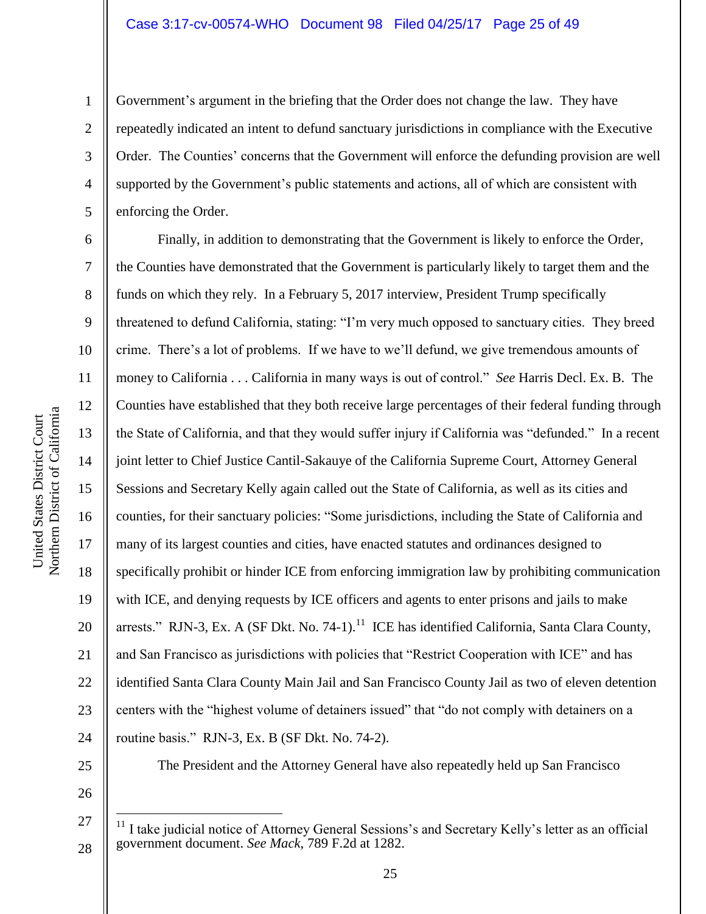Government's argument in the briefing that the Order does not change the law. They have repeatedly indicated an intent to defund sanctuary jurisdictions in compliance with the Executive Order. The Counties' concerns that the Government will enforce the defunding provision are well supported by the Government's public statements and actions, all of which are consistent with enforcing the Order.

Finally, in addition to demonstrating that the Government is likely to enforce the Order, the Counties have demonstrated that the Government is particularly likely to target them and the funds on which they rely. In a February 5, 2017 interview, President Trump specifically threatened to defund California, stating: "I'm very much opposed to sanctuary cities. They breed crime. There's a lot of problems. If we have to we'll defund, we give tremendous amounts of money to California . . . California in many ways is out of control." *See* Harris Decl. Ex. B. The Counties have established that they both receive large percentages of their federal funding through the State of California, and that they would suffer injury if California was "defunded." In a recent joint letter to Chief Justice Cantil-Sakauye of the California Supreme Court, Attorney General Sessions and Secretary Kelly again called out the State of California, as well as its cities and counties, for their sanctuary policies: "Some jurisdictions, including the State of California and many of its largest counties and cities, have enacted statutes and ordinances designed to specifically prohibit or hinder ICE from enforcing immigration law by prohibiting communication with ICE, and denying requests by ICE officers and agents to enter prisons and jails to make arrests." RJN-3, Ex. A (SF Dkt. No. 74-1).[11] ICE has identified California, Santa Clara County, and San Francisco as jurisdictions with policies that "Restrict Cooperation with ICE" and has identified Santa Clara County Main Jail and San Francisco County Jail as two of eleven detention centers with the "highest volume of detainers issued" that "do not comply with detainers on a routine basis." RJN-3, Ex. B (SF Dkt. No. 74-2).

The President and the Attorney General have also repeatedly held up San Francisco

---

[11] I take judicial notice of Attorney General Sessions's and Secretary Kelly's letter as an official government document. *See Mack*, 789 F.2d at 1282.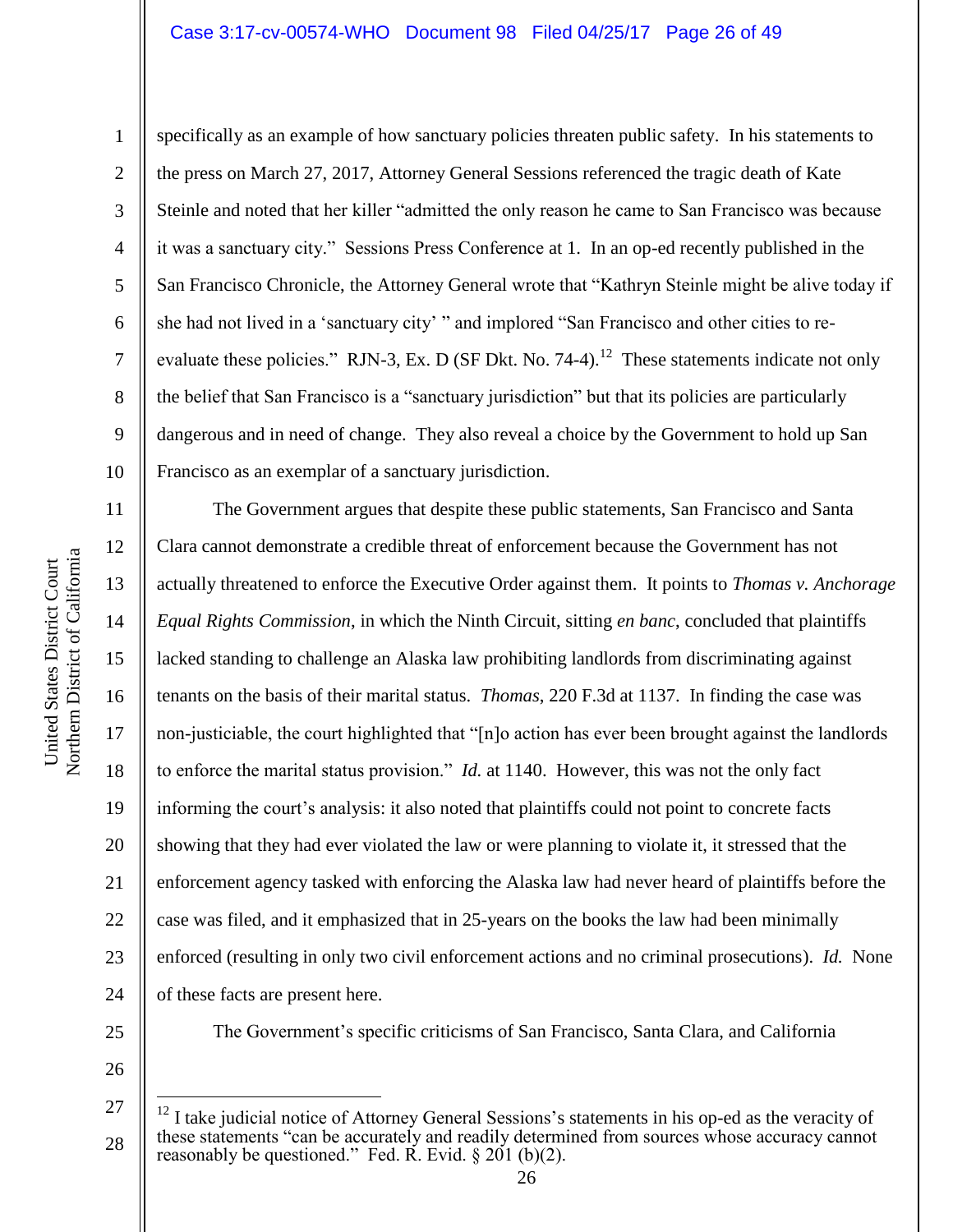specifically as an example of how sanctuary policies threaten public safety. In his statements to the press on March 27, 2017, Attorney General Sessions referenced the tragic death of Kate Steinle and noted that her killer "admitted the only reason he came to San Francisco was because it was a sanctuary city." Sessions Press Conference at 1. In an op-ed recently published in the San Francisco Chronicle, the Attorney General wrote that "Kathryn Steinle might be alive today if she had not lived in a 'sanctuary city' " and implored "San Francisco and other cities to re-evaluate these policies." RJN-3, Ex. D (SF Dkt. No. 74-4).[12] These statements indicate not only the belief that San Francisco is a "sanctuary jurisdiction" but that its policies are particularly dangerous and in need of change. They also reveal a choice by the Government to hold up San Francisco as an exemplar of a sanctuary jurisdiction.

The Government argues that despite these public statements, San Francisco and Santa Clara cannot demonstrate a credible threat of enforcement because the Government has not actually threatened to enforce the Executive Order against them. It points to *Thomas v. Anchorage Equal Rights Commission*, in which the Ninth Circuit, sitting *en banc*, concluded that plaintiffs lacked standing to challenge an Alaska law prohibiting landlords from discriminating against tenants on the basis of their marital status. *Thomas*, 220 F.3d at 1137. In finding the case was non-justiciable, the court highlighted that "[n]o action has ever been brought against the landlords to enforce the marital status provision." *Id.* at 1140. However, this was not the only fact informing the court's analysis: it also noted that plaintiffs could not point to concrete facts showing that they had ever violated the law or were planning to violate it, it stressed that the enforcement agency tasked with enforcing the Alaska law had never heard of plaintiffs before the case was filed, and it emphasized that in 25-years on the books the law had been minimally enforced (resulting in only two civil enforcement actions and no criminal prosecutions). *Id.* None of these facts are present here.

The Government's specific criticisms of San Francisco, Santa Clara, and California

---

[12] I take judicial notice of Attorney General Sessions's statements in his op-ed as the veracity of these statements "can be accurately and readily determined from sources whose accuracy cannot reasonably be questioned." Fed. R. Evid. § 201 (b)(2).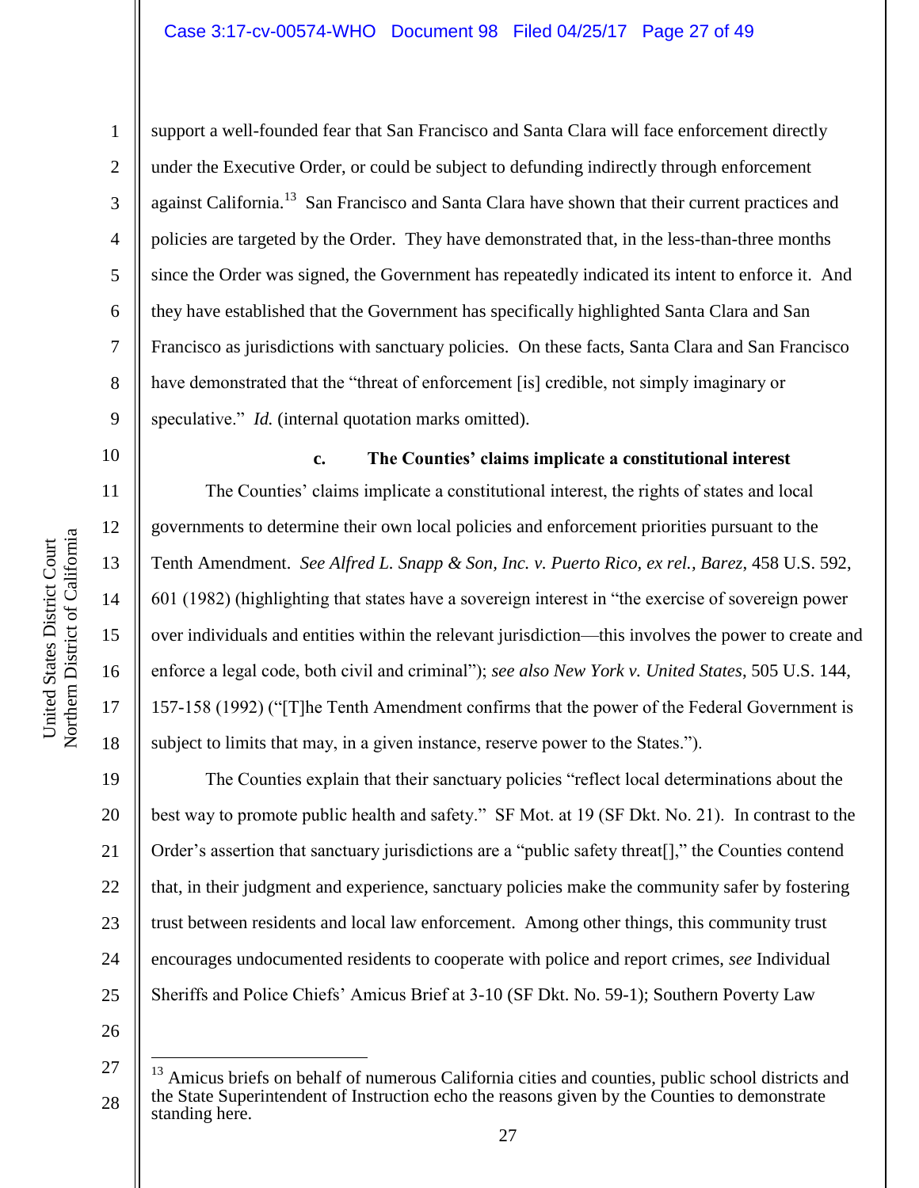support a well-founded fear that San Francisco and Santa Clara will face enforcement directly under the Executive Order, or could be subject to defunding indirectly through enforcement against California.[13] San Francisco and Santa Clara have shown that their current practices and policies are targeted by the Order. They have demonstrated that, in the less-than-three months since the Order was signed, the Government has repeatedly indicated its intent to enforce it. And they have established that the Government has specifically highlighted Santa Clara and San Francisco as jurisdictions with sanctuary policies. On these facts, Santa Clara and San Francisco have demonstrated that the "threat of enforcement [is] credible, not simply imaginary or speculative." *Id.* (internal quotation marks omitted).

**c. The Counties' claims implicate a constitutional interest**

The Counties' claims implicate a constitutional interest, the rights of states and local governments to determine their own local policies and enforcement priorities pursuant to the Tenth Amendment. *See Alfred L. Snapp & Son, Inc. v. Puerto Rico, ex rel., Barez*, 458 U.S. 592, 601 (1982) (highlighting that states have a sovereign interest in "the exercise of sovereign power over individuals and entities within the relevant jurisdiction—this involves the power to create and enforce a legal code, both civil and criminal"); *see also New York v. United States*, 505 U.S. 144, 157-158 (1992) ("[T]he Tenth Amendment confirms that the power of the Federal Government is subject to limits that may, in a given instance, reserve power to the States.").

The Counties explain that their sanctuary policies "reflect local determinations about the best way to promote public health and safety." SF Mot. at 19 (SF Dkt. No. 21). In contrast to the Order's assertion that sanctuary jurisdictions are a "public safety threat[]," the Counties contend that, in their judgment and experience, sanctuary policies make the community safer by fostering trust between residents and local law enforcement. Among other things, this community trust encourages undocumented residents to cooperate with police and report crimes, *see* Individual Sheriffs and Police Chiefs' Amicus Brief at 3-10 (SF Dkt. No. 59-1); Southern Poverty Law

---

[13] Amicus briefs on behalf of numerous California cities and counties, public school districts and the State Superintendent of Instruction echo the reasons given by the Counties to demonstrate standing here.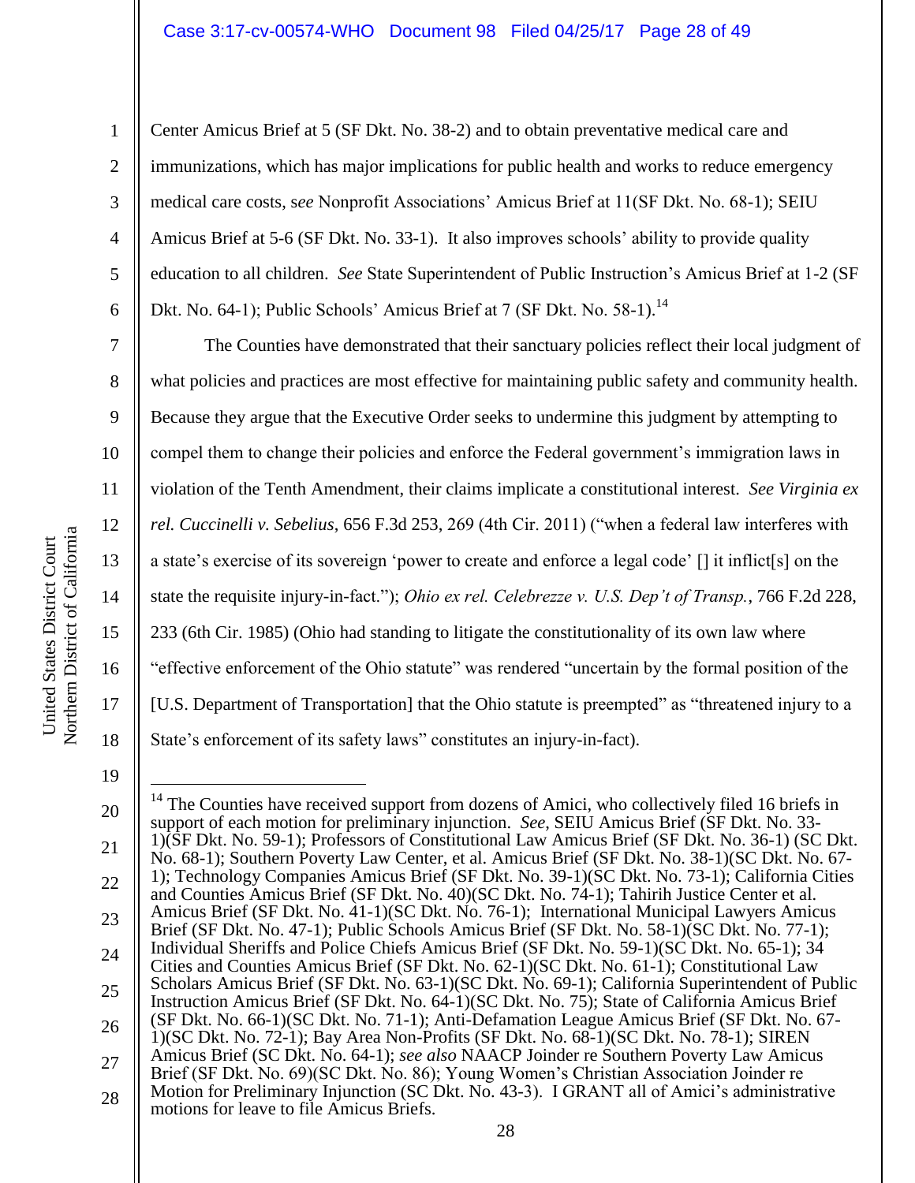Center Amicus Brief at 5 (SF Dkt. No. 38-2) and to obtain preventative medical care and immunizations, which has major implications for public health and works to reduce emergency medical care costs, s*ee* Nonprofit Associations' Amicus Brief at 11(SF Dkt. No. 68-1); SEIU Amicus Brief at 5-6 (SF Dkt. No. 33-1). It also improves schools' ability to provide quality education to all children. *See* State Superintendent of Public Instruction's Amicus Brief at 1-2 (SF Dkt. No. 64-1); Public Schools' Amicus Brief at 7 (SF Dkt. No. 58-1).[14]

The Counties have demonstrated that their sanctuary policies reflect their local judgment of what policies and practices are most effective for maintaining public safety and community health. Because they argue that the Executive Order seeks to undermine this judgment by attempting to compel them to change their policies and enforce the Federal government's immigration laws in violation of the Tenth Amendment, their claims implicate a constitutional interest. *See Virginia ex rel. Cuccinelli v. Sebelius*, 656 F.3d 253, 269 (4th Cir. 2011) ("when a federal law interferes with a state's exercise of its sovereign 'power to create and enforce a legal code' [] it inflict[s] on the state the requisite injury-in-fact."); *Ohio ex rel. Celebrezze v. U.S. Dep't of Transp.*, 766 F.2d 228, 233 (6th Cir. 1985) (Ohio had standing to litigate the constitutionality of its own law where "effective enforcement of the Ohio statute" was rendered "uncertain by the formal position of the [U.S. Department of Transportation] that the Ohio statute is preempted" as "threatened injury to a State's enforcement of its safety laws" constitutes an injury-in-fact).

---

[14] The Counties have received support from dozens of Amici, who collectively filed 16 briefs in support of each motion for preliminary injunction. *See*, SEIU Amicus Brief (SF Dkt. No. 33-1)(SF Dkt. No. 59-1); Professors of Constitutional Law Amicus Brief (SF Dkt. No. 36-1) (SC Dkt. No. 68-1); Southern Poverty Law Center, et al. Amicus Brief (SF Dkt. No. 38-1)(SC Dkt. No. 67-1); Technology Companies Amicus Brief (SF Dkt. No. 39-1)(SC Dkt. No. 73-1); California Cities and Counties Amicus Brief (SF Dkt. No. 40)(SC Dkt. No. 74-1); Tahirih Justice Center et al. Amicus Brief (SF Dkt. No. 41-1)(SC Dkt. No. 76-1); International Municipal Lawyers Amicus Brief (SF Dkt. No. 47-1); Public Schools Amicus Brief (SF Dkt. No. 58-1)(SC Dkt. No. 77-1); Individual Sheriffs and Police Chiefs Amicus Brief (SF Dkt. No. 59-1)(SC Dkt. No. 65-1); 34 Cities and Counties Amicus Brief (SF Dkt. No. 62-1)(SC Dkt. No. 61-1); Constitutional Law Scholars Amicus Brief (SF Dkt. No. 63-1)(SC Dkt. No. 69-1); California Superintendent of Public Instruction Amicus Brief (SF Dkt. No. 64-1)(SC Dkt. No. 75); State of California Amicus Brief (SF Dkt. No. 66-1)(SC Dkt. No. 71-1); Anti-Defamation League Amicus Brief (SF Dkt. No. 67-1)(SC Dkt. No. 72-1); Bay Area Non-Profits (SF Dkt. No. 68-1)(SC Dkt. No. 78-1); SIREN Amicus Brief (SC Dkt. No. 64-1); *see also* NAACP Joinder re Southern Poverty Law Amicus Brief (SF Dkt. No. 69)(SC Dkt. No. 86); Young Women's Christian Association Joinder re Motion for Preliminary Injunction (SC Dkt. No. 43-3). I GRANT all of Amici's administrative motions for leave to file Amicus Briefs.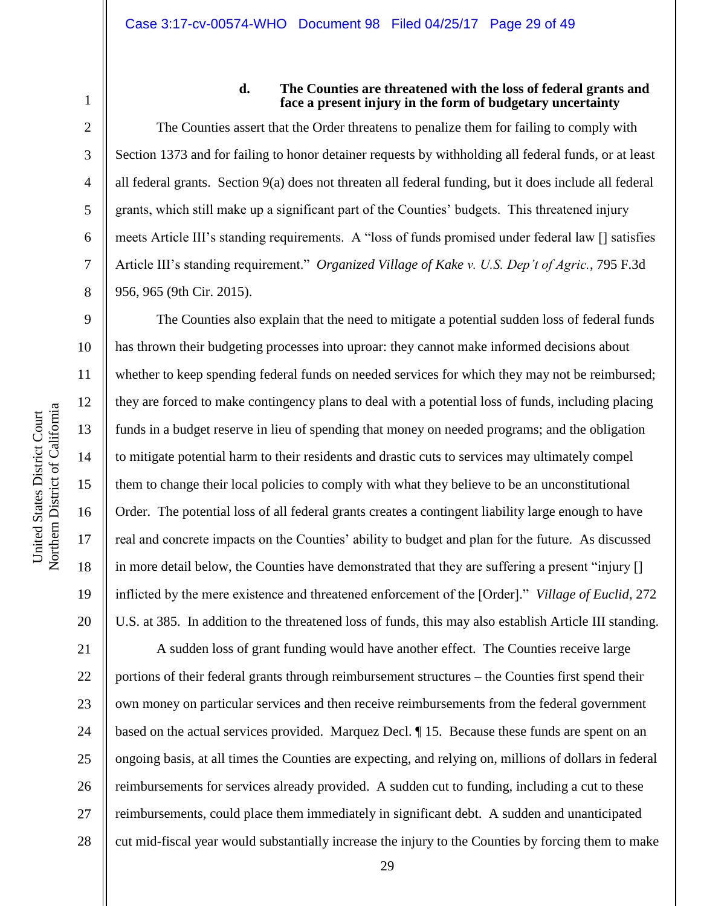#### d. The Counties are threatened with the loss of federal grants and face a present injury in the form of budgetary uncertainty

The Counties assert that the Order threatens to penalize them for failing to comply with Section 1373 and for failing to honor detainer requests by withholding all federal funds, or at least all federal grants. Section 9(a) does not threaten all federal funding, but it does include all federal grants, which still make up a significant part of the Counties' budgets. This threatened injury meets Article III's standing requirements. A "loss of funds promised under federal law [] satisfies Article III's standing requirement." *Organized Village of Kake v. U.S. Dep't of Agric.*, 795 F.3d 956, 965 (9th Cir. 2015).

The Counties also explain that the need to mitigate a potential sudden loss of federal funds has thrown their budgeting processes into uproar: they cannot make informed decisions about whether to keep spending federal funds on needed services for which they may not be reimbursed; they are forced to make contingency plans to deal with a potential loss of funds, including placing funds in a budget reserve in lieu of spending that money on needed programs; and the obligation to mitigate potential harm to their residents and drastic cuts to services may ultimately compel them to change their local policies to comply with what they believe to be an unconstitutional Order. The potential loss of all federal grants creates a contingent liability large enough to have real and concrete impacts on the Counties' ability to budget and plan for the future. As discussed in more detail below, the Counties have demonstrated that they are suffering a present "injury [] inflicted by the mere existence and threatened enforcement of the [Order]." *Village of Euclid*, 272 U.S. at 385. In addition to the threatened loss of funds, this may also establish Article III standing.

A sudden loss of grant funding would have another effect. The Counties receive large portions of their federal grants through reimbursement structures – the Counties first spend their own money on particular services and then receive reimbursements from the federal government based on the actual services provided. Marquez Decl. ¶ 15. Because these funds are spent on an ongoing basis, at all times the Counties are expecting, and relying on, millions of dollars in federal reimbursements for services already provided. A sudden cut to funding, including a cut to these reimbursements, could place them immediately in significant debt. A sudden and unanticipated cut mid-fiscal year would substantially increase the injury to the Counties by forcing them to make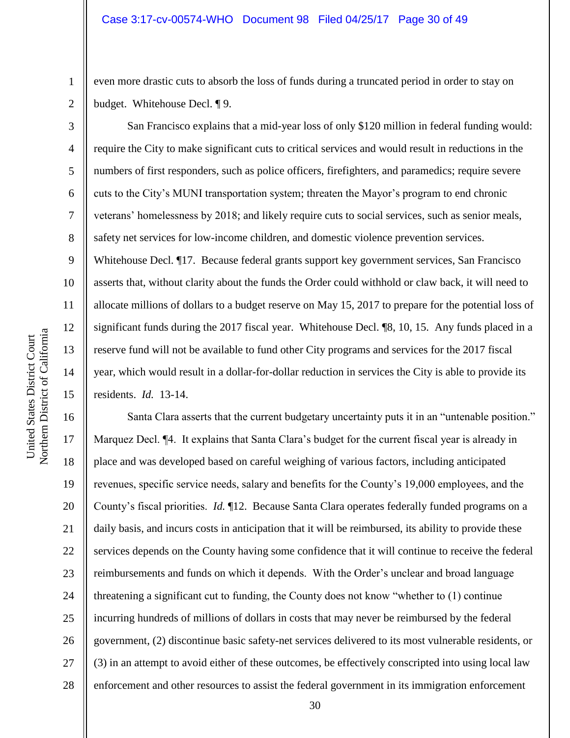even more drastic cuts to absorb the loss of funds during a truncated period in order to stay on budget. Whitehouse Decl. ¶ 9.

San Francisco explains that a mid-year loss of only $120 million in federal funding would: require the City to make significant cuts to critical services and would result in reductions in the numbers of first responders, such as police officers, firefighters, and paramedics; require severe cuts to the City's MUNI transportation system; threaten the Mayor's program to end chronic veterans' homelessness by 2018; and likely require cuts to social services, such as senior meals, safety net services for low-income children, and domestic violence prevention services. Whitehouse Decl. ¶17. Because federal grants support key government services, San Francisco asserts that, without clarity about the funds the Order could withhold or claw back, it will need to allocate millions of dollars to a budget reserve on May 15, 2017 to prepare for the potential loss of significant funds during the 2017 fiscal year. Whitehouse Decl. ¶8, 10, 15. Any funds placed in a reserve fund will not be available to fund other City programs and services for the 2017 fiscal year, which would result in a dollar-for-dollar reduction in services the City is able to provide its residents. *Id.* 13-14.

Santa Clara asserts that the current budgetary uncertainty puts it in an "untenable position." Marquez Decl. ¶4. It explains that Santa Clara's budget for the current fiscal year is already in place and was developed based on careful weighing of various factors, including anticipated revenues, specific service needs, salary and benefits for the County's 19,000 employees, and the County's fiscal priorities. *Id.* ¶12. Because Santa Clara operates federally funded programs on a daily basis, and incurs costs in anticipation that it will be reimbursed, its ability to provide these services depends on the County having some confidence that it will continue to receive the federal reimbursements and funds on which it depends. With the Order's unclear and broad language threatening a significant cut to funding, the County does not know "whether to (1) continue incurring hundreds of millions of dollars in costs that may never be reimbursed by the federal government, (2) discontinue basic safety-net services delivered to its most vulnerable residents, or (3) in an attempt to avoid either of these outcomes, be effectively conscripted into using local law enforcement and other resources to assist the federal government in its immigration enforcement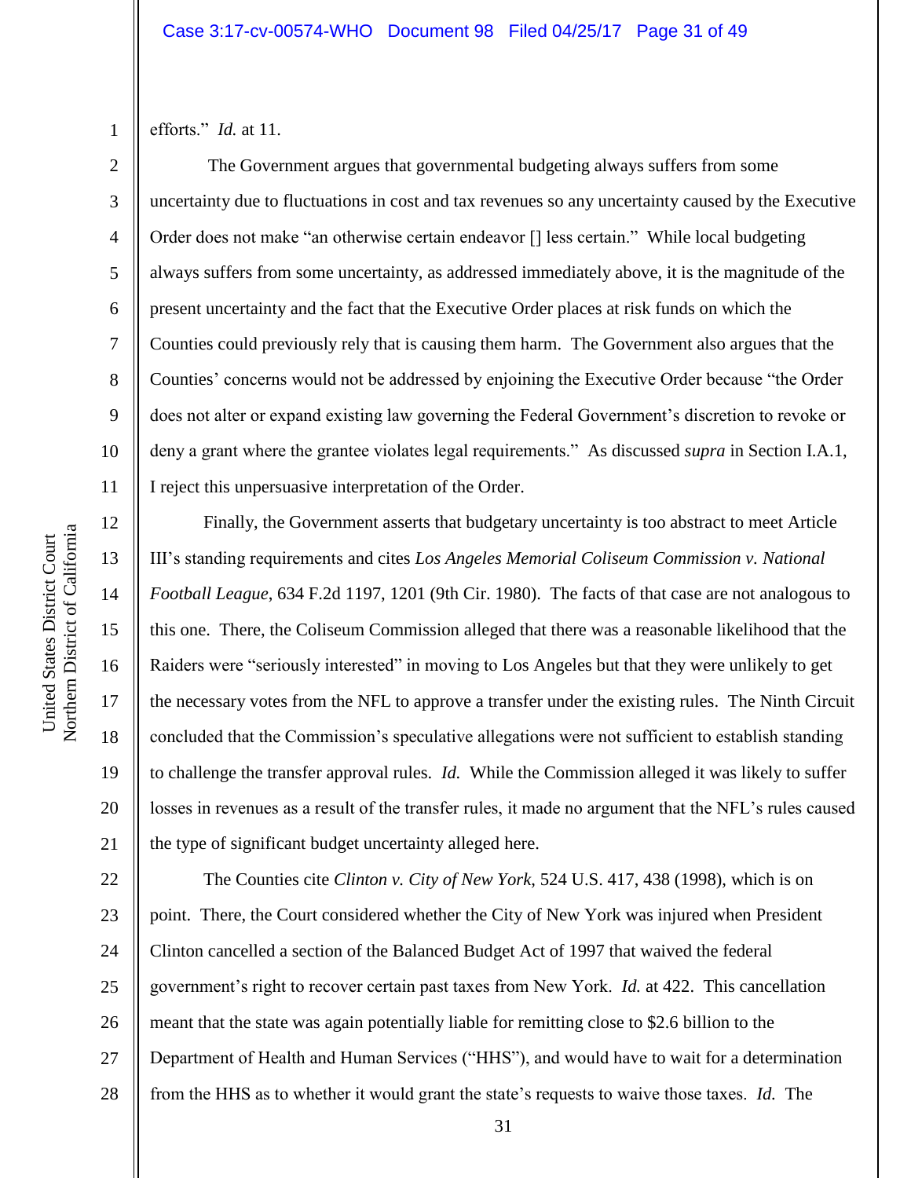efforts." *Id.* at 11.

The Government argues that governmental budgeting always suffers from some uncertainty due to fluctuations in cost and tax revenues so any uncertainty caused by the Executive Order does not make "an otherwise certain endeavor [] less certain." While local budgeting always suffers from some uncertainty, as addressed immediately above, it is the magnitude of the present uncertainty and the fact that the Executive Order places at risk funds on which the Counties could previously rely that is causing them harm. The Government also argues that the Counties' concerns would not be addressed by enjoining the Executive Order because "the Order does not alter or expand existing law governing the Federal Government's discretion to revoke or deny a grant where the grantee violates legal requirements." As discussed *supra* in Section I.A.1, I reject this unpersuasive interpretation of the Order.

Finally, the Government asserts that budgetary uncertainty is too abstract to meet Article III's standing requirements and cites *Los Angeles Memorial Coliseum Commission v. National Football League*, 634 F.2d 1197, 1201 (9th Cir. 1980). The facts of that case are not analogous to this one. There, the Coliseum Commission alleged that there was a reasonable likelihood that the Raiders were "seriously interested" in moving to Los Angeles but that they were unlikely to get the necessary votes from the NFL to approve a transfer under the existing rules. The Ninth Circuit concluded that the Commission's speculative allegations were not sufficient to establish standing to challenge the transfer approval rules. *Id.* While the Commission alleged it was likely to suffer losses in revenues as a result of the transfer rules, it made no argument that the NFL's rules caused the type of significant budget uncertainty alleged here.

The Counties cite *Clinton v. City of New York*, 524 U.S. 417, 438 (1998), which is on point. There, the Court considered whether the City of New York was injured when President Clinton cancelled a section of the Balanced Budget Act of 1997 that waived the federal government's right to recover certain past taxes from New York. *Id.* at 422. This cancellation meant that the state was again potentially liable for remitting close to $2.6 billion to the Department of Health and Human Services ("HHS"), and would have to wait for a determination from the HHS as to whether it would grant the state's requests to waive those taxes. *Id.* The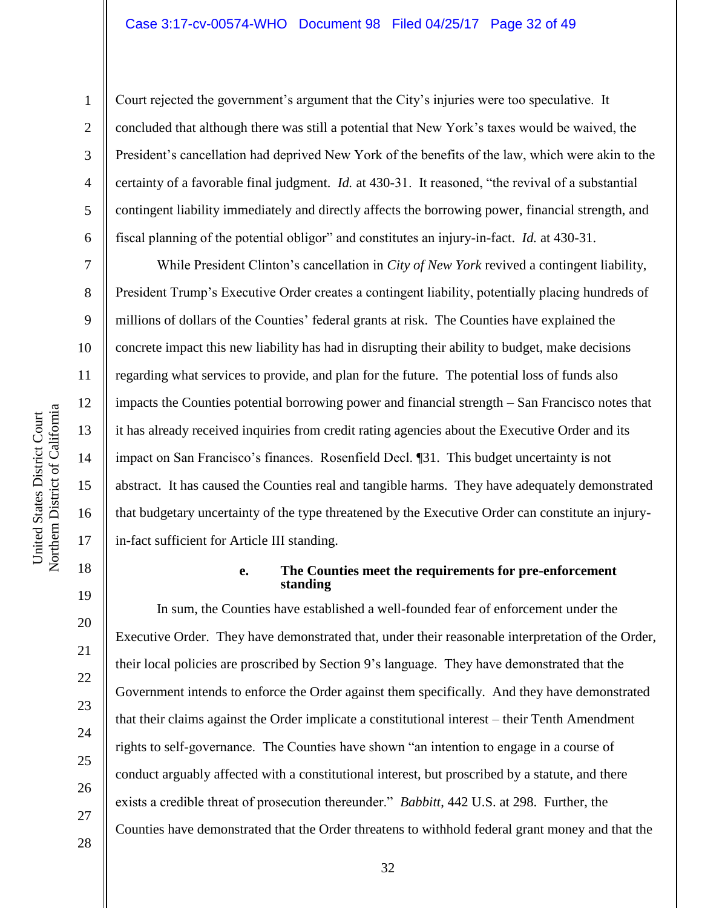Court rejected the government's argument that the City's injuries were too speculative. It concluded that although there was still a potential that New York's taxes would be waived, the President's cancellation had deprived New York of the benefits of the law, which were akin to the certainty of a favorable final judgment. *Id.* at 430-31. It reasoned, "the revival of a substantial contingent liability immediately and directly affects the borrowing power, financial strength, and fiscal planning of the potential obligor" and constitutes an injury-in-fact. *Id.* at 430-31.

While President Clinton's cancellation in *City of New York* revived a contingent liability, President Trump's Executive Order creates a contingent liability, potentially placing hundreds of millions of dollars of the Counties' federal grants at risk. The Counties have explained the concrete impact this new liability has had in disrupting their ability to budget, make decisions regarding what services to provide, and plan for the future. The potential loss of funds also impacts the Counties potential borrowing power and financial strength – San Francisco notes that it has already received inquiries from credit rating agencies about the Executive Order and its impact on San Francisco's finances. Rosenfield Decl. ¶31. This budget uncertainty is not abstract. It has caused the Counties real and tangible harms. They have adequately demonstrated that budgetary uncertainty of the type threatened by the Executive Order can constitute an injury-in-fact sufficient for Article III standing.

**e. The Counties meet the requirements for pre-enforcement standing**

In sum, the Counties have established a well-founded fear of enforcement under the Executive Order. They have demonstrated that, under their reasonable interpretation of the Order, their local policies are proscribed by Section 9's language. They have demonstrated that the Government intends to enforce the Order against them specifically. And they have demonstrated that their claims against the Order implicate a constitutional interest – their Tenth Amendment rights to self-governance. The Counties have shown "an intention to engage in a course of conduct arguably affected with a constitutional interest, but proscribed by a statute, and there exists a credible threat of prosecution thereunder." *Babbitt*, 442 U.S. at 298. Further, the Counties have demonstrated that the Order threatens to withhold federal grant money and that the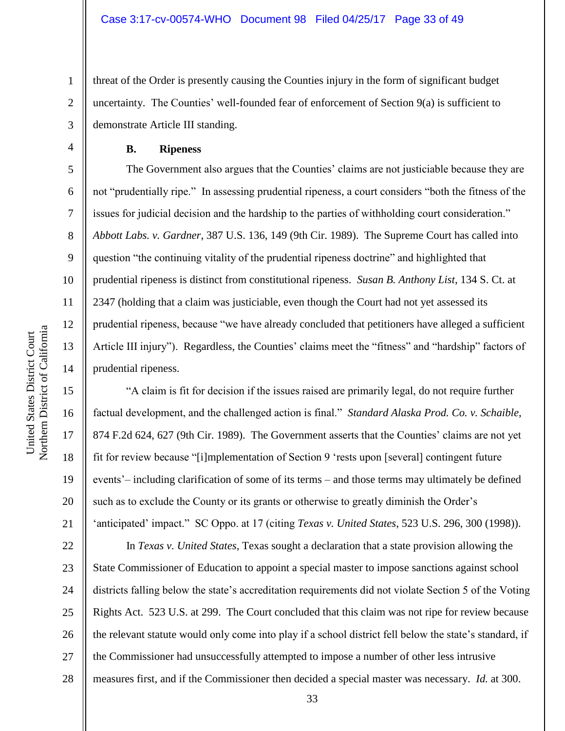threat of the Order is presently causing the Counties injury in the form of significant budget uncertainty. The Counties' well-founded fear of enforcement of Section 9(a) is sufficient to demonstrate Article III standing.

**B. Ripeness**

The Government also argues that the Counties' claims are not justiciable because they are not "prudentially ripe." In assessing prudential ripeness, a court considers "both the fitness of the issues for judicial decision and the hardship to the parties of withholding court consideration." *Abbott Labs. v. Gardner*, 387 U.S. 136, 149 (9th Cir. 1989). The Supreme Court has called into question "the continuing vitality of the prudential ripeness doctrine" and highlighted that prudential ripeness is distinct from constitutional ripeness. *Susan B. Anthony List*, 134 S. Ct. at 2347 (holding that a claim was justiciable, even though the Court had not yet assessed its prudential ripeness, because "we have already concluded that petitioners have alleged a sufficient Article III injury"). Regardless, the Counties' claims meet the "fitness" and "hardship" factors of prudential ripeness.

"A claim is fit for decision if the issues raised are primarily legal, do not require further factual development, and the challenged action is final." *Standard Alaska Prod. Co. v. Schaible*, 874 F.2d 624, 627 (9th Cir. 1989). The Government asserts that the Counties' claims are not yet fit for review because "[i]mplementation of Section 9 'rests upon [several] contingent future events'– including clarification of some of its terms – and those terms may ultimately be defined such as to exclude the County or its grants or otherwise to greatly diminish the Order's 'anticipated' impact." SC Oppo. at 17 (citing *Texas v. United States*, 523 U.S. 296, 300 (1998)).

In *Texas v. United States*, Texas sought a declaration that a state provision allowing the State Commissioner of Education to appoint a special master to impose sanctions against school districts falling below the state's accreditation requirements did not violate Section 5 of the Voting Rights Act. 523 U.S. at 299. The Court concluded that this claim was not ripe for review because the relevant statute would only come into play if a school district fell below the state's standard, if the Commissioner had unsuccessfully attempted to impose a number of other less intrusive measures first, and if the Commissioner then decided a special master was necessary. *Id.* at 300.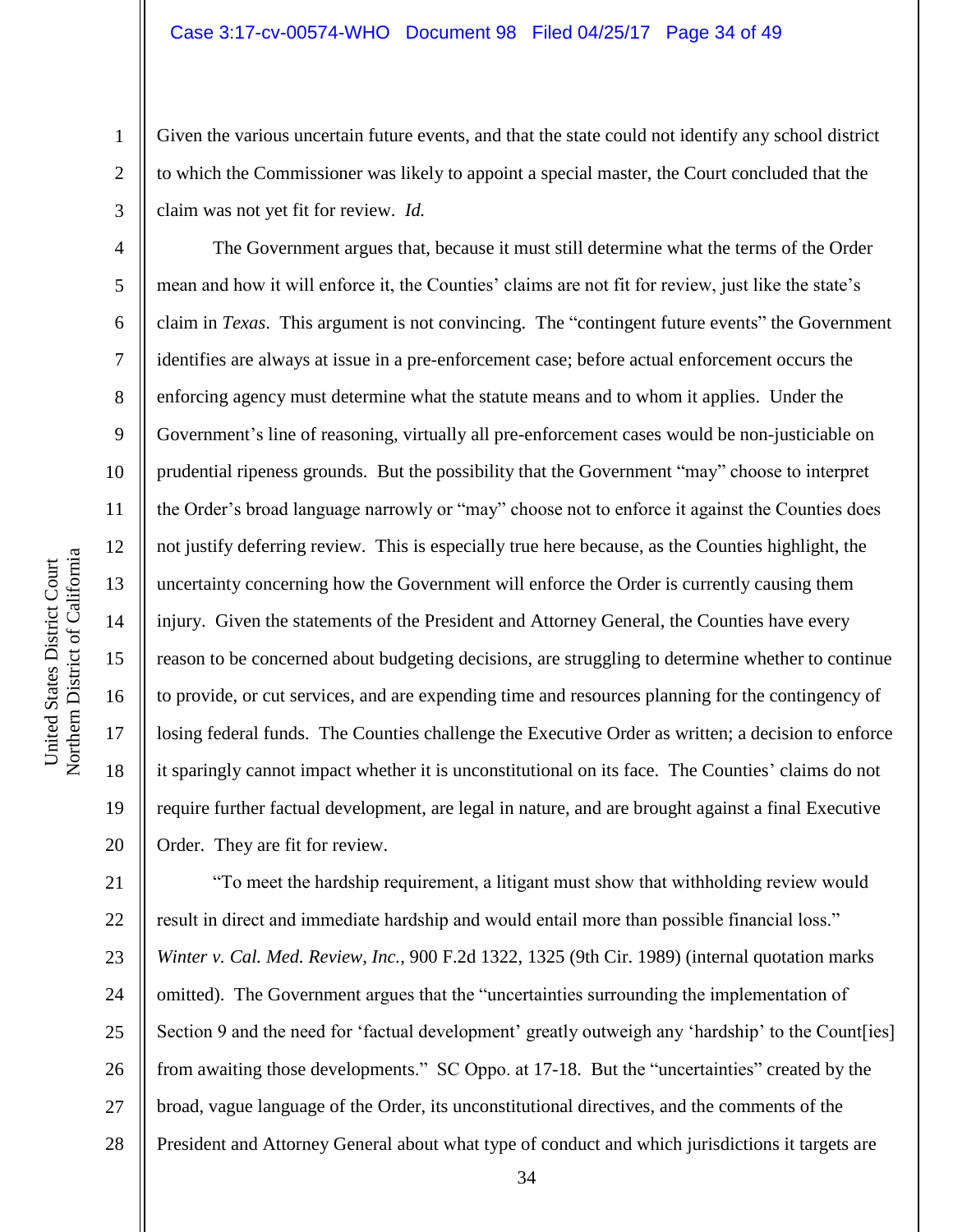Given the various uncertain future events, and that the state could not identify any school district to which the Commissioner was likely to appoint a special master, the Court concluded that the claim was not yet fit for review. *Id.*

The Government argues that, because it must still determine what the terms of the Order mean and how it will enforce it, the Counties' claims are not fit for review, just like the state's claim in *Texas*. This argument is not convincing. The "contingent future events" the Government identifies are always at issue in a pre-enforcement case; before actual enforcement occurs the enforcing agency must determine what the statute means and to whom it applies. Under the Government's line of reasoning, virtually all pre-enforcement cases would be non-justiciable on prudential ripeness grounds. But the possibility that the Government "may" choose to interpret the Order's broad language narrowly or "may" choose not to enforce it against the Counties does not justify deferring review. This is especially true here because, as the Counties highlight, the uncertainty concerning how the Government will enforce the Order is currently causing them injury. Given the statements of the President and Attorney General, the Counties have every reason to be concerned about budgeting decisions, are struggling to determine whether to continue to provide, or cut services, and are expending time and resources planning for the contingency of losing federal funds. The Counties challenge the Executive Order as written; a decision to enforce it sparingly cannot impact whether it is unconstitutional on its face. The Counties' claims do not require further factual development, are legal in nature, and are brought against a final Executive Order. They are fit for review.

"To meet the hardship requirement, a litigant must show that withholding review would result in direct and immediate hardship and would entail more than possible financial loss." *Winter v. Cal. Med. Review, Inc.*, 900 F.2d 1322, 1325 (9th Cir. 1989) (internal quotation marks omitted). The Government argues that the "uncertainties surrounding the implementation of Section 9 and the need for 'factual development' greatly outweigh any 'hardship' to the Count[ies] from awaiting those developments." SC Oppo. at 17-18. But the "uncertainties" created by the broad, vague language of the Order, its unconstitutional directives, and the comments of the President and Attorney General about what type of conduct and which jurisdictions it targets are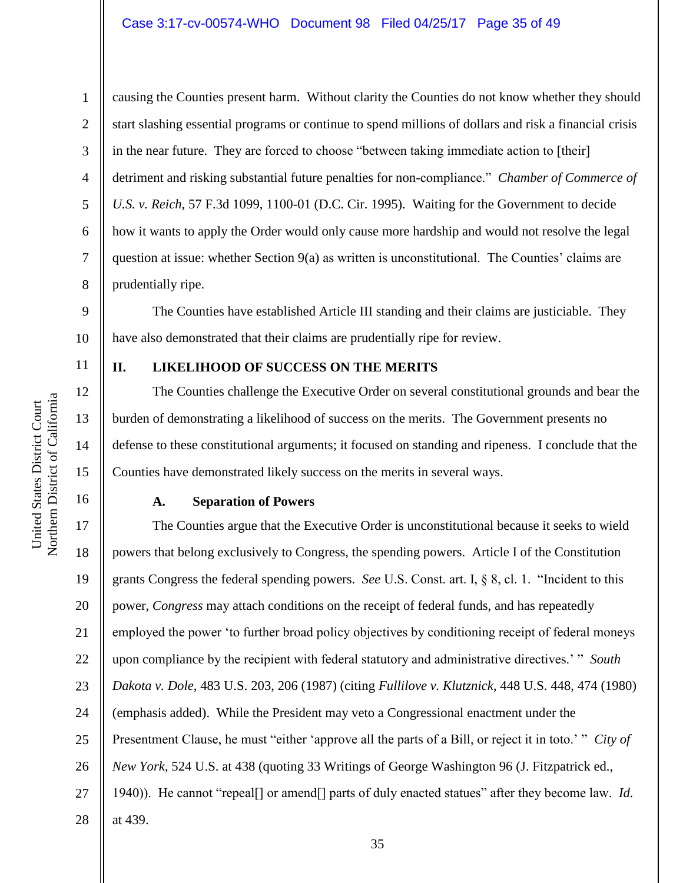causing the Counties present harm. Without clarity the Counties do not know whether they should start slashing essential programs or continue to spend millions of dollars and risk a financial crisis in the near future. They are forced to choose "between taking immediate action to [their] detriment and risking substantial future penalties for non-compliance." *Chamber of Commerce of U.S. v. Reich*, 57 F.3d 1099, 1100-01 (D.C. Cir. 1995). Waiting for the Government to decide how it wants to apply the Order would only cause more hardship and would not resolve the legal question at issue: whether Section 9(a) as written is unconstitutional. The Counties' claims are prudentially ripe.

The Counties have established Article III standing and their claims are justiciable. They have also demonstrated that their claims are prudentially ripe for review.

## II. LIKELIHOOD OF SUCCESS ON THE MERITS

The Counties challenge the Executive Order on several constitutional grounds and bear the burden of demonstrating a likelihood of success on the merits. The Government presents no defense to these constitutional arguments; it focused on standing and ripeness. I conclude that the Counties have demonstrated likely success on the merits in several ways.

### A. Separation of Powers

The Counties argue that the Executive Order is unconstitutional because it seeks to wield powers that belong exclusively to Congress, the spending powers. Article I of the Constitution grants Congress the federal spending powers. *See* U.S. Const. art. I, § 8, cl. 1. "Incident to this power, *Congress* may attach conditions on the receipt of federal funds, and has repeatedly employed the power 'to further broad policy objectives by conditioning receipt of federal moneys upon compliance by the recipient with federal statutory and administrative directives.' " *South Dakota v. Dole*, 483 U.S. 203, 206 (1987) (citing *Fullilove v. Klutznick*, 448 U.S. 448, 474 (1980) (emphasis added). While the President may veto a Congressional enactment under the Presentment Clause, he must "either 'approve all the parts of a Bill, or reject it in toto.' " *City of New York*, 524 U.S. at 438 (quoting 33 Writings of George Washington 96 (J. Fitzpatrick ed., 1940)). He cannot "repeal[] or amend[] parts of duly enacted statues" after they become law. *Id.* at 439.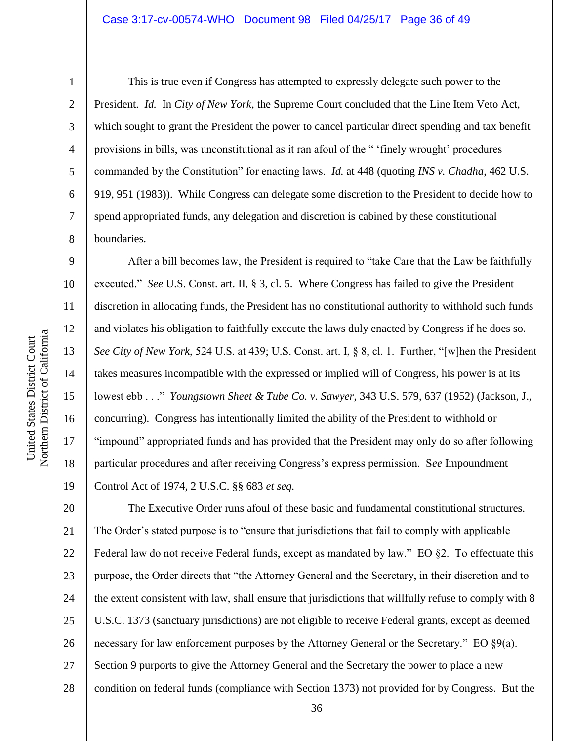This is true even if Congress has attempted to expressly delegate such power to the President. *Id.* In *City of New York*, the Supreme Court concluded that the Line Item Veto Act, which sought to grant the President the power to cancel particular direct spending and tax benefit provisions in bills, was unconstitutional as it ran afoul of the " 'finely wrought' procedures commanded by the Constitution" for enacting laws. *Id.* at 448 (quoting *INS v. Chadha*, 462 U.S. 919, 951 (1983)). While Congress can delegate some discretion to the President to decide how to spend appropriated funds, any delegation and discretion is cabined by these constitutional boundaries.

After a bill becomes law, the President is required to "take Care that the Law be faithfully executed." *See* U.S. Const. art. II, § 3, cl. 5. Where Congress has failed to give the President discretion in allocating funds, the President has no constitutional authority to withhold such funds and violates his obligation to faithfully execute the laws duly enacted by Congress if he does so. *See City of New York*, 524 U.S. at 439; U.S. Const. art. I, § 8, cl. 1. Further, "[w]hen the President takes measures incompatible with the expressed or implied will of Congress, his power is at its lowest ebb . . ." *Youngstown Sheet & Tube Co. v. Sawyer*, 343 U.S. 579, 637 (1952) (Jackson, J., concurring). Congress has intentionally limited the ability of the President to withhold or "impound" appropriated funds and has provided that the President may only do so after following particular procedures and after receiving Congress's express permission. S*ee* Impoundment Control Act of 1974, 2 U.S.C. §§ 683 *et seq.*

The Executive Order runs afoul of these basic and fundamental constitutional structures. The Order's stated purpose is to "ensure that jurisdictions that fail to comply with applicable Federal law do not receive Federal funds, except as mandated by law." EO §2. To effectuate this purpose, the Order directs that "the Attorney General and the Secretary, in their discretion and to the extent consistent with law, shall ensure that jurisdictions that willfully refuse to comply with 8 U.S.C. 1373 (sanctuary jurisdictions) are not eligible to receive Federal grants, except as deemed necessary for law enforcement purposes by the Attorney General or the Secretary." EO §9(a). Section 9 purports to give the Attorney General and the Secretary the power to place a new condition on federal funds (compliance with Section 1373) not provided for by Congress. But the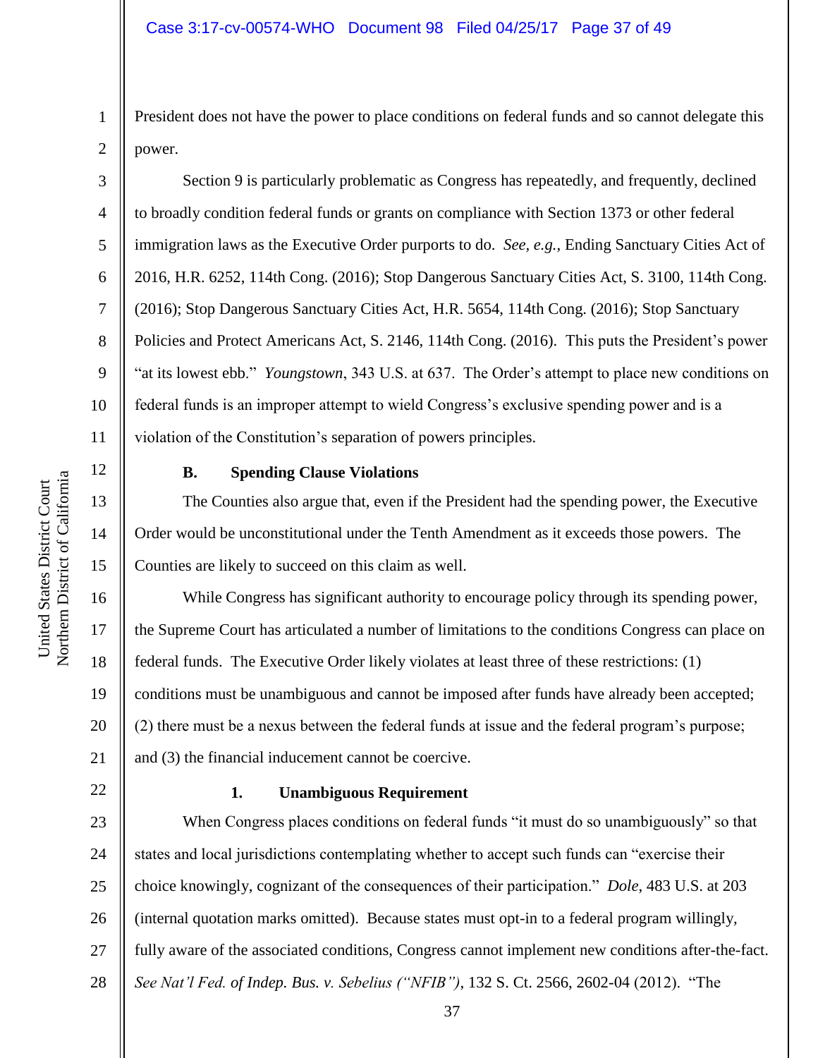President does not have the power to place conditions on federal funds and so cannot delegate this power.

Section 9 is particularly problematic as Congress has repeatedly, and frequently, declined to broadly condition federal funds or grants on compliance with Section 1373 or other federal immigration laws as the Executive Order purports to do. *See, e.g.*, Ending Sanctuary Cities Act of 2016, H.R. 6252, 114th Cong. (2016); Stop Dangerous Sanctuary Cities Act, S. 3100, 114th Cong. (2016); Stop Dangerous Sanctuary Cities Act, H.R. 5654, 114th Cong. (2016); Stop Sanctuary Policies and Protect Americans Act, S. 2146, 114th Cong. (2016). This puts the President's power "at its lowest ebb." *Youngstown*, 343 U.S. at 637. The Order's attempt to place new conditions on federal funds is an improper attempt to wield Congress's exclusive spending power and is a violation of the Constitution's separation of powers principles.

### B. Spending Clause Violations

The Counties also argue that, even if the President had the spending power, the Executive Order would be unconstitutional under the Tenth Amendment as it exceeds those powers. The Counties are likely to succeed on this claim as well.

While Congress has significant authority to encourage policy through its spending power, the Supreme Court has articulated a number of limitations to the conditions Congress can place on federal funds. The Executive Order likely violates at least three of these restrictions: (1) conditions must be unambiguous and cannot be imposed after funds have already been accepted; (2) there must be a nexus between the federal funds at issue and the federal program's purpose; and (3) the financial inducement cannot be coercive.

#### 1. Unambiguous Requirement

When Congress places conditions on federal funds "it must do so unambiguously" so that states and local jurisdictions contemplating whether to accept such funds can "exercise their choice knowingly, cognizant of the consequences of their participation." *Dole*, 483 U.S. at 203 (internal quotation marks omitted). Because states must opt-in to a federal program willingly, fully aware of the associated conditions, Congress cannot implement new conditions after-the-fact. *See Nat'l Fed. of Indep. Bus. v. Sebelius ("NFIB")*, 132 S. Ct. 2566, 2602-04 (2012). "The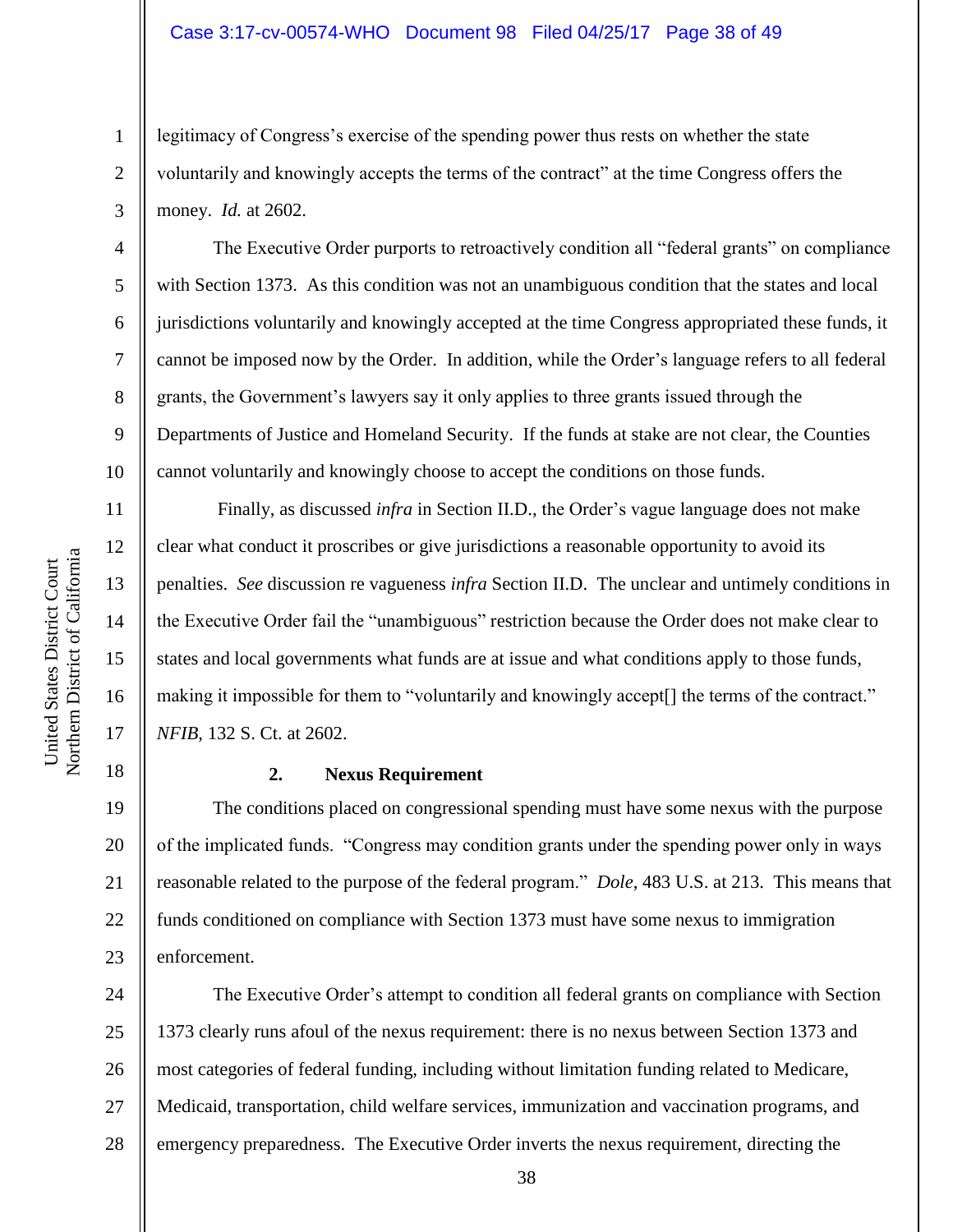legitimacy of Congress's exercise of the spending power thus rests on whether the state voluntarily and knowingly accepts the terms of the contract" at the time Congress offers the money. *Id.* at 2602.

The Executive Order purports to retroactively condition all "federal grants" on compliance with Section 1373. As this condition was not an unambiguous condition that the states and local jurisdictions voluntarily and knowingly accepted at the time Congress appropriated these funds, it cannot be imposed now by the Order. In addition, while the Order's language refers to all federal grants, the Government's lawyers say it only applies to three grants issued through the Departments of Justice and Homeland Security. If the funds at stake are not clear, the Counties cannot voluntarily and knowingly choose to accept the conditions on those funds.

Finally, as discussed *infra* in Section II.D., the Order's vague language does not make clear what conduct it proscribes or give jurisdictions a reasonable opportunity to avoid its penalties. *See* discussion re vagueness *infra* Section II.D. The unclear and untimely conditions in the Executive Order fail the "unambiguous" restriction because the Order does not make clear to states and local governments what funds are at issue and what conditions apply to those funds, making it impossible for them to "voluntarily and knowingly accept[] the terms of the contract." *NFIB*, 132 S. Ct. at 2602.

**2. Nexus Requirement**

The conditions placed on congressional spending must have some nexus with the purpose of the implicated funds. "Congress may condition grants under the spending power only in ways reasonable related to the purpose of the federal program." *Dole*, 483 U.S. at 213. This means that funds conditioned on compliance with Section 1373 must have some nexus to immigration enforcement.

The Executive Order's attempt to condition all federal grants on compliance with Section 1373 clearly runs afoul of the nexus requirement: there is no nexus between Section 1373 and most categories of federal funding, including without limitation funding related to Medicare, Medicaid, transportation, child welfare services, immunization and vaccination programs, and emergency preparedness. The Executive Order inverts the nexus requirement, directing the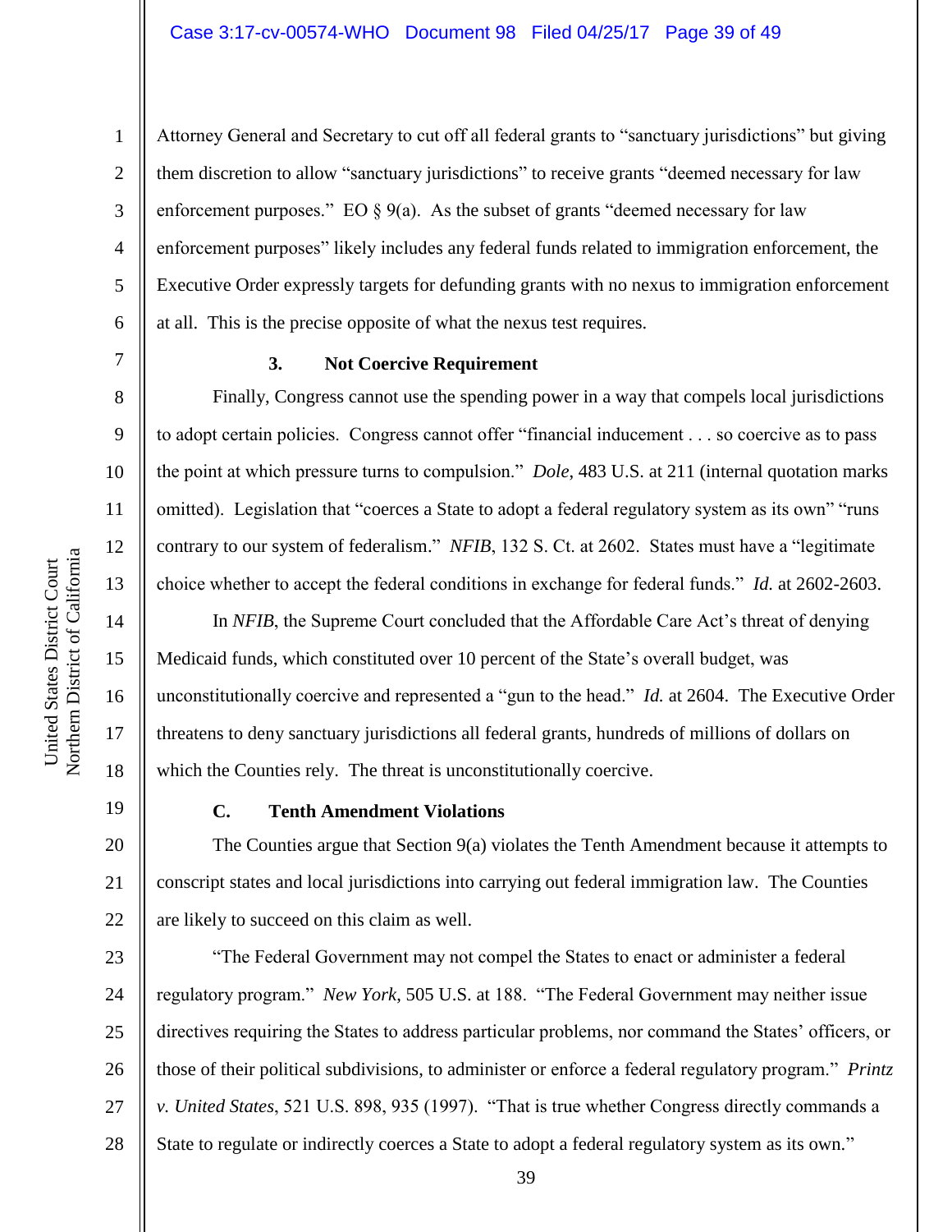Attorney General and Secretary to cut off all federal grants to "sanctuary jurisdictions" but giving them discretion to allow "sanctuary jurisdictions" to receive grants "deemed necessary for law enforcement purposes." EO § 9(a). As the subset of grants "deemed necessary for law enforcement purposes" likely includes any federal funds related to immigration enforcement, the Executive Order expressly targets for defunding grants with no nexus to immigration enforcement at all. This is the precise opposite of what the nexus test requires.

### 3. Not Coercive Requirement

Finally, Congress cannot use the spending power in a way that compels local jurisdictions to adopt certain policies. Congress cannot offer "financial inducement . . . so coercive as to pass the point at which pressure turns to compulsion." *Dole*, 483 U.S. at 211 (internal quotation marks omitted). Legislation that "coerces a State to adopt a federal regulatory system as its own" "runs contrary to our system of federalism." *NFIB*, 132 S. Ct. at 2602. States must have a "legitimate choice whether to accept the federal conditions in exchange for federal funds." *Id.* at 2602-2603.

In *NFIB*, the Supreme Court concluded that the Affordable Care Act's threat of denying Medicaid funds, which constituted over 10 percent of the State's overall budget, was unconstitutionally coercive and represented a "gun to the head." *Id.* at 2604. The Executive Order threatens to deny sanctuary jurisdictions all federal grants, hundreds of millions of dollars on which the Counties rely. The threat is unconstitutionally coercive.

## C. Tenth Amendment Violations

The Counties argue that Section 9(a) violates the Tenth Amendment because it attempts to conscript states and local jurisdictions into carrying out federal immigration law. The Counties are likely to succeed on this claim as well.

"The Federal Government may not compel the States to enact or administer a federal regulatory program." *New York*, 505 U.S. at 188. "The Federal Government may neither issue directives requiring the States to address particular problems, nor command the States' officers, or those of their political subdivisions, to administer or enforce a federal regulatory program." *Printz v. United States*, 521 U.S. 898, 935 (1997). "That is true whether Congress directly commands a State to regulate or indirectly coerces a State to adopt a federal regulatory system as its own."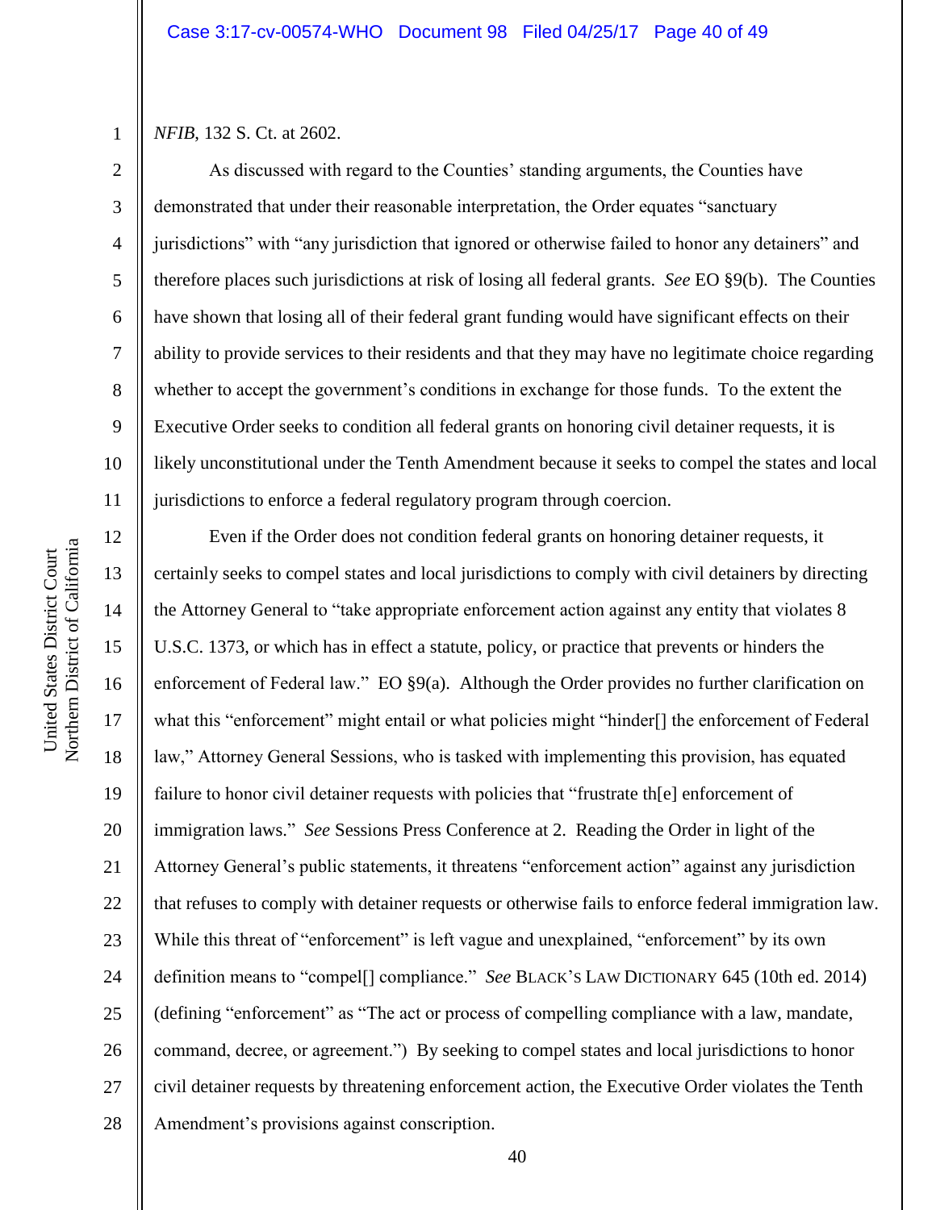*NFIB*, 132 S. Ct. at 2602.

As discussed with regard to the Counties' standing arguments, the Counties have demonstrated that under their reasonable interpretation, the Order equates "sanctuary jurisdictions" with "any jurisdiction that ignored or otherwise failed to honor any detainers" and therefore places such jurisdictions at risk of losing all federal grants. *See* EO §9(b). The Counties have shown that losing all of their federal grant funding would have significant effects on their ability to provide services to their residents and that they may have no legitimate choice regarding whether to accept the government's conditions in exchange for those funds. To the extent the Executive Order seeks to condition all federal grants on honoring civil detainer requests, it is likely unconstitutional under the Tenth Amendment because it seeks to compel the states and local jurisdictions to enforce a federal regulatory program through coercion.

Even if the Order does not condition federal grants on honoring detainer requests, it certainly seeks to compel states and local jurisdictions to comply with civil detainers by directing the Attorney General to "take appropriate enforcement action against any entity that violates 8 U.S.C. 1373, or which has in effect a statute, policy, or practice that prevents or hinders the enforcement of Federal law." EO §9(a). Although the Order provides no further clarification on what this "enforcement" might entail or what policies might "hinder[] the enforcement of Federal law," Attorney General Sessions, who is tasked with implementing this provision, has equated failure to honor civil detainer requests with policies that "frustrate th[e] enforcement of immigration laws." *See* Sessions Press Conference at 2. Reading the Order in light of the Attorney General's public statements, it threatens "enforcement action" against any jurisdiction that refuses to comply with detainer requests or otherwise fails to enforce federal immigration law. While this threat of "enforcement" is left vague and unexplained, "enforcement" by its own definition means to "compel[] compliance." *See* BLACK'S LAW DICTIONARY 645 (10th ed. 2014) (defining "enforcement" as "The act or process of compelling compliance with a law, mandate, command, decree, or agreement.") By seeking to compel states and local jurisdictions to honor civil detainer requests by threatening enforcement action, the Executive Order violates the Tenth Amendment's provisions against conscription.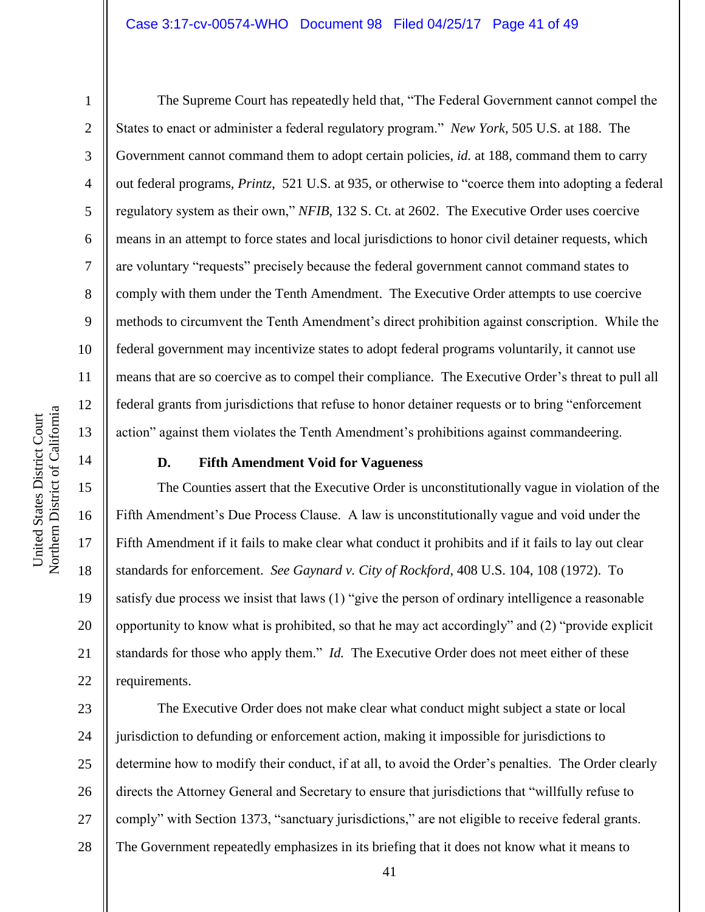The Supreme Court has repeatedly held that, "The Federal Government cannot compel the States to enact or administer a federal regulatory program." *New York*, 505 U.S. at 188. The Government cannot command them to adopt certain policies, *id.* at 188, command them to carry out federal programs, *Printz*, 521 U.S. at 935, or otherwise to "coerce them into adopting a federal regulatory system as their own," *NFIB*, 132 S. Ct. at 2602. The Executive Order uses coercive means in an attempt to force states and local jurisdictions to honor civil detainer requests, which are voluntary "requests" precisely because the federal government cannot command states to comply with them under the Tenth Amendment. The Executive Order attempts to use coercive methods to circumvent the Tenth Amendment's direct prohibition against conscription. While the federal government may incentivize states to adopt federal programs voluntarily, it cannot use means that are so coercive as to compel their compliance. The Executive Order's threat to pull all federal grants from jurisdictions that refuse to honor detainer requests or to bring "enforcement action" against them violates the Tenth Amendment's prohibitions against commandeering.

### D. Fifth Amendment Void for Vagueness

The Counties assert that the Executive Order is unconstitutionally vague in violation of the Fifth Amendment's Due Process Clause. A law is unconstitutionally vague and void under the Fifth Amendment if it fails to make clear what conduct it prohibits and if it fails to lay out clear standards for enforcement. *See Gaynard v. City of Rockford*, 408 U.S. 104, 108 (1972). To satisfy due process we insist that laws (1) "give the person of ordinary intelligence a reasonable opportunity to know what is prohibited, so that he may act accordingly" and (2) "provide explicit standards for those who apply them." *Id.* The Executive Order does not meet either of these requirements.

The Executive Order does not make clear what conduct might subject a state or local jurisdiction to defunding or enforcement action, making it impossible for jurisdictions to determine how to modify their conduct, if at all, to avoid the Order's penalties. The Order clearly directs the Attorney General and Secretary to ensure that jurisdictions that "willfully refuse to comply" with Section 1373, "sanctuary jurisdictions," are not eligible to receive federal grants. The Government repeatedly emphasizes in its briefing that it does not know what it means to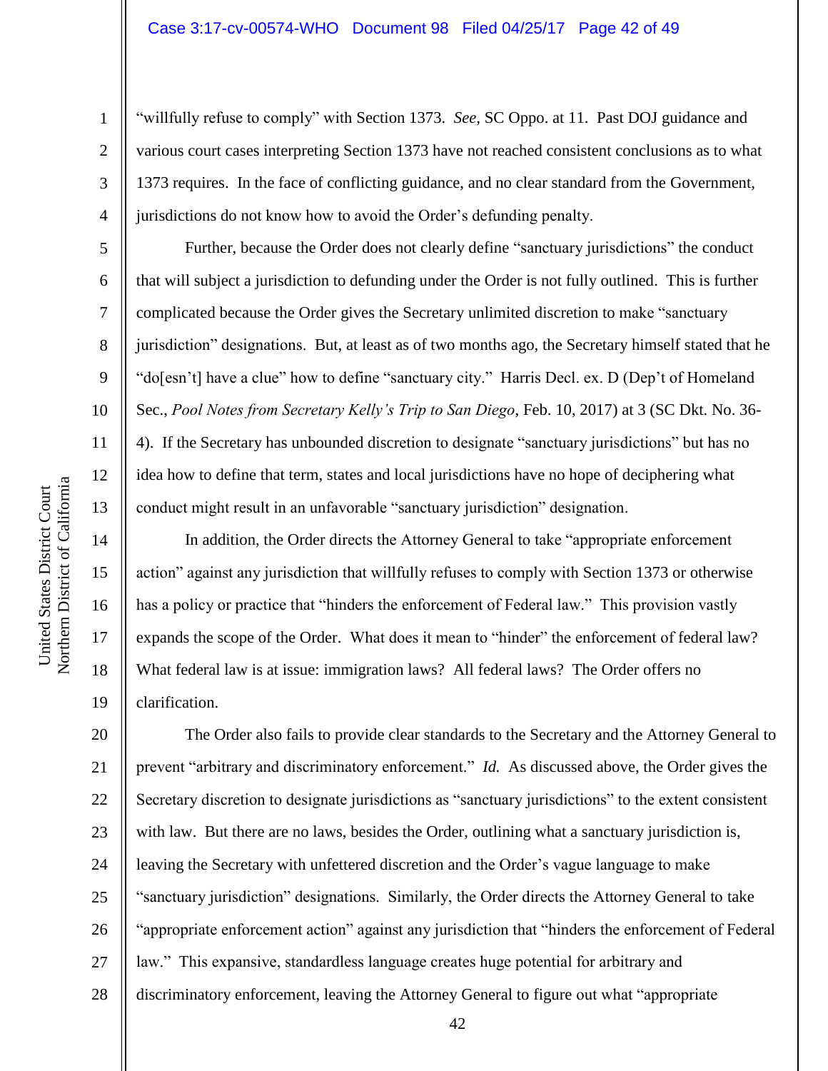"willfully refuse to comply" with Section 1373. *See*, SC Oppo. at 11. Past DOJ guidance and various court cases interpreting Section 1373 have not reached consistent conclusions as to what 1373 requires. In the face of conflicting guidance, and no clear standard from the Government, jurisdictions do not know how to avoid the Order's defunding penalty.

Further, because the Order does not clearly define "sanctuary jurisdictions" the conduct that will subject a jurisdiction to defunding under the Order is not fully outlined. This is further complicated because the Order gives the Secretary unlimited discretion to make "sanctuary jurisdiction" designations. But, at least as of two months ago, the Secretary himself stated that he "do[esn't] have a clue" how to define "sanctuary city." Harris Decl. ex. D (Dep't of Homeland Sec., *Pool Notes from Secretary Kelly's Trip to San Diego*, Feb. 10, 2017) at 3 (SC Dkt. No. 36-4). If the Secretary has unbounded discretion to designate "sanctuary jurisdictions" but has no idea how to define that term, states and local jurisdictions have no hope of deciphering what conduct might result in an unfavorable "sanctuary jurisdiction" designation.

In addition, the Order directs the Attorney General to take "appropriate enforcement action" against any jurisdiction that willfully refuses to comply with Section 1373 or otherwise has a policy or practice that "hinders the enforcement of Federal law." This provision vastly expands the scope of the Order. What does it mean to "hinder" the enforcement of federal law? What federal law is at issue: immigration laws? All federal laws? The Order offers no clarification.

The Order also fails to provide clear standards to the Secretary and the Attorney General to prevent "arbitrary and discriminatory enforcement." *Id.* As discussed above, the Order gives the Secretary discretion to designate jurisdictions as "sanctuary jurisdictions" to the extent consistent with law. But there are no laws, besides the Order, outlining what a sanctuary jurisdiction is, leaving the Secretary with unfettered discretion and the Order's vague language to make "sanctuary jurisdiction" designations. Similarly, the Order directs the Attorney General to take "appropriate enforcement action" against any jurisdiction that "hinders the enforcement of Federal law." This expansive, standardless language creates huge potential for arbitrary and discriminatory enforcement, leaving the Attorney General to figure out what "appropriate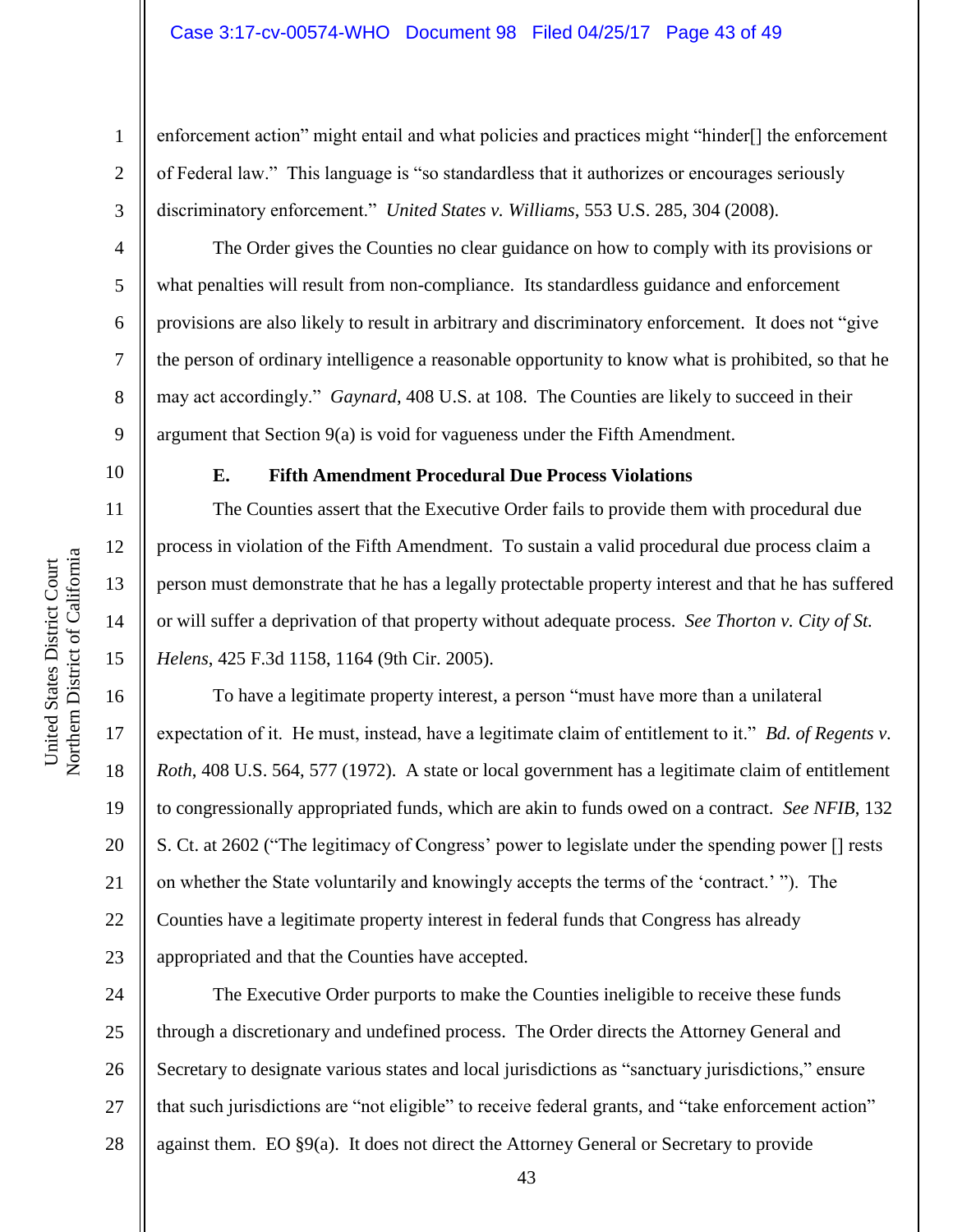enforcement action" might entail and what policies and practices might "hinder[] the enforcement of Federal law." This language is "so standardless that it authorizes or encourages seriously discriminatory enforcement." *United States v. Williams*, 553 U.S. 285, 304 (2008).

The Order gives the Counties no clear guidance on how to comply with its provisions or what penalties will result from non-compliance. Its standardless guidance and enforcement provisions are also likely to result in arbitrary and discriminatory enforcement. It does not "give the person of ordinary intelligence a reasonable opportunity to know what is prohibited, so that he may act accordingly." *Gaynard*, 408 U.S. at 108. The Counties are likely to succeed in their argument that Section 9(a) is void for vagueness under the Fifth Amendment.

**E. Fifth Amendment Procedural Due Process Violations**

The Counties assert that the Executive Order fails to provide them with procedural due process in violation of the Fifth Amendment. To sustain a valid procedural due process claim a person must demonstrate that he has a legally protectable property interest and that he has suffered or will suffer a deprivation of that property without adequate process. *See Thorton v. City of St. Helens*, 425 F.3d 1158, 1164 (9th Cir. 2005).

To have a legitimate property interest, a person "must have more than a unilateral expectation of it. He must, instead, have a legitimate claim of entitlement to it." *Bd. of Regents v. Roth*, 408 U.S. 564, 577 (1972). A state or local government has a legitimate claim of entitlement to congressionally appropriated funds, which are akin to funds owed on a contract. *See NFIB*, 132 S. Ct. at 2602 ("The legitimacy of Congress' power to legislate under the spending power [] rests on whether the State voluntarily and knowingly accepts the terms of the 'contract.' "). The Counties have a legitimate property interest in federal funds that Congress has already appropriated and that the Counties have accepted.

The Executive Order purports to make the Counties ineligible to receive these funds through a discretionary and undefined process. The Order directs the Attorney General and Secretary to designate various states and local jurisdictions as "sanctuary jurisdictions," ensure that such jurisdictions are "not eligible" to receive federal grants, and "take enforcement action" against them. EO §9(a). It does not direct the Attorney General or Secretary to provide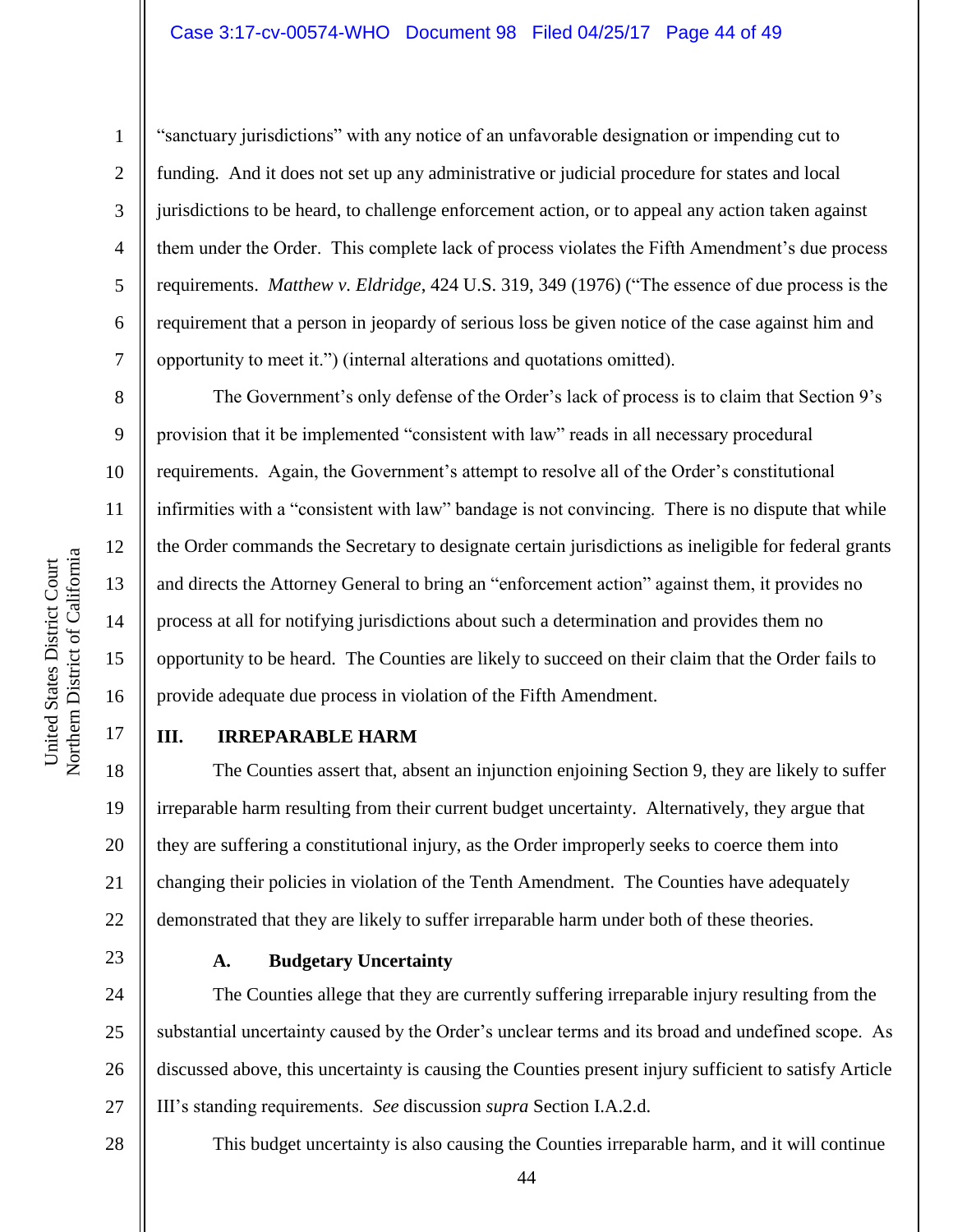"sanctuary jurisdictions" with any notice of an unfavorable designation or impending cut to funding. And it does not set up any administrative or judicial procedure for states and local jurisdictions to be heard, to challenge enforcement action, or to appeal any action taken against them under the Order. This complete lack of process violates the Fifth Amendment's due process requirements. *Matthew v. Eldridge*, 424 U.S. 319, 349 (1976) ("The essence of due process is the requirement that a person in jeopardy of serious loss be given notice of the case against him and opportunity to meet it.") (internal alterations and quotations omitted).

The Government's only defense of the Order's lack of process is to claim that Section 9's provision that it be implemented "consistent with law" reads in all necessary procedural requirements. Again, the Government's attempt to resolve all of the Order's constitutional infirmities with a "consistent with law" bandage is not convincing. There is no dispute that while the Order commands the Secretary to designate certain jurisdictions as ineligible for federal grants and directs the Attorney General to bring an "enforcement action" against them, it provides no process at all for notifying jurisdictions about such a determination and provides them no opportunity to be heard. The Counties are likely to succeed on their claim that the Order fails to provide adequate due process in violation of the Fifth Amendment.

## III. IRREPARABLE HARM

The Counties assert that, absent an injunction enjoining Section 9, they are likely to suffer irreparable harm resulting from their current budget uncertainty. Alternatively, they argue that they are suffering a constitutional injury, as the Order improperly seeks to coerce them into changing their policies in violation of the Tenth Amendment. The Counties have adequately demonstrated that they are likely to suffer irreparable harm under both of these theories.

### A. Budgetary Uncertainty

The Counties allege that they are currently suffering irreparable injury resulting from the substantial uncertainty caused by the Order's unclear terms and its broad and undefined scope. As discussed above, this uncertainty is causing the Counties present injury sufficient to satisfy Article III's standing requirements. *See* discussion *supra* Section I.A.2.d.

This budget uncertainty is also causing the Counties irreparable harm, and it will continue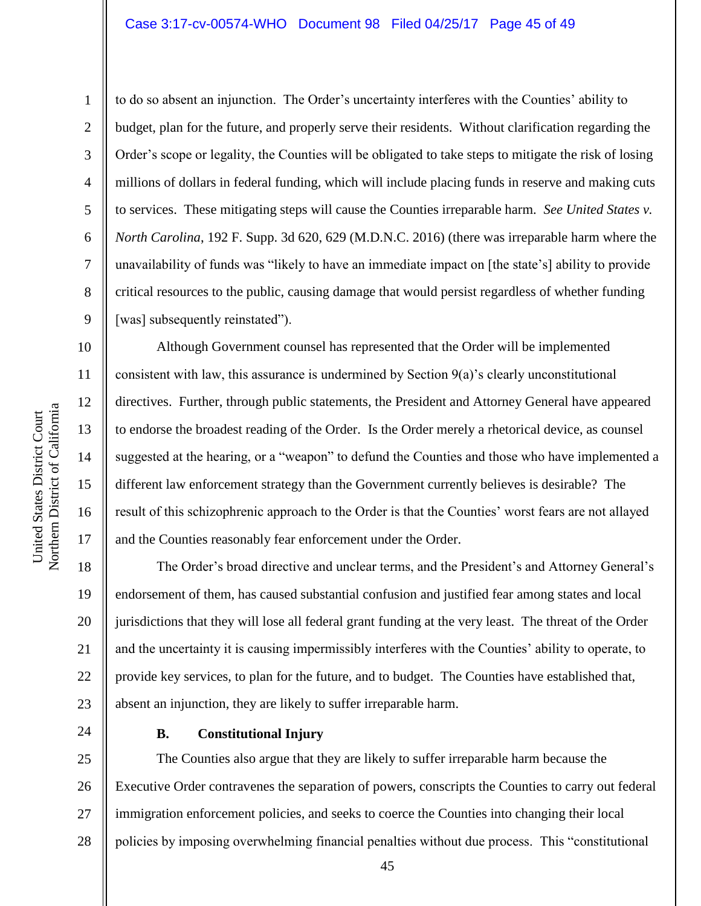to do so absent an injunction. The Order's uncertainty interferes with the Counties' ability to budget, plan for the future, and properly serve their residents. Without clarification regarding the Order's scope or legality, the Counties will be obligated to take steps to mitigate the risk of losing millions of dollars in federal funding, which will include placing funds in reserve and making cuts to services. These mitigating steps will cause the Counties irreparable harm. *See United States v. North Carolina*, 192 F. Supp. 3d 620, 629 (M.D.N.C. 2016) (there was irreparable harm where the unavailability of funds was "likely to have an immediate impact on [the state's] ability to provide critical resources to the public, causing damage that would persist regardless of whether funding [was] subsequently reinstated").

Although Government counsel has represented that the Order will be implemented consistent with law, this assurance is undermined by Section 9(a)'s clearly unconstitutional directives. Further, through public statements, the President and Attorney General have appeared to endorse the broadest reading of the Order. Is the Order merely a rhetorical device, as counsel suggested at the hearing, or a "weapon" to defund the Counties and those who have implemented a different law enforcement strategy than the Government currently believes is desirable? The result of this schizophrenic approach to the Order is that the Counties' worst fears are not allayed and the Counties reasonably fear enforcement under the Order.

The Order's broad directive and unclear terms, and the President's and Attorney General's endorsement of them, has caused substantial confusion and justified fear among states and local jurisdictions that they will lose all federal grant funding at the very least. The threat of the Order and the uncertainty it is causing impermissibly interferes with the Counties' ability to operate, to provide key services, to plan for the future, and to budget. The Counties have established that, absent an injunction, they are likely to suffer irreparable harm.

### B. Constitutional Injury

The Counties also argue that they are likely to suffer irreparable harm because the Executive Order contravenes the separation of powers, conscripts the Counties to carry out federal immigration enforcement policies, and seeks to coerce the Counties into changing their local policies by imposing overwhelming financial penalties without due process. This "constitutional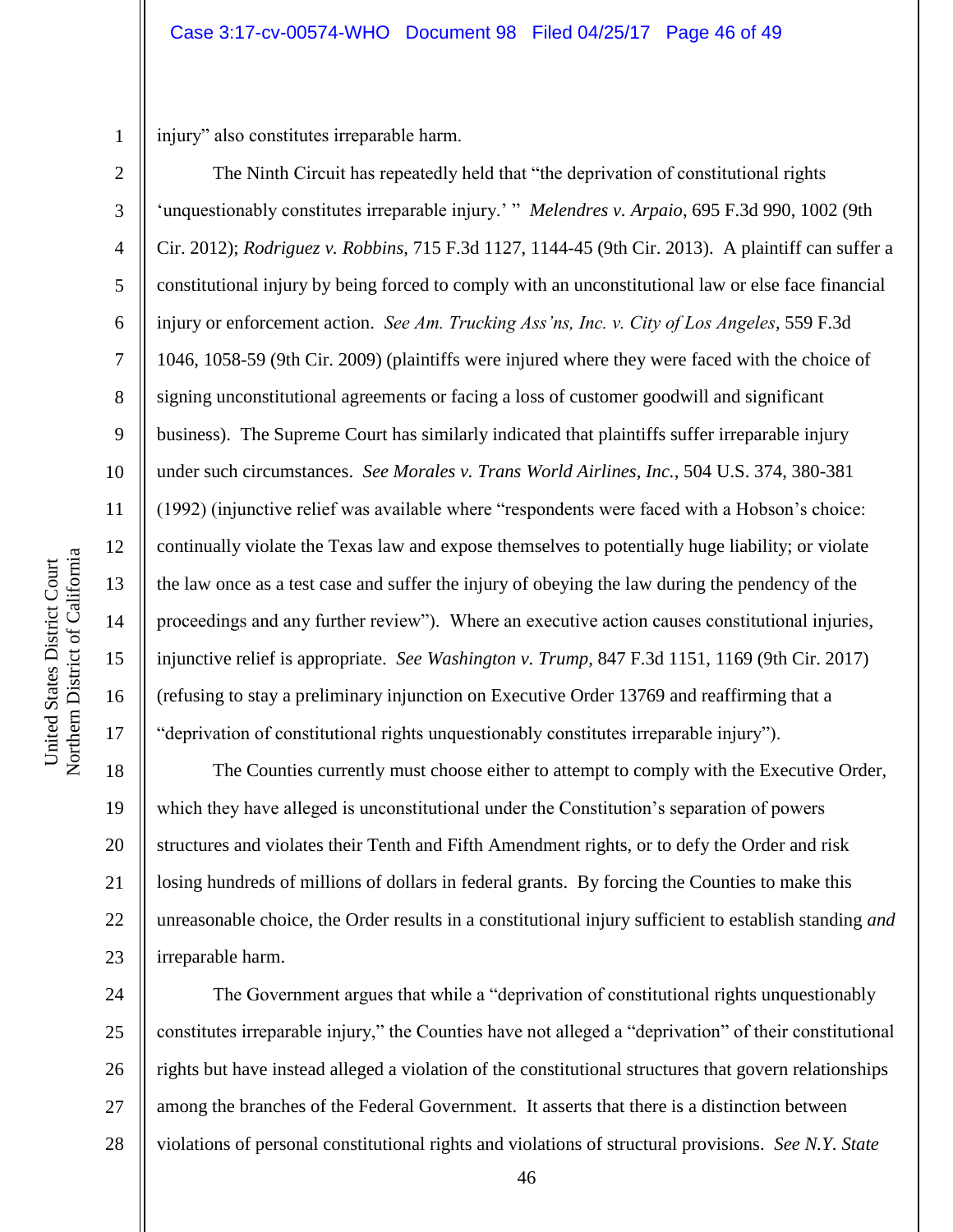injury" also constitutes irreparable harm.

The Ninth Circuit has repeatedly held that "the deprivation of constitutional rights 'unquestionably constitutes irreparable injury.' " *Melendres v. Arpaio*, 695 F.3d 990, 1002 (9th Cir. 2012); *Rodriguez v. Robbins*, 715 F.3d 1127, 1144-45 (9th Cir. 2013). A plaintiff can suffer a constitutional injury by being forced to comply with an unconstitutional law or else face financial injury or enforcement action. *See Am. Trucking Ass'ns, Inc. v. City of Los Angeles*, 559 F.3d 1046, 1058-59 (9th Cir. 2009) (plaintiffs were injured where they were faced with the choice of signing unconstitutional agreements or facing a loss of customer goodwill and significant business). The Supreme Court has similarly indicated that plaintiffs suffer irreparable injury under such circumstances. *See Morales v. Trans World Airlines, Inc.*, 504 U.S. 374, 380-381 (1992) (injunctive relief was available where "respondents were faced with a Hobson's choice: continually violate the Texas law and expose themselves to potentially huge liability; or violate the law once as a test case and suffer the injury of obeying the law during the pendency of the proceedings and any further review"). Where an executive action causes constitutional injuries, injunctive relief is appropriate. *See Washington v. Trump*, 847 F.3d 1151, 1169 (9th Cir. 2017) (refusing to stay a preliminary injunction on Executive Order 13769 and reaffirming that a "deprivation of constitutional rights unquestionably constitutes irreparable injury").

The Counties currently must choose either to attempt to comply with the Executive Order, which they have alleged is unconstitutional under the Constitution's separation of powers structures and violates their Tenth and Fifth Amendment rights, or to defy the Order and risk losing hundreds of millions of dollars in federal grants. By forcing the Counties to make this unreasonable choice, the Order results in a constitutional injury sufficient to establish standing *and* irreparable harm.

The Government argues that while a "deprivation of constitutional rights unquestionably constitutes irreparable injury," the Counties have not alleged a "deprivation" of their constitutional rights but have instead alleged a violation of the constitutional structures that govern relationships among the branches of the Federal Government. It asserts that there is a distinction between violations of personal constitutional rights and violations of structural provisions. *See N.Y. State*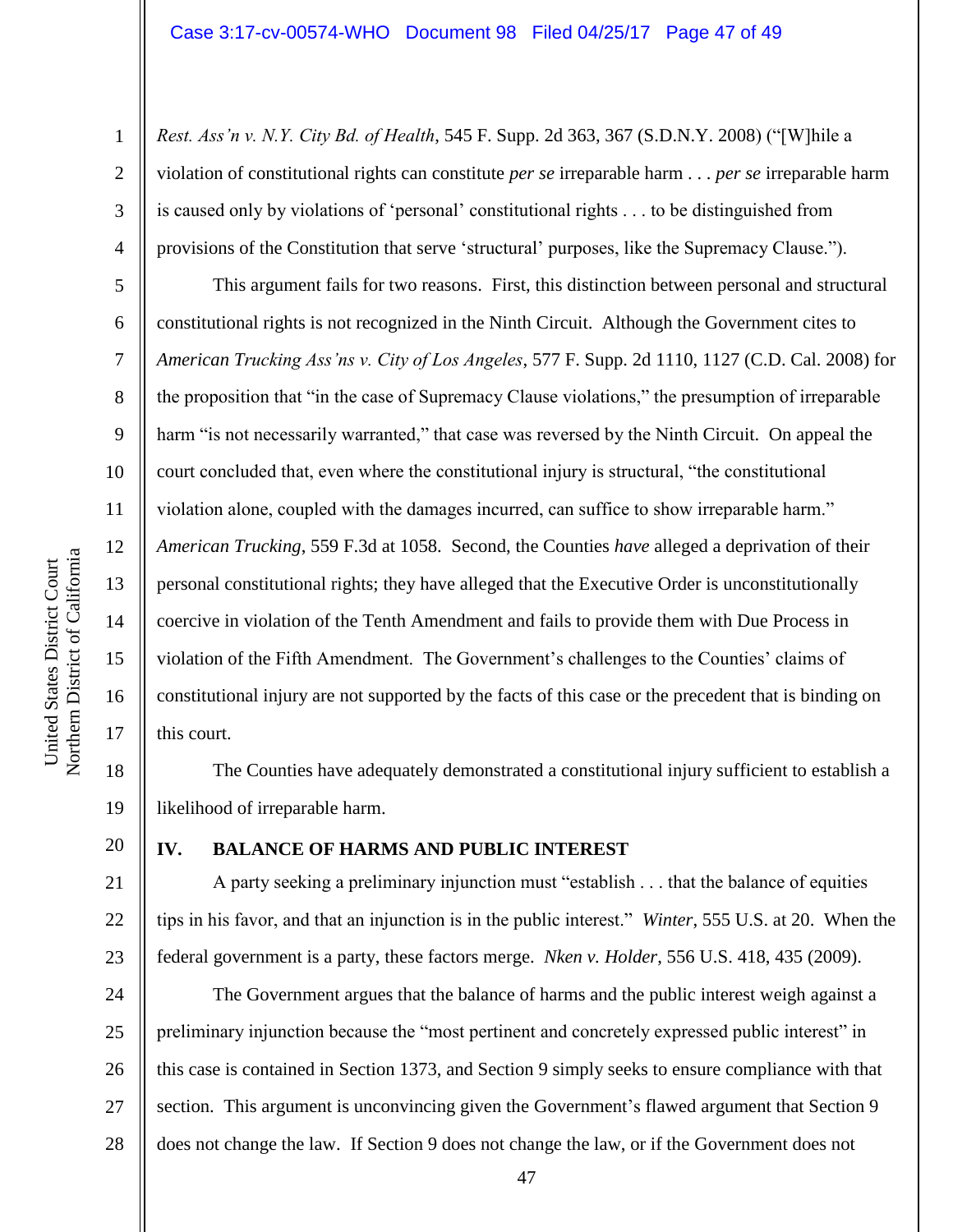*Rest. Ass'n v. N.Y. City Bd. of Health*, 545 F. Supp. 2d 363, 367 (S.D.N.Y. 2008) ("[W]hile a violation of constitutional rights can constitute *per se* irreparable harm . . . *per se* irreparable harm is caused only by violations of 'personal' constitutional rights . . . to be distinguished from provisions of the Constitution that serve 'structural' purposes, like the Supremacy Clause.").

This argument fails for two reasons. First, this distinction between personal and structural constitutional rights is not recognized in the Ninth Circuit. Although the Government cites to *American Trucking Ass'ns v. City of Los Angeles*, 577 F. Supp. 2d 1110, 1127 (C.D. Cal. 2008) for the proposition that "in the case of Supremacy Clause violations," the presumption of irreparable harm "is not necessarily warranted," that case was reversed by the Ninth Circuit. On appeal the court concluded that, even where the constitutional injury is structural, "the constitutional violation alone, coupled with the damages incurred, can suffice to show irreparable harm." *American Trucking*, 559 F.3d at 1058. Second, the Counties *have* alleged a deprivation of their personal constitutional rights; they have alleged that the Executive Order is unconstitutionally coercive in violation of the Tenth Amendment and fails to provide them with Due Process in violation of the Fifth Amendment. The Government's challenges to the Counties' claims of constitutional injury are not supported by the facts of this case or the precedent that is binding on this court.

The Counties have adequately demonstrated a constitutional injury sufficient to establish a likelihood of irreparable harm.

## IV. BALANCE OF HARMS AND PUBLIC INTEREST

A party seeking a preliminary injunction must "establish . . . that the balance of equities tips in his favor, and that an injunction is in the public interest." *Winter*, 555 U.S. at 20. When the federal government is a party, these factors merge. *Nken v. Holder*, 556 U.S. 418, 435 (2009).

The Government argues that the balance of harms and the public interest weigh against a preliminary injunction because the "most pertinent and concretely expressed public interest" in this case is contained in Section 1373, and Section 9 simply seeks to ensure compliance with that section. This argument is unconvincing given the Government's flawed argument that Section 9 does not change the law. If Section 9 does not change the law, or if the Government does not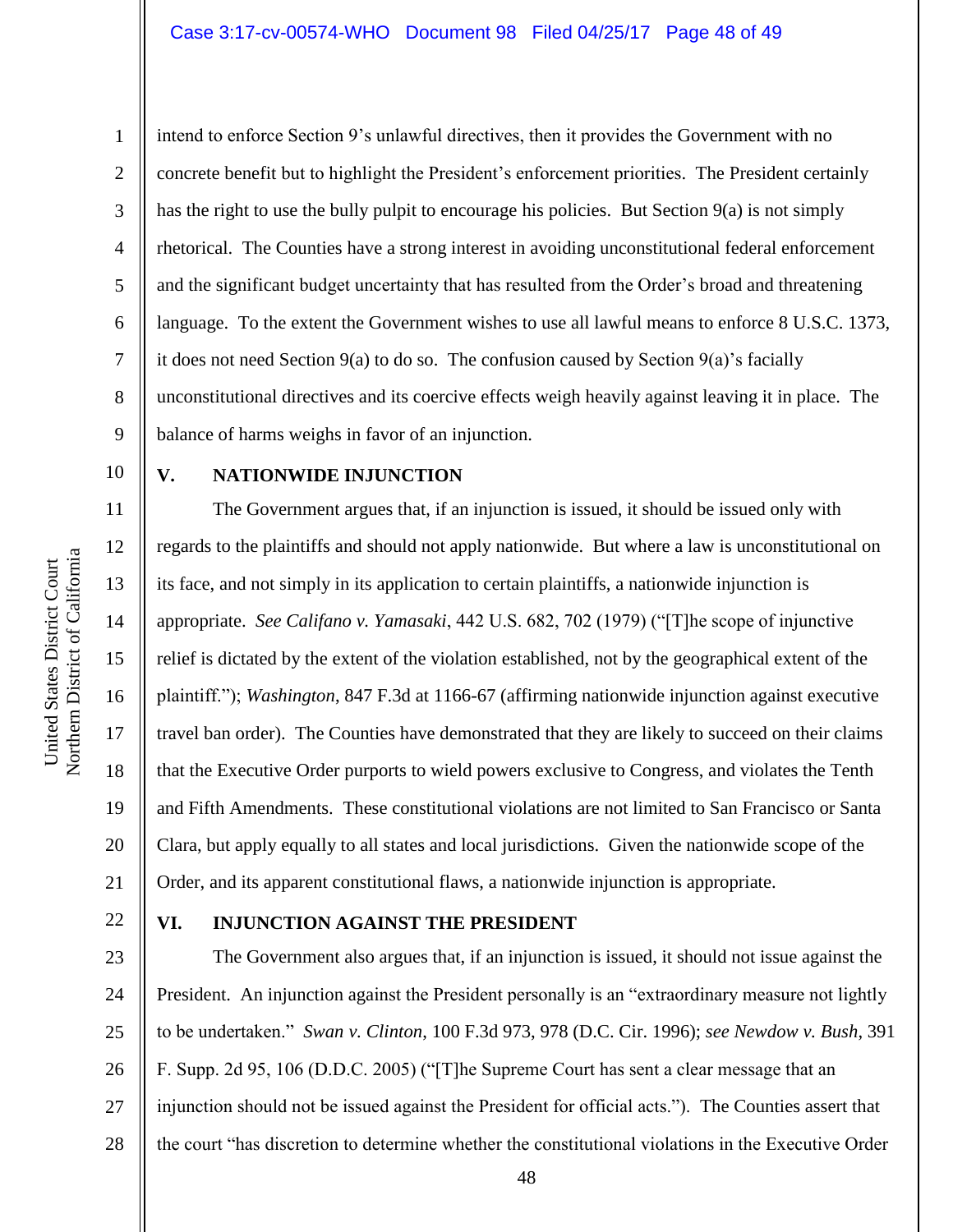intend to enforce Section 9's unlawful directives, then it provides the Government with no concrete benefit but to highlight the President's enforcement priorities. The President certainly has the right to use the bully pulpit to encourage his policies. But Section 9(a) is not simply rhetorical. The Counties have a strong interest in avoiding unconstitutional federal enforcement and the significant budget uncertainty that has resulted from the Order's broad and threatening language. To the extent the Government wishes to use all lawful means to enforce 8 U.S.C. 1373, it does not need Section 9(a) to do so. The confusion caused by Section 9(a)'s facially unconstitutional directives and its coercive effects weigh heavily against leaving it in place. The balance of harms weighs in favor of an injunction.

## V. NATIONWIDE INJUNCTION

The Government argues that, if an injunction is issued, it should be issued only with regards to the plaintiffs and should not apply nationwide. But where a law is unconstitutional on its face, and not simply in its application to certain plaintiffs, a nationwide injunction is appropriate. *See Califano v. Yamasaki*, 442 U.S. 682, 702 (1979) ("[T]he scope of injunctive relief is dictated by the extent of the violation established, not by the geographical extent of the plaintiff."); *Washington*, 847 F.3d at 1166-67 (affirming nationwide injunction against executive travel ban order). The Counties have demonstrated that they are likely to succeed on their claims that the Executive Order purports to wield powers exclusive to Congress, and violates the Tenth and Fifth Amendments. These constitutional violations are not limited to San Francisco or Santa Clara, but apply equally to all states and local jurisdictions. Given the nationwide scope of the Order, and its apparent constitutional flaws, a nationwide injunction is appropriate.

## VI. INJUNCTION AGAINST THE PRESIDENT

The Government also argues that, if an injunction is issued, it should not issue against the President. An injunction against the President personally is an "extraordinary measure not lightly to be undertaken." *Swan v. Clinton*, 100 F.3d 973, 978 (D.C. Cir. 1996); *see Newdow v. Bush*, 391 F. Supp. 2d 95, 106 (D.D.C. 2005) ("[T]he Supreme Court has sent a clear message that an injunction should not be issued against the President for official acts."). The Counties assert that the court "has discretion to determine whether the constitutional violations in the Executive Order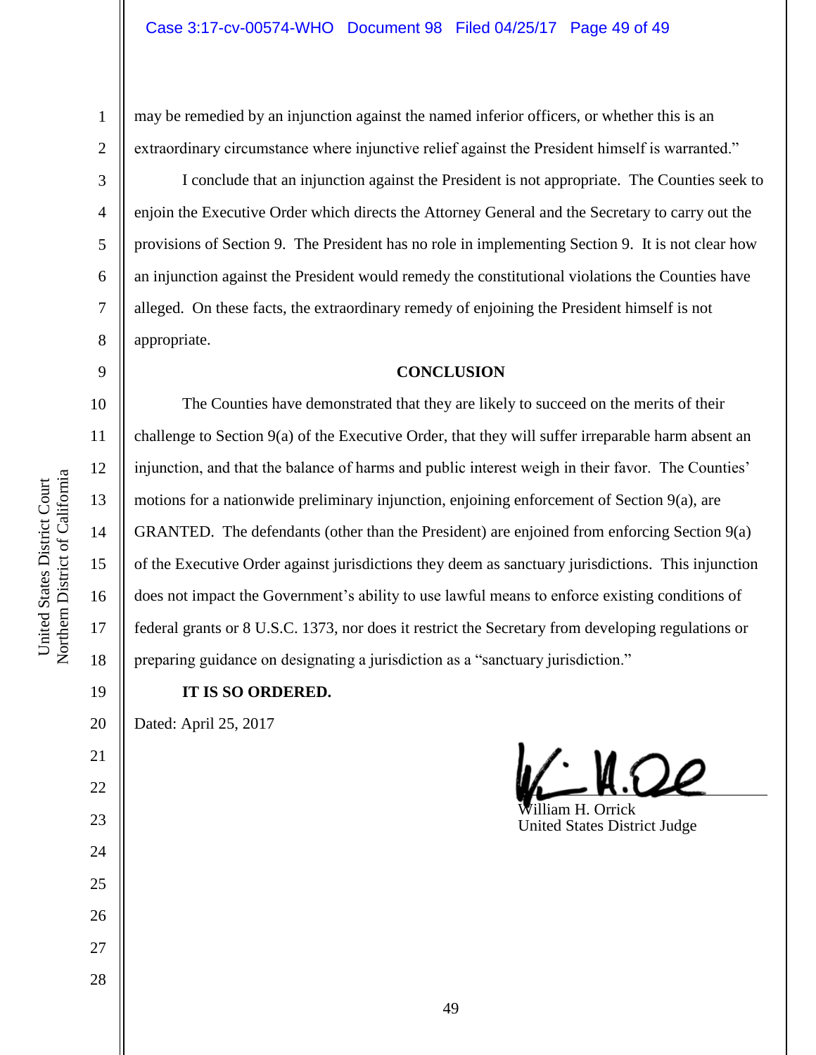may be remedied by an injunction against the named inferior officers, or whether this is an extraordinary circumstance where injunctive relief against the President himself is warranted."

I conclude that an injunction against the President is not appropriate. The Counties seek to enjoin the Executive Order which directs the Attorney General and the Secretary to carry out the provisions of Section 9. The President has no role in implementing Section 9. It is not clear how an injunction against the President would remedy the constitutional violations the Counties have alleged. On these facts, the extraordinary remedy of enjoining the President himself is not appropriate.

**CONCLUSION**

The Counties have demonstrated that they are likely to succeed on the merits of their challenge to Section 9(a) of the Executive Order, that they will suffer irreparable harm absent an injunction, and that the balance of harms and public interest weigh in their favor. The Counties' motions for a nationwide preliminary injunction, enjoining enforcement of Section 9(a), are GRANTED. The defendants (other than the President) are enjoined from enforcing Section 9(a) of the Executive Order against jurisdictions they deem as sanctuary jurisdictions. This injunction does not impact the Government's ability to use lawful means to enforce existing conditions of federal grants or 8 U.S.C. 1373, nor does it restrict the Secretary from developing regulations or preparing guidance on designating a jurisdiction as a "sanctuary jurisdiction."

**IT IS SO ORDERED.**

Dated: April 25, 2017

William H. Orrick
United States District Judge